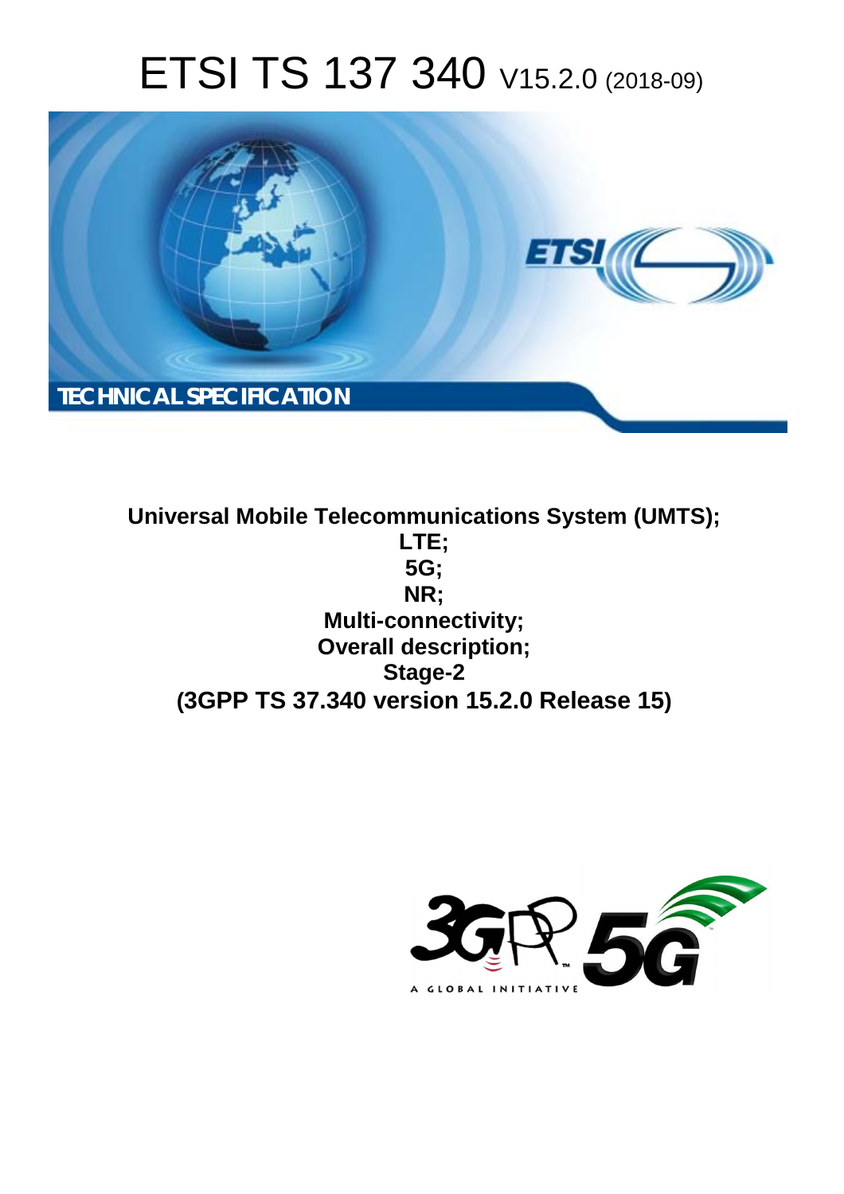# ETSI TS 137 340 V15.2.0 (2018-09)

TECHNICAL SPECIFICATION

**Universal Mobile Telecommunications System (UMTS);**
**LTE;**
**5G;**
**NR;**
**Multi-connectivity;**
**Overall description;**
**Stage-2**
**(3GPP TS 37.340 version 15.2.0 Release 15)**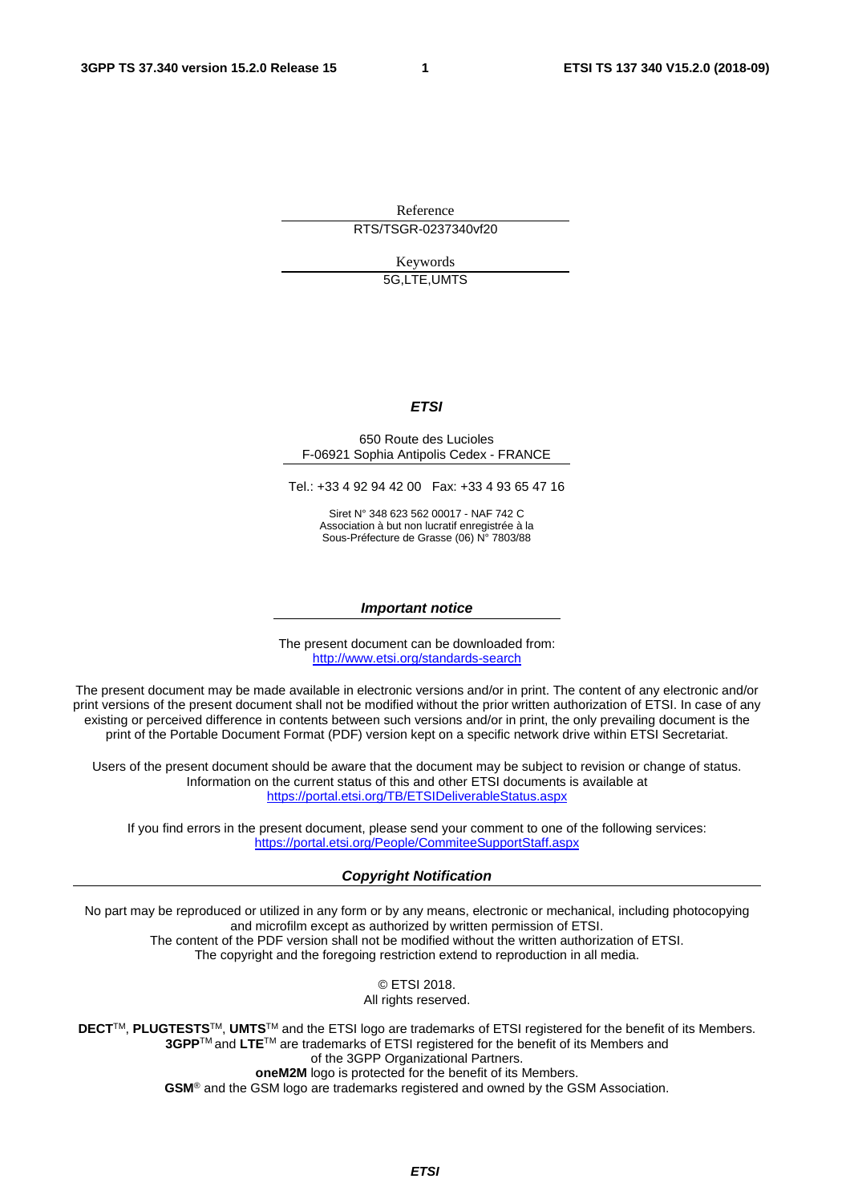Reference

RTS/TSGR-0237340vf20

Keywords

5G,LTE,UMTS

***ETSI***

650 Route des Lucioles
F-06921 Sophia Antipolis Cedex - FRANCE

Tel.: +33 4 92 94 42 00   Fax: +33 4 93 65 47 16

Siret N° 348 623 562 00017 - NAF 742 C
Association à but non lucratif enregistrée à la
Sous-Préfecture de Grasse (06) N° 7803/88

***Important notice***

The present document can be downloaded from:
http://www.etsi.org/standards-search

The present document may be made available in electronic versions and/or in print. The content of any electronic and/or print versions of the present document shall not be modified without the prior written authorization of ETSI. In case of any existing or perceived difference in contents between such versions and/or in print, the only prevailing document is the print of the Portable Document Format (PDF) version kept on a specific network drive within ETSI Secretariat.

Users of the present document should be aware that the document may be subject to revision or change of status. Information on the current status of this and other ETSI documents is available at
https://portal.etsi.org/TB/ETSIDeliverableStatus.aspx

If you find errors in the present document, please send your comment to one of the following services:
https://portal.etsi.org/People/CommiteeSupportStaff.aspx

***Copyright Notification***

No part may be reproduced or utilized in any form or by any means, electronic or mechanical, including photocopying and microfilm except as authorized by written permission of ETSI.
The content of the PDF version shall not be modified without the written authorization of ETSI.
The copyright and the foregoing restriction extend to reproduction in all media.

© ETSI 2018.
All rights reserved.

**DECT**™, **PLUGTESTS**™, **UMTS**™ and the ETSI logo are trademarks of ETSI registered for the benefit of its Members.
**3GPP**™ and **LTE**™ are trademarks of ETSI registered for the benefit of its Members and of the 3GPP Organizational Partners.
**oneM2M** logo is protected for the benefit of its Members.
**GSM**® and the GSM logo are trademarks registered and owned by the GSM Association.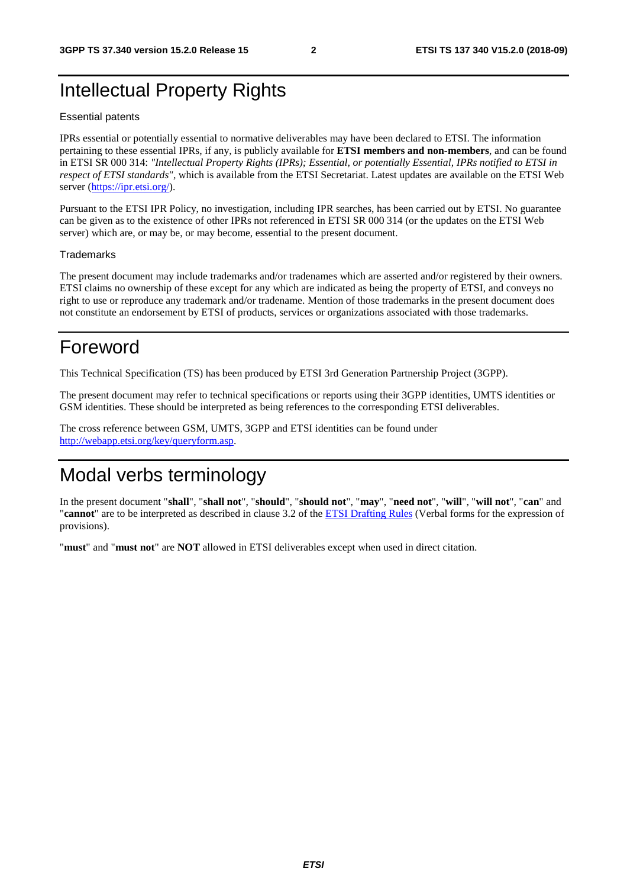# Intellectual Property Rights

## Essential patents

IPRs essential or potentially essential to normative deliverables may have been declared to ETSI. The information pertaining to these essential IPRs, if any, is publicly available for **ETSI members and non-members**, and can be found in ETSI SR 000 314: *"Intellectual Property Rights (IPRs); Essential, or potentially Essential, IPRs notified to ETSI in respect of ETSI standards"*, which is available from the ETSI Secretariat. Latest updates are available on the ETSI Web server (https://ipr.etsi.org/).

Pursuant to the ETSI IPR Policy, no investigation, including IPR searches, has been carried out by ETSI. No guarantee can be given as to the existence of other IPRs not referenced in ETSI SR 000 314 (or the updates on the ETSI Web server) which are, or may be, or may become, essential to the present document.

## Trademarks

The present document may include trademarks and/or tradenames which are asserted and/or registered by their owners. ETSI claims no ownership of these except for any which are indicated as being the property of ETSI, and conveys no right to use or reproduce any trademark and/or tradename. Mention of those trademarks in the present document does not constitute an endorsement by ETSI of products, services or organizations associated with those trademarks.

# Foreword

This Technical Specification (TS) has been produced by ETSI 3rd Generation Partnership Project (3GPP).

The present document may refer to technical specifications or reports using their 3GPP identities, UMTS identities or GSM identities. These should be interpreted as being references to the corresponding ETSI deliverables.

The cross reference between GSM, UMTS, 3GPP and ETSI identities can be found under http://webapp.etsi.org/key/queryform.asp.

# Modal verbs terminology

In the present document "**shall**", "**shall not**", "**should**", "**should not**", "**may**", "**need not**", "**will**", "**will not**", "**can**" and "**cannot**" are to be interpreted as described in clause 3.2 of the ETSI Drafting Rules (Verbal forms for the expression of provisions).

"**must**" and "**must not**" are **NOT** allowed in ETSI deliverables except when used in direct citation.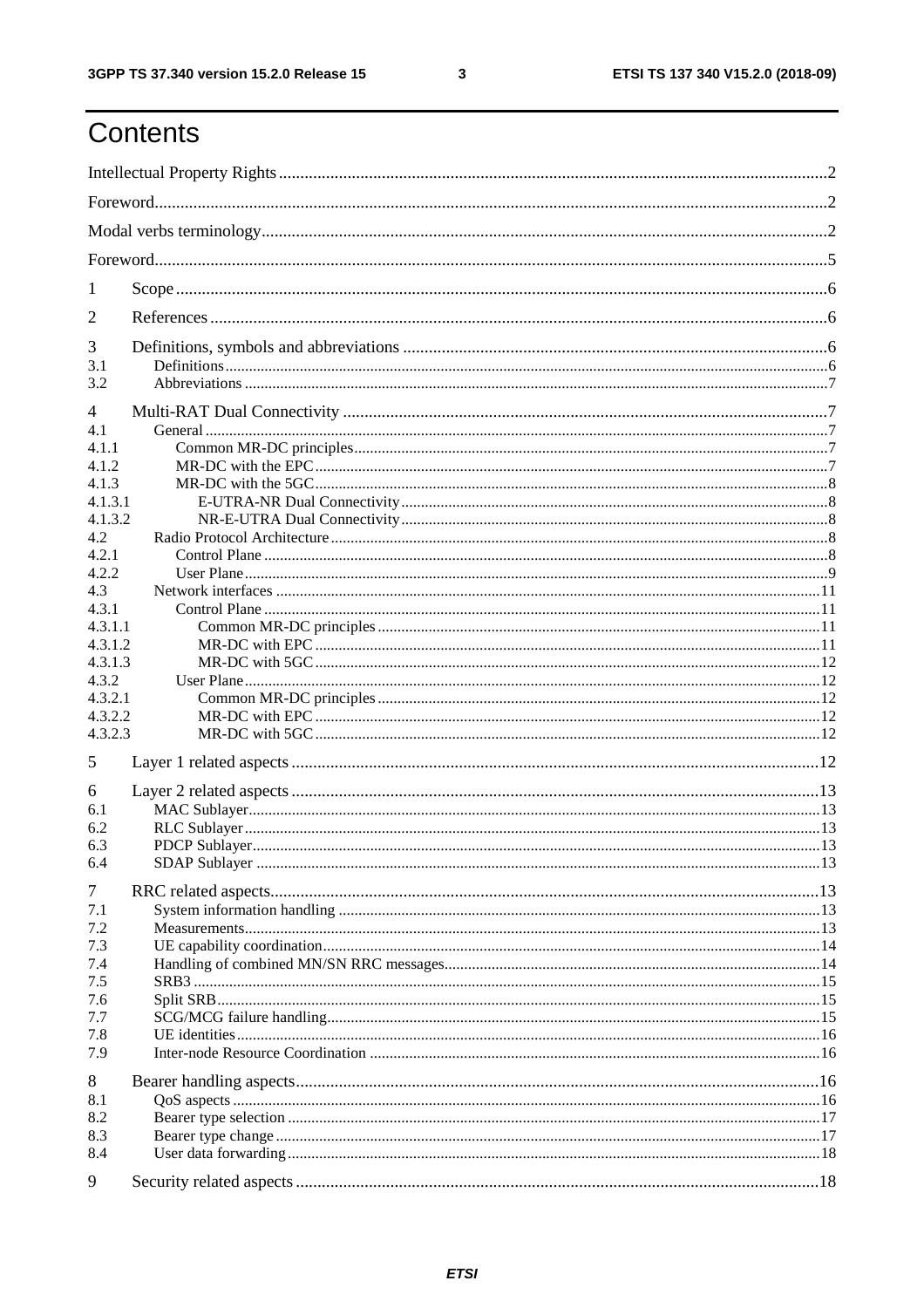# Contents

Intellectual Property Rights ..... 2

Foreword ..... 2

Modal verbs terminology ..... 2

Foreword ..... 5

1 Scope ..... 6

2 References ..... 6

3 Definitions, symbols and abbreviations ..... 6
- 3.1 Definitions ..... 6
- 3.2 Abbreviations ..... 7

4 Multi-RAT Dual Connectivity ..... 7
- 4.1 General ..... 7
- 4.1.1 Common MR-DC principles ..... 7
- 4.1.2 MR-DC with the EPC ..... 7
- 4.1.3 MR-DC with the 5GC ..... 8
- 4.1.3.1 E-UTRA-NR Dual Connectivity ..... 8
- 4.1.3.2 NR-E-UTRA Dual Connectivity ..... 8
- 4.2 Radio Protocol Architecture ..... 8
- 4.2.1 Control Plane ..... 8
- 4.2.2 User Plane ..... 9
- 4.3 Network interfaces ..... 11
- 4.3.1 Control Plane ..... 11
- 4.3.1.1 Common MR-DC principles ..... 11
- 4.3.1.2 MR-DC with EPC ..... 11
- 4.3.1.3 MR-DC with 5GC ..... 12
- 4.3.2 User Plane ..... 12
- 4.3.2.1 Common MR-DC principles ..... 12
- 4.3.2.2 MR-DC with EPC ..... 12
- 4.3.2.3 MR-DC with 5GC ..... 12

5 Layer 1 related aspects ..... 12

6 Layer 2 related aspects ..... 13
- 6.1 MAC Sublayer ..... 13
- 6.2 RLC Sublayer ..... 13
- 6.3 PDCP Sublayer ..... 13
- 6.4 SDAP Sublayer ..... 13

7 RRC related aspects ..... 13
- 7.1 System information handling ..... 13
- 7.2 Measurements ..... 13
- 7.3 UE capability coordination ..... 14
- 7.4 Handling of combined MN/SN RRC messages ..... 14
- 7.5 SRB3 ..... 15
- 7.6 Split SRB ..... 15
- 7.7 SCG/MCG failure handling ..... 15
- 7.8 UE identities ..... 16
- 7.9 Inter-node Resource Coordination ..... 16

8 Bearer handling aspects ..... 16
- 8.1 QoS aspects ..... 16
- 8.2 Bearer type selection ..... 17
- 8.3 Bearer type change ..... 17
- 8.4 User data forwarding ..... 18

9 Security related aspects ..... 18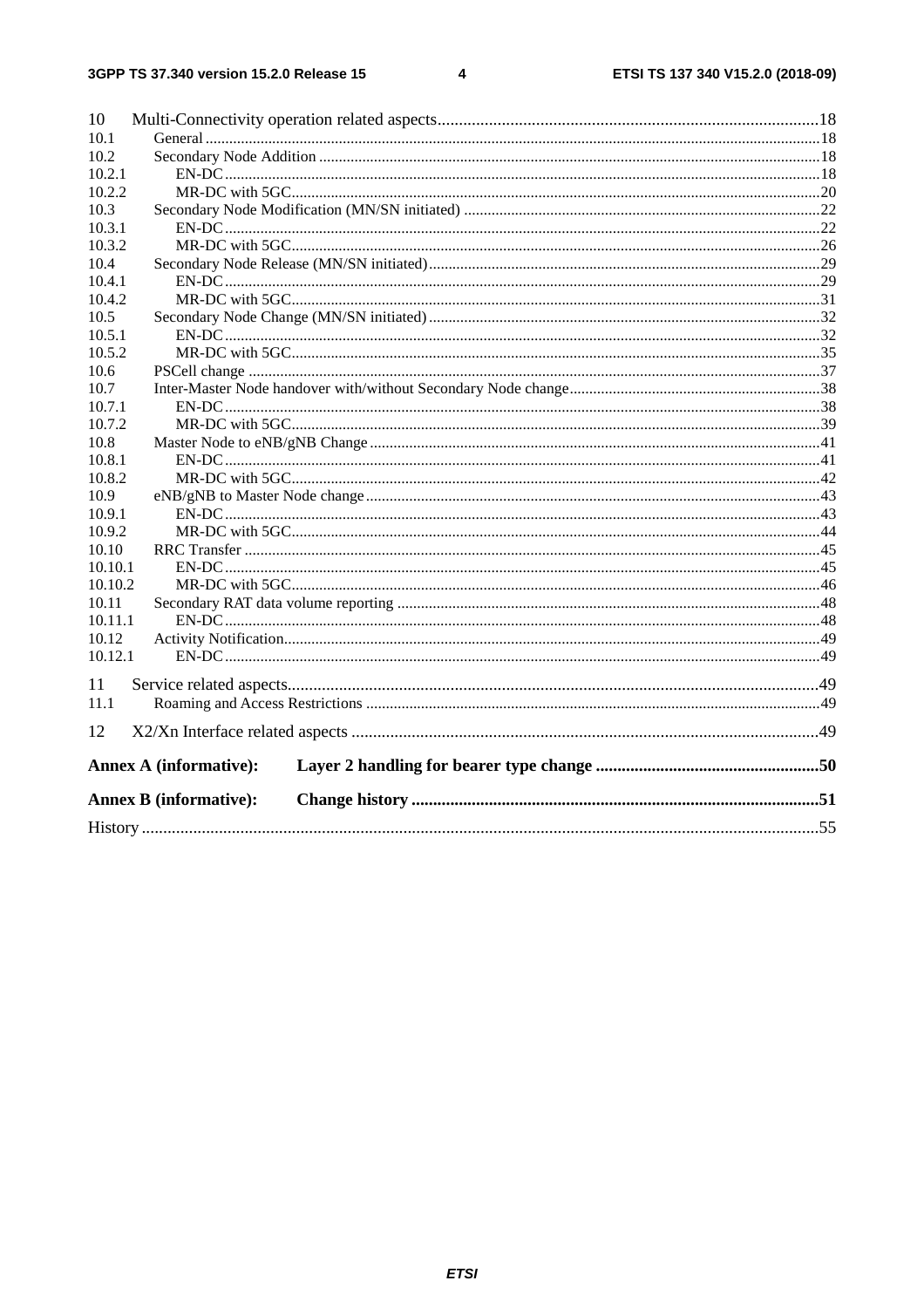10 Multi-Connectivity operation related aspects........................................................................................18
10.1 General ..........................................................................................................................................................18
10.2 Secondary Node Addition .............................................................................................................................18
10.2.1 EN-DC......................................................................................................................................................18
10.2.2 MR-DC with 5GC.....................................................................................................................................20
10.3 Secondary Node Modification (MN/SN initiated) .........................................................................................22
10.3.1 EN-DC......................................................................................................................................................22
10.3.2 MR-DC with 5GC.....................................................................................................................................26
10.4 Secondary Node Release (MN/SN initiated)..................................................................................................29
10.4.1 EN-DC......................................................................................................................................................29
10.4.2 MR-DC with 5GC.....................................................................................................................................31
10.5 Secondary Node Change (MN/SN initiated)..................................................................................................32
10.5.1 EN-DC......................................................................................................................................................32
10.5.2 MR-DC with 5GC.....................................................................................................................................35
10.6 PSCell change ................................................................................................................................................37
10.7 Inter-Master Node handover with/without Secondary Node change...............................................................38
10.7.1 EN-DC......................................................................................................................................................38
10.7.2 MR-DC with 5GC.....................................................................................................................................39
10.8 Master Node to eNB/gNB Change .................................................................................................................41
10.8.1 EN-DC......................................................................................................................................................41
10.8.2 MR-DC with 5GC.....................................................................................................................................42
10.9 eNB/gNB to Master Node change..................................................................................................................43
10.9.1 EN-DC......................................................................................................................................................43
10.9.2 MR-DC with 5GC.....................................................................................................................................44
10.10 RRC Transfer ................................................................................................................................................45
10.10.1 EN-DC......................................................................................................................................................45
10.10.2 MR-DC with 5GC.....................................................................................................................................46
10.11 Secondary RAT data volume reporting ..........................................................................................................48
10.11.1 EN-DC......................................................................................................................................................48
10.12 Activity Notification.......................................................................................................................................49
10.12.1 EN-DC......................................................................................................................................................49

11 Service related aspects..........................................................................................................................49
11.1 Roaming and Access Restrictions ..................................................................................................................49

12 X2/Xn Interface related aspects ...........................................................................................................49

**Annex A (informative): Layer 2 handling for bearer type change ...................................................50**

**Annex B (informative): Change history .............................................................................................51**

History ............................................................................................................................................................55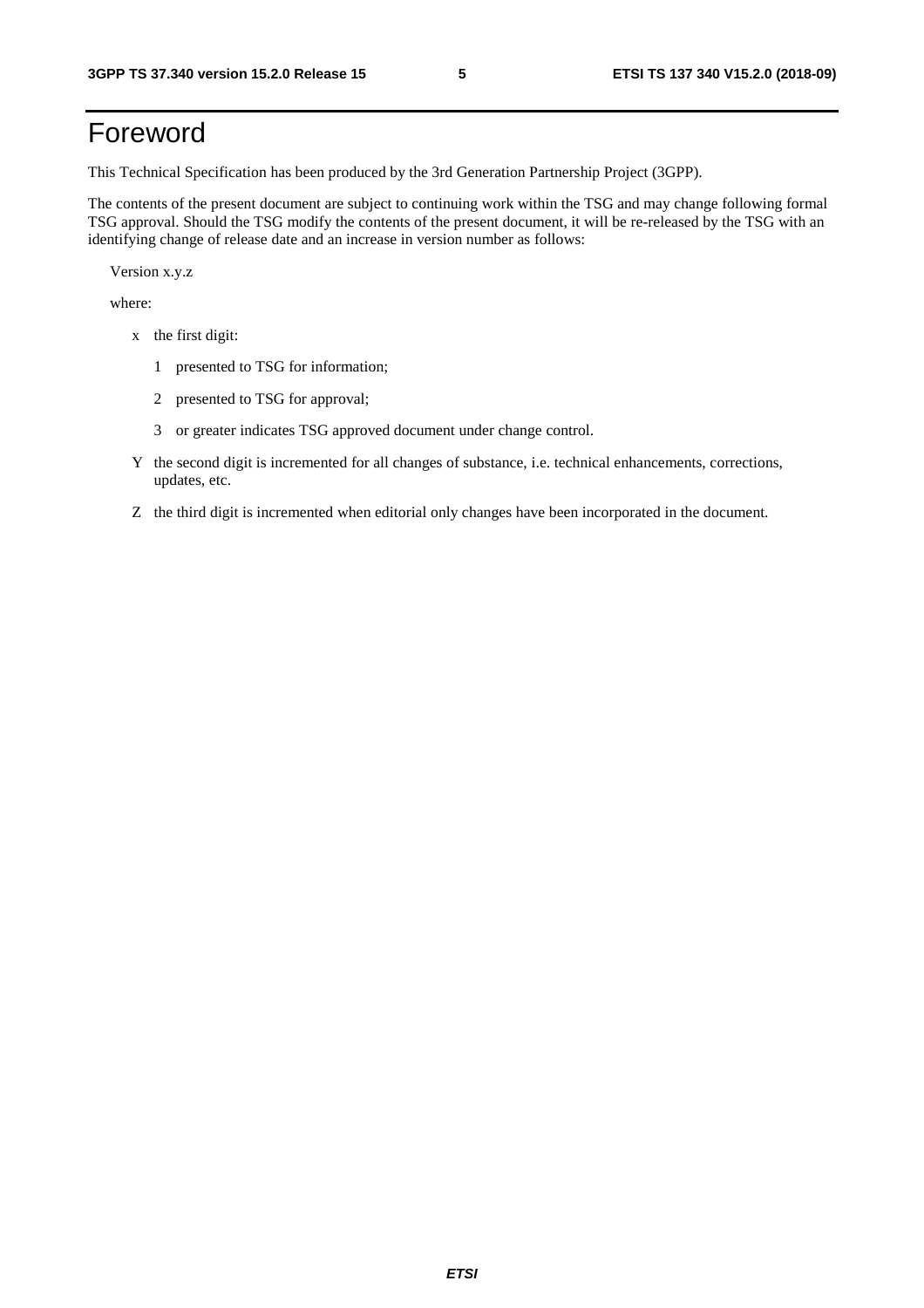# Foreword

This Technical Specification has been produced by the 3rd Generation Partnership Project (3GPP).

The contents of the present document are subject to continuing work within the TSG and may change following formal TSG approval. Should the TSG modify the contents of the present document, it will be re-released by the TSG with an identifying change of release date and an increase in version number as follows:

Version x.y.z

where:

- x the first digit:
  - 1 presented to TSG for information;
  - 2 presented to TSG for approval;
  - 3 or greater indicates TSG approved document under change control.
- Y the second digit is incremented for all changes of substance, i.e. technical enhancements, corrections, updates, etc.
- Z the third digit is incremented when editorial only changes have been incorporated in the document.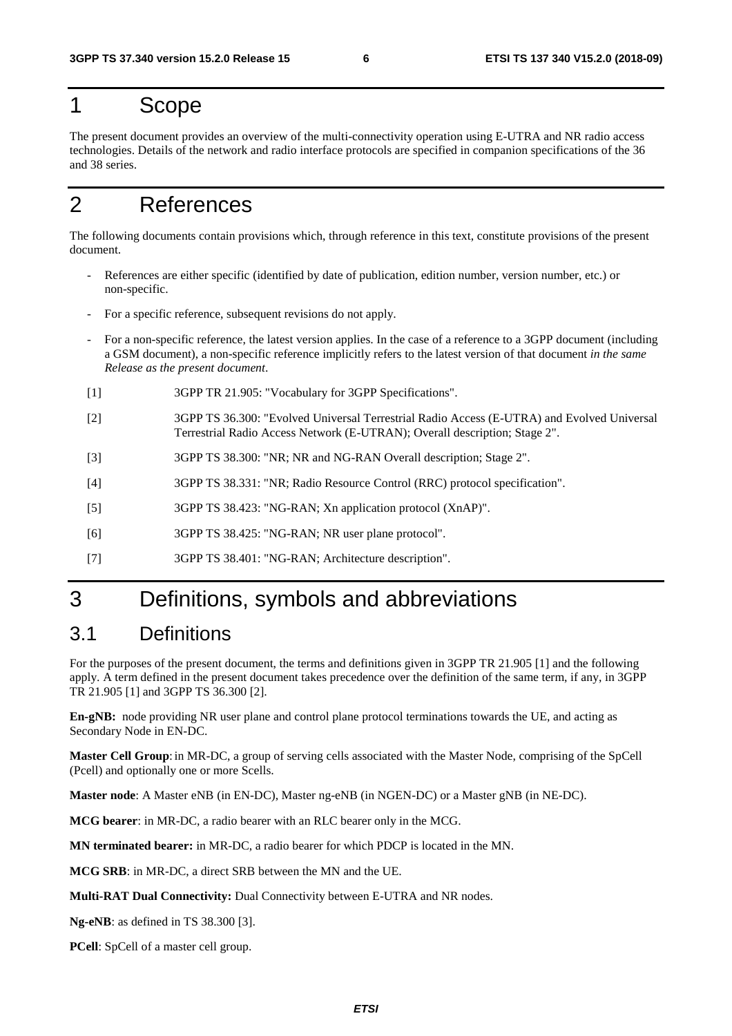# 1 Scope

The present document provides an overview of the multi-connectivity operation using E-UTRA and NR radio access technologies. Details of the network and radio interface protocols are specified in companion specifications of the 36 and 38 series.

# 2 References

The following documents contain provisions which, through reference in this text, constitute provisions of the present document.

- References are either specific (identified by date of publication, edition number, version number, etc.) or non-specific.
- For a specific reference, subsequent revisions do not apply.
- For a non-specific reference, the latest version applies. In the case of a reference to a 3GPP document (including a GSM document), a non-specific reference implicitly refers to the latest version of that document *in the same Release as the present document*.

[1] 3GPP TR 21.905: "Vocabulary for 3GPP Specifications".

[2] 3GPP TS 36.300: "Evolved Universal Terrestrial Radio Access (E-UTRA) and Evolved Universal Terrestrial Radio Access Network (E-UTRAN); Overall description; Stage 2".

[3] 3GPP TS 38.300: "NR; NR and NG-RAN Overall description; Stage 2".

[4] 3GPP TS 38.331: "NR; Radio Resource Control (RRC) protocol specification".

[5] 3GPP TS 38.423: "NG-RAN; Xn application protocol (XnAP)".

[6] 3GPP TS 38.425: "NG-RAN; NR user plane protocol".

[7] 3GPP TS 38.401: "NG-RAN; Architecture description".

# 3 Definitions, symbols and abbreviations

## 3.1 Definitions

For the purposes of the present document, the terms and definitions given in 3GPP TR 21.905 [1] and the following apply. A term defined in the present document takes precedence over the definition of the same term, if any, in 3GPP TR 21.905 [1] and 3GPP TS 36.300 [2].

**En-gNB:** node providing NR user plane and control plane protocol terminations towards the UE, and acting as Secondary Node in EN-DC.

**Master Cell Group**: in MR-DC, a group of serving cells associated with the Master Node, comprising of the SpCell (Pcell) and optionally one or more Scells.

**Master node**: A Master eNB (in EN-DC), Master ng-eNB (in NGEN-DC) or a Master gNB (in NE-DC).

**MCG bearer**: in MR-DC, a radio bearer with an RLC bearer only in the MCG.

**MN terminated bearer:** in MR-DC, a radio bearer for which PDCP is located in the MN.

**MCG SRB**: in MR-DC, a direct SRB between the MN and the UE.

**Multi-RAT Dual Connectivity:** Dual Connectivity between E-UTRA and NR nodes.

**Ng-eNB**: as defined in TS 38.300 [3].

**PCell**: SpCell of a master cell group.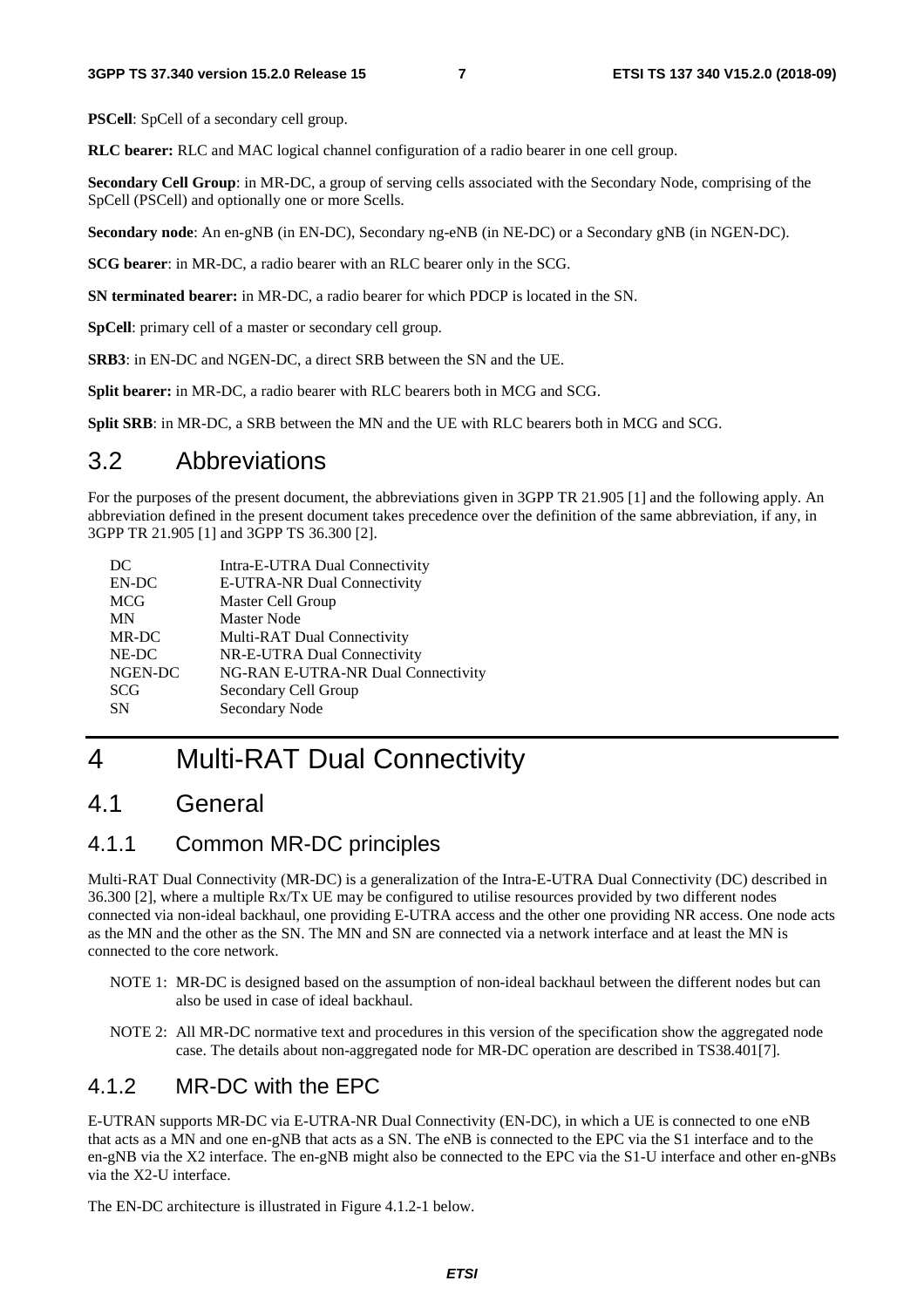**PSCell**: SpCell of a secondary cell group.

**RLC bearer:** RLC and MAC logical channel configuration of a radio bearer in one cell group.

**Secondary Cell Group**: in MR-DC, a group of serving cells associated with the Secondary Node, comprising of the SpCell (PSCell) and optionally one or more Scells.

**Secondary node**: An en-gNB (in EN-DC), Secondary ng-eNB (in NE-DC) or a Secondary gNB (in NGEN-DC).

**SCG bearer**: in MR-DC, a radio bearer with an RLC bearer only in the SCG.

**SN terminated bearer:** in MR-DC, a radio bearer for which PDCP is located in the SN.

**SpCell**: primary cell of a master or secondary cell group.

**SRB3**: in EN-DC and NGEN-DC, a direct SRB between the SN and the UE.

**Split bearer:** in MR-DC, a radio bearer with RLC bearers both in MCG and SCG.

**Split SRB**: in MR-DC, a SRB between the MN and the UE with RLC bearers both in MCG and SCG.

## 3.2 Abbreviations

For the purposes of the present document, the abbreviations given in 3GPP TR 21.905 [1] and the following apply. An abbreviation defined in the present document takes precedence over the definition of the same abbreviation, if any, in 3GPP TR 21.905 [1] and 3GPP TS 36.300 [2].

| | |
|---|---|
| DC | Intra-E-UTRA Dual Connectivity |
| EN-DC | E-UTRA-NR Dual Connectivity |
| MCG | Master Cell Group |
| MN | Master Node |
| MR-DC | Multi-RAT Dual Connectivity |
| NE-DC | NR-E-UTRA Dual Connectivity |
| NGEN-DC | NG-RAN E-UTRA-NR Dual Connectivity |
| SCG | Secondary Cell Group |
| SN | Secondary Node |

# 4 Multi-RAT Dual Connectivity

## 4.1 General

### 4.1.1 Common MR-DC principles

Multi-RAT Dual Connectivity (MR-DC) is a generalization of the Intra-E-UTRA Dual Connectivity (DC) described in 36.300 [2], where a multiple Rx/Tx UE may be configured to utilise resources provided by two different nodes connected via non-ideal backhaul, one providing E-UTRA access and the other one providing NR access. One node acts as the MN and the other as the SN. The MN and SN are connected via a network interface and at least the MN is connected to the core network.

NOTE 1: MR-DC is designed based on the assumption of non-ideal backhaul between the different nodes but can also be used in case of ideal backhaul.

NOTE 2: All MR-DC normative text and procedures in this version of the specification show the aggregated node case. The details about non-aggregated node for MR-DC operation are described in TS38.401[7].

### 4.1.2 MR-DC with the EPC

E-UTRAN supports MR-DC via E-UTRA-NR Dual Connectivity (EN-DC), in which a UE is connected to one eNB that acts as a MN and one en-gNB that acts as a SN. The eNB is connected to the EPC via the S1 interface and to the en-gNB via the X2 interface. The en-gNB might also be connected to the EPC via the S1-U interface and other en-gNBs via the X2-U interface.

The EN-DC architecture is illustrated in Figure 4.1.2-1 below.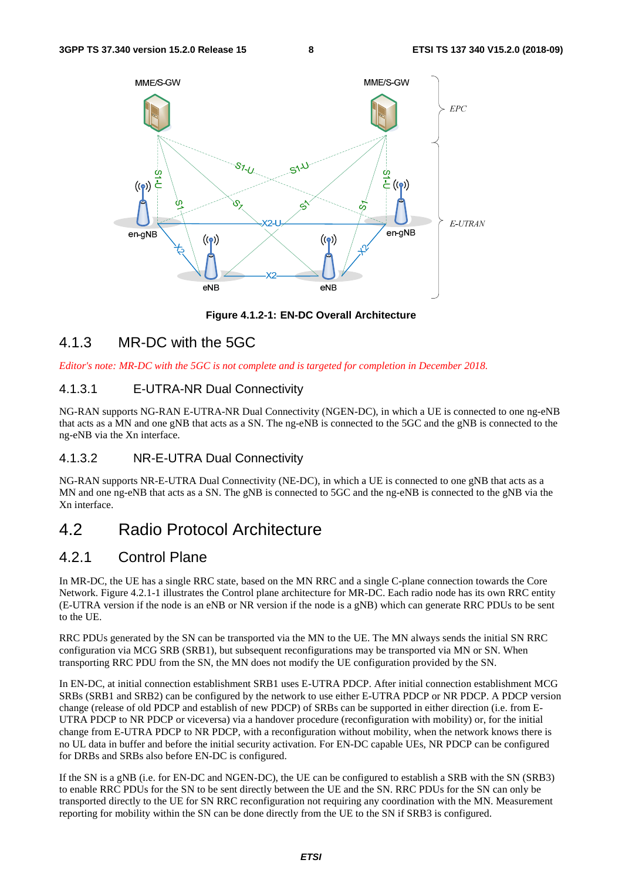Figure 4.1.2-1: EN-DC Overall Architecture

### 4.1.3 MR-DC with the 5GC

*Editor's note: MR-DC with the 5GC is not complete and is targeted for completion in December 2018.*

#### 4.1.3.1 E-UTRA-NR Dual Connectivity

NG-RAN supports NG-RAN E-UTRA-NR Dual Connectivity (NGEN-DC), in which a UE is connected to one ng-eNB that acts as a MN and one gNB that acts as a SN. The ng-eNB is connected to the 5GC and the gNB is connected to the ng-eNB via the Xn interface.

#### 4.1.3.2 NR-E-UTRA Dual Connectivity

NG-RAN supports NR-E-UTRA Dual Connectivity (NE-DC), in which a UE is connected to one gNB that acts as a MN and one ng-eNB that acts as a SN. The gNB is connected to 5GC and the ng-eNB is connected to the gNB via the Xn interface.

## 4.2 Radio Protocol Architecture

### 4.2.1 Control Plane

In MR-DC, the UE has a single RRC state, based on the MN RRC and a single C-plane connection towards the Core Network. Figure 4.2.1-1 illustrates the Control plane architecture for MR-DC. Each radio node has its own RRC entity (E-UTRA version if the node is an eNB or NR version if the node is a gNB) which can generate RRC PDUs to be sent to the UE.

RRC PDUs generated by the SN can be transported via the MN to the UE. The MN always sends the initial SN RRC configuration via MCG SRB (SRB1), but subsequent reconfigurations may be transported via MN or SN. When transporting RRC PDU from the SN, the MN does not modify the UE configuration provided by the SN.

In EN-DC, at initial connection establishment SRB1 uses E-UTRA PDCP. After initial connection establishment MCG SRBs (SRB1 and SRB2) can be configured by the network to use either E-UTRA PDCP or NR PDCP. A PDCP version change (release of old PDCP and establish of new PDCP) of SRBs can be supported in either direction (i.e. from E-UTRA PDCP to NR PDCP or viceversa) via a handover procedure (reconfiguration with mobility) or, for the initial change from E-UTRA PDCP to NR PDCP, with a reconfiguration without mobility, when the network knows there is no UL data in buffer and before the initial security activation. For EN-DC capable UEs, NR PDCP can be configured for DRBs and SRBs also before EN-DC is configured.

If the SN is a gNB (i.e. for EN-DC and NGEN-DC), the UE can be configured to establish a SRB with the SN (SRB3) to enable RRC PDUs for the SN to be sent directly between the UE and the SN. RRC PDUs for the SN can only be transported directly to the UE for SN RRC reconfiguration not requiring any coordination with the MN. Measurement reporting for mobility within the SN can be done directly from the UE to the SN if SRB3 is configured.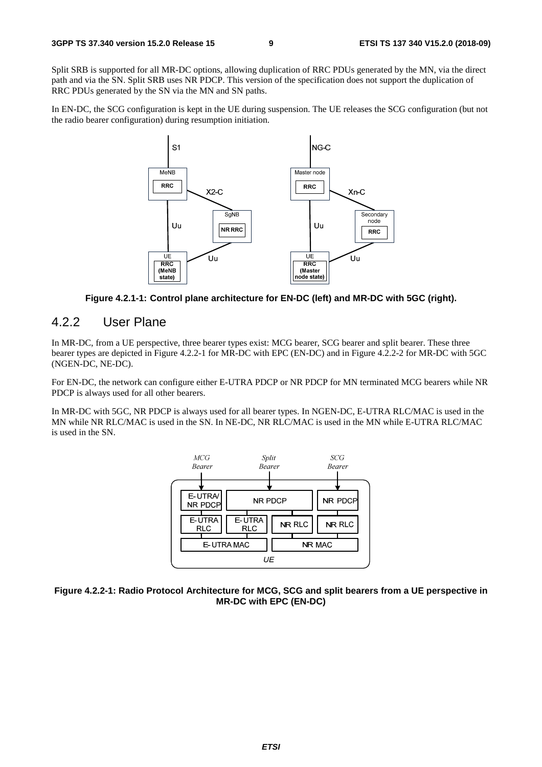Split SRB is supported for all MR-DC options, allowing duplication of RRC PDUs generated by the MN, via the direct path and via the SN. Split SRB uses NR PDCP. This version of the specification does not support the duplication of RRC PDUs generated by the SN via the MN and SN paths.

In EN-DC, the SCG configuration is kept in the UE during suspension. The UE releases the SCG configuration (but not the radio bearer configuration) during resumption initiation.

**Figure 4.2.1-1: Control plane architecture for EN-DC (left) and MR-DC with 5GC (right).**

## 4.2.2 User Plane

In MR-DC, from a UE perspective, three bearer types exist: MCG bearer, SCG bearer and split bearer. These three bearer types are depicted in Figure 4.2.2-1 for MR-DC with EPC (EN-DC) and in Figure 4.2.2-2 for MR-DC with 5GC (NGEN-DC, NE-DC).

For EN-DC, the network can configure either E-UTRA PDCP or NR PDCP for MN terminated MCG bearers while NR PDCP is always used for all other bearers.

In MR-DC with 5GC, NR PDCP is always used for all bearer types. In NGEN-DC, E-UTRA RLC/MAC is used in the MN while NR RLC/MAC is used in the SN. In NE-DC, NR RLC/MAC is used in the MN while E-UTRA RLC/MAC is used in the SN.

**Figure 4.2.2-1: Radio Protocol Architecture for MCG, SCG and split bearers from a UE perspective in MR-DC with EPC (EN-DC)**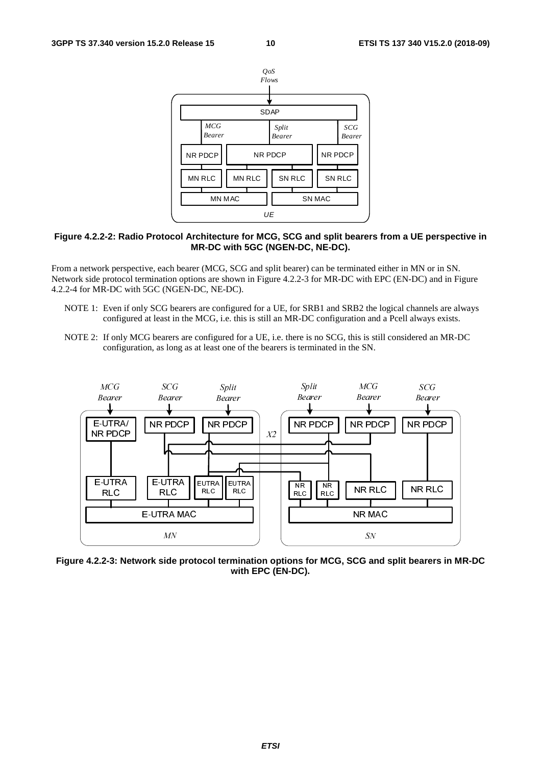**Figure 4.2.2-2: Radio Protocol Architecture for MCG, SCG and split bearers from a UE perspective in MR-DC with 5GC (NGEN-DC, NE-DC).**

From a network perspective, each bearer (MCG, SCG and split bearer) can be terminated either in MN or in SN. Network side protocol termination options are shown in Figure 4.2.2-3 for MR-DC with EPC (EN-DC) and in Figure 4.2.2-4 for MR-DC with 5GC (NGEN-DC, NE-DC).

NOTE 1: Even if only SCG bearers are configured for a UE, for SRB1 and SRB2 the logical channels are always configured at least in the MCG, i.e. this is still an MR-DC configuration and a Pcell always exists.

NOTE 2: If only MCG bearers are configured for a UE, i.e. there is no SCG, this is still considered an MR-DC configuration, as long as at least one of the bearers is terminated in the SN.

**Figure 4.2.2-3: Network side protocol termination options for MCG, SCG and split bearers in MR-DC with EPC (EN-DC).**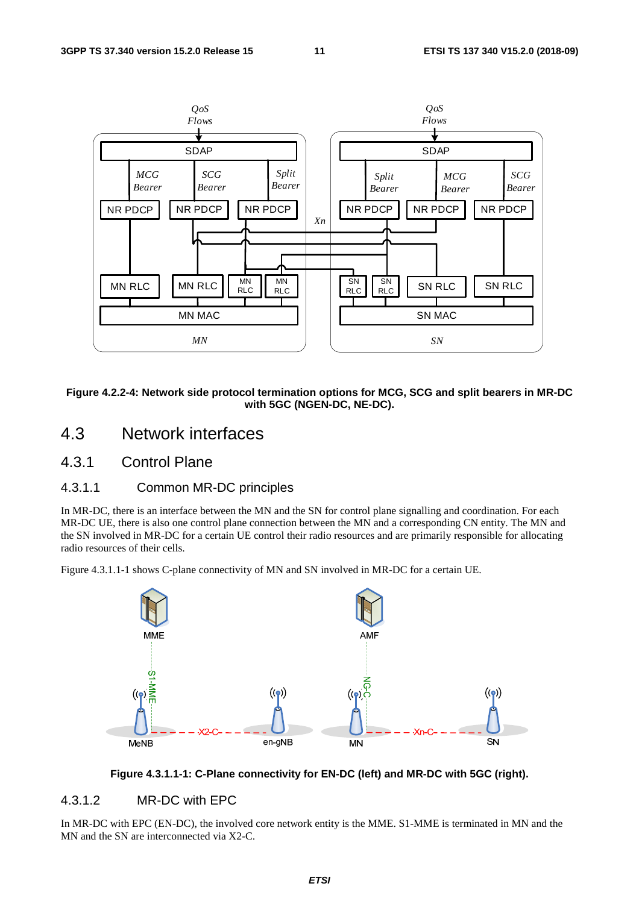Figure 4.2.2-4: Network side protocol termination options for MCG, SCG and split bearers in MR-DC with 5GC (NGEN-DC, NE-DC).

## 4.3 Network interfaces

### 4.3.1 Control Plane

#### 4.3.1.1 Common MR-DC principles

In MR-DC, there is an interface between the MN and the SN for control plane signalling and coordination. For each MR-DC UE, there is also one control plane connection between the MN and a corresponding CN entity. The MN and the SN involved in MR-DC for a certain UE control their radio resources and are primarily responsible for allocating radio resources of their cells.

Figure 4.3.1.1-1 shows C-plane connectivity of MN and SN involved in MR-DC for a certain UE.

Figure 4.3.1.1-1: C-Plane connectivity for EN-DC (left) and MR-DC with 5GC (right).

#### 4.3.1.2 MR-DC with EPC

In MR-DC with EPC (EN-DC), the involved core network entity is the MME. S1-MME is terminated in MN and the MN and the SN are interconnected via X2-C.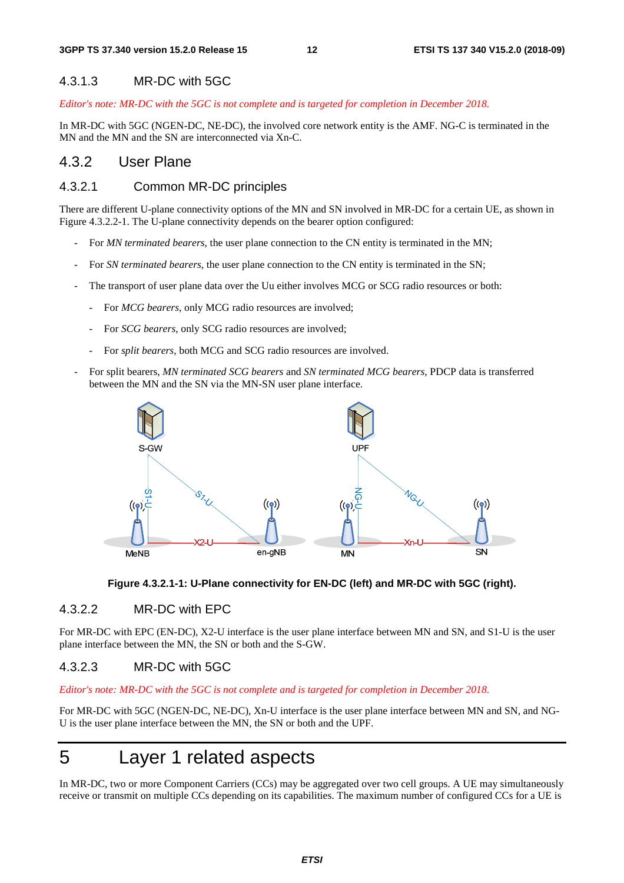#### 4.3.1.3 MR-DC with 5GC

*Editor's note: MR-DC with the 5GC is not complete and is targeted for completion in December 2018.*

In MR-DC with 5GC (NGEN-DC, NE-DC), the involved core network entity is the AMF. NG-C is terminated in the MN and the MN and the SN are interconnected via Xn-C.

### 4.3.2 User Plane

#### 4.3.2.1 Common MR-DC principles

There are different U-plane connectivity options of the MN and SN involved in MR-DC for a certain UE, as shown in Figure 4.3.2.2-1. The U-plane connectivity depends on the bearer option configured:

- For *MN terminated bearers*, the user plane connection to the CN entity is terminated in the MN;
- For *SN terminated bearers*, the user plane connection to the CN entity is terminated in the SN;
- The transport of user plane data over the Uu either involves MCG or SCG radio resources or both:
  - For *MCG bearers*, only MCG radio resources are involved;
  - For *SCG bearers*, only SCG radio resources are involved;
  - For *split bearers*, both MCG and SCG radio resources are involved.
- For split bearers, *MN terminated SCG bearers* and *SN terminated MCG bearers*, PDCP data is transferred between the MN and the SN via the MN-SN user plane interface.

**Figure 4.3.2.1-1: U-Plane connectivity for EN-DC (left) and MR-DC with 5GC (right).**

#### 4.3.2.2 MR-DC with EPC

For MR-DC with EPC (EN-DC), X2-U interface is the user plane interface between MN and SN, and S1-U is the user plane interface between the MN, the SN or both and the S-GW.

#### 4.3.2.3 MR-DC with 5GC

*Editor's note: MR-DC with the 5GC is not complete and is targeted for completion in December 2018.*

For MR-DC with 5GC (NGEN-DC, NE-DC), Xn-U interface is the user plane interface between MN and SN, and NG-U is the user plane interface between the MN, the SN or both and the UPF.

# 5 Layer 1 related aspects

In MR-DC, two or more Component Carriers (CCs) may be aggregated over two cell groups. A UE may simultaneously receive or transmit on multiple CCs depending on its capabilities. The maximum number of configured CCs for a UE is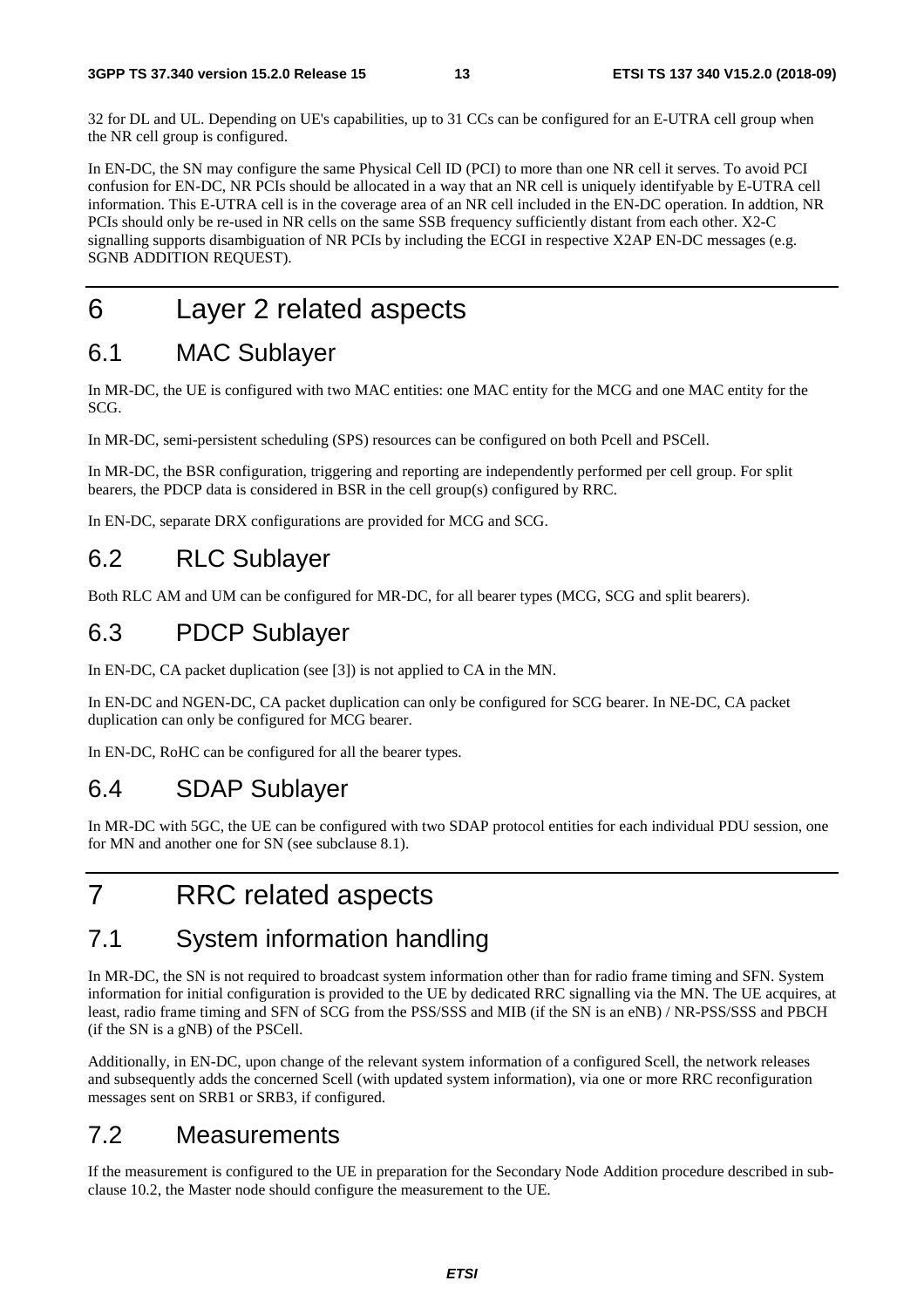32 for DL and UL. Depending on UE's capabilities, up to 31 CCs can be configured for an E-UTRA cell group when the NR cell group is configured.

In EN-DC, the SN may configure the same Physical Cell ID (PCI) to more than one NR cell it serves. To avoid PCI confusion for EN-DC, NR PCIs should be allocated in a way that an NR cell is uniquely identifyable by E-UTRA cell information. This E-UTRA cell is in the coverage area of an NR cell included in the EN-DC operation. In addtion, NR PCIs should only be re-used in NR cells on the same SSB frequency sufficiently distant from each other. X2-C signalling supports disambiguation of NR PCIs by including the ECGI in respective X2AP EN-DC messages (e.g. SGNB ADDITION REQUEST).

# 6 Layer 2 related aspects

## 6.1 MAC Sublayer

In MR-DC, the UE is configured with two MAC entities: one MAC entity for the MCG and one MAC entity for the SCG.

In MR-DC, semi-persistent scheduling (SPS) resources can be configured on both Pcell and PSCell.

In MR-DC, the BSR configuration, triggering and reporting are independently performed per cell group. For split bearers, the PDCP data is considered in BSR in the cell group(s) configured by RRC.

In EN-DC, separate DRX configurations are provided for MCG and SCG.

## 6.2 RLC Sublayer

Both RLC AM and UM can be configured for MR-DC, for all bearer types (MCG, SCG and split bearers).

## 6.3 PDCP Sublayer

In EN-DC, CA packet duplication (see [3]) is not applied to CA in the MN.

In EN-DC and NGEN-DC, CA packet duplication can only be configured for SCG bearer. In NE-DC, CA packet duplication can only be configured for MCG bearer.

In EN-DC, RoHC can be configured for all the bearer types.

## 6.4 SDAP Sublayer

In MR-DC with 5GC, the UE can be configured with two SDAP protocol entities for each individual PDU session, one for MN and another one for SN (see subclause 8.1).

# 7 RRC related aspects

## 7.1 System information handling

In MR-DC, the SN is not required to broadcast system information other than for radio frame timing and SFN. System information for initial configuration is provided to the UE by dedicated RRC signalling via the MN. The UE acquires, at least, radio frame timing and SFN of SCG from the PSS/SSS and MIB (if the SN is an eNB) / NR-PSS/SSS and PBCH (if the SN is a gNB) of the PSCell.

Additionally, in EN-DC, upon change of the relevant system information of a configured Scell, the network releases and subsequently adds the concerned Scell (with updated system information), via one or more RRC reconfiguration messages sent on SRB1 or SRB3, if configured.

## 7.2 Measurements

If the measurement is configured to the UE in preparation for the Secondary Node Addition procedure described in sub-clause 10.2, the Master node should configure the measurement to the UE.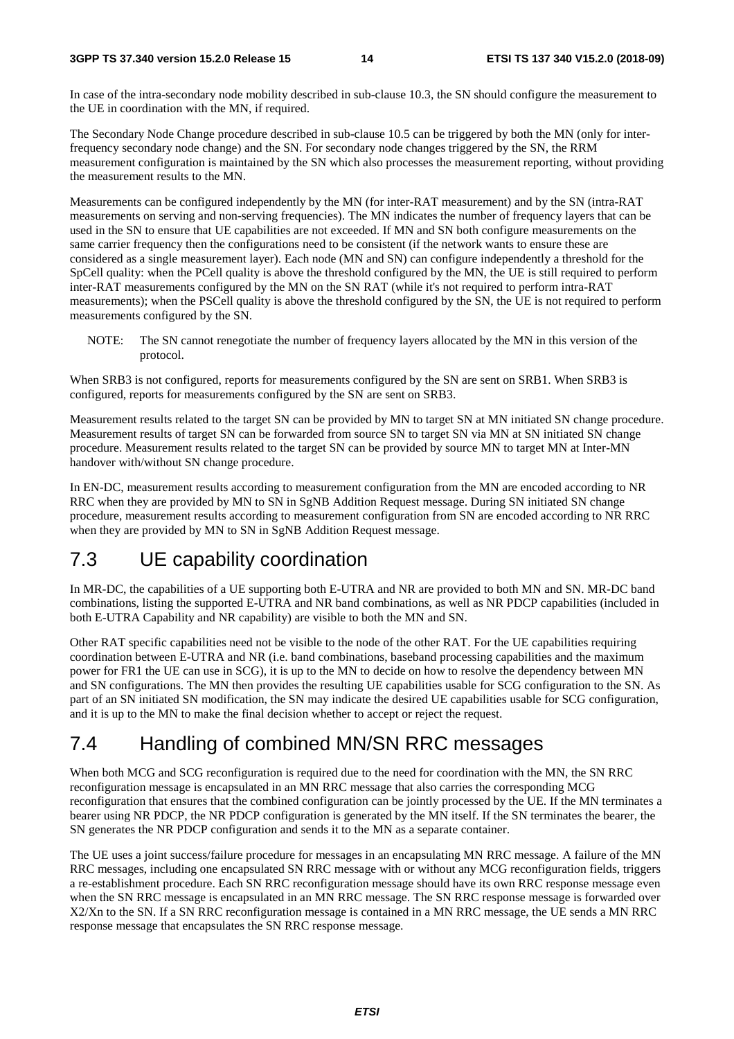In case of the intra-secondary node mobility described in sub-clause 10.3, the SN should configure the measurement to the UE in coordination with the MN, if required.

The Secondary Node Change procedure described in sub-clause 10.5 can be triggered by both the MN (only for inter-frequency secondary node change) and the SN. For secondary node changes triggered by the SN, the RRM measurement configuration is maintained by the SN which also processes the measurement reporting, without providing the measurement results to the MN.

Measurements can be configured independently by the MN (for inter-RAT measurement) and by the SN (intra-RAT measurements on serving and non-serving frequencies). The MN indicates the number of frequency layers that can be used in the SN to ensure that UE capabilities are not exceeded. If MN and SN both configure measurements on the same carrier frequency then the configurations need to be consistent (if the network wants to ensure these are considered as a single measurement layer). Each node (MN and SN) can configure independently a threshold for the SpCell quality: when the PCell quality is above the threshold configured by the MN, the UE is still required to perform inter-RAT measurements configured by the MN on the SN RAT (while it's not required to perform intra-RAT measurements); when the PSCell quality is above the threshold configured by the SN, the UE is not required to perform measurements configured by the SN.

NOTE: The SN cannot renegotiate the number of frequency layers allocated by the MN in this version of the protocol.

When SRB3 is not configured, reports for measurements configured by the SN are sent on SRB1. When SRB3 is configured, reports for measurements configured by the SN are sent on SRB3.

Measurement results related to the target SN can be provided by MN to target SN at MN initiated SN change procedure. Measurement results of target SN can be forwarded from source SN to target SN via MN at SN initiated SN change procedure. Measurement results related to the target SN can be provided by source MN to target MN at Inter-MN handover with/without SN change procedure.

In EN-DC, measurement results according to measurement configuration from the MN are encoded according to NR RRC when they are provided by MN to SN in SgNB Addition Request message. During SN initiated SN change procedure, measurement results according to measurement configuration from SN are encoded according to NR RRC when they are provided by MN to SN in SgNB Addition Request message.

## 7.3 UE capability coordination

In MR-DC, the capabilities of a UE supporting both E-UTRA and NR are provided to both MN and SN. MR-DC band combinations, listing the supported E-UTRA and NR band combinations, as well as NR PDCP capabilities (included in both E-UTRA Capability and NR capability) are visible to both the MN and SN.

Other RAT specific capabilities need not be visible to the node of the other RAT. For the UE capabilities requiring coordination between E-UTRA and NR (i.e. band combinations, baseband processing capabilities and the maximum power for FR1 the UE can use in SCG), it is up to the MN to decide on how to resolve the dependency between MN and SN configurations. The MN then provides the resulting UE capabilities usable for SCG configuration to the SN. As part of an SN initiated SN modification, the SN may indicate the desired UE capabilities usable for SCG configuration, and it is up to the MN to make the final decision whether to accept or reject the request.

## 7.4 Handling of combined MN/SN RRC messages

When both MCG and SCG reconfiguration is required due to the need for coordination with the MN, the SN RRC reconfiguration message is encapsulated in an MN RRC message that also carries the corresponding MCG reconfiguration that ensures that the combined configuration can be jointly processed by the UE. If the MN terminates a bearer using NR PDCP, the NR PDCP configuration is generated by the MN itself. If the SN terminates the bearer, the SN generates the NR PDCP configuration and sends it to the MN as a separate container.

The UE uses a joint success/failure procedure for messages in an encapsulating MN RRC message. A failure of the MN RRC messages, including one encapsulated SN RRC message with or without any MCG reconfiguration fields, triggers a re-establishment procedure. Each SN RRC reconfiguration message should have its own RRC response message even when the SN RRC message is encapsulated in an MN RRC message. The SN RRC response message is forwarded over X2/Xn to the SN. If a SN RRC reconfiguration message is contained in a MN RRC message, the UE sends a MN RRC response message that encapsulates the SN RRC response message.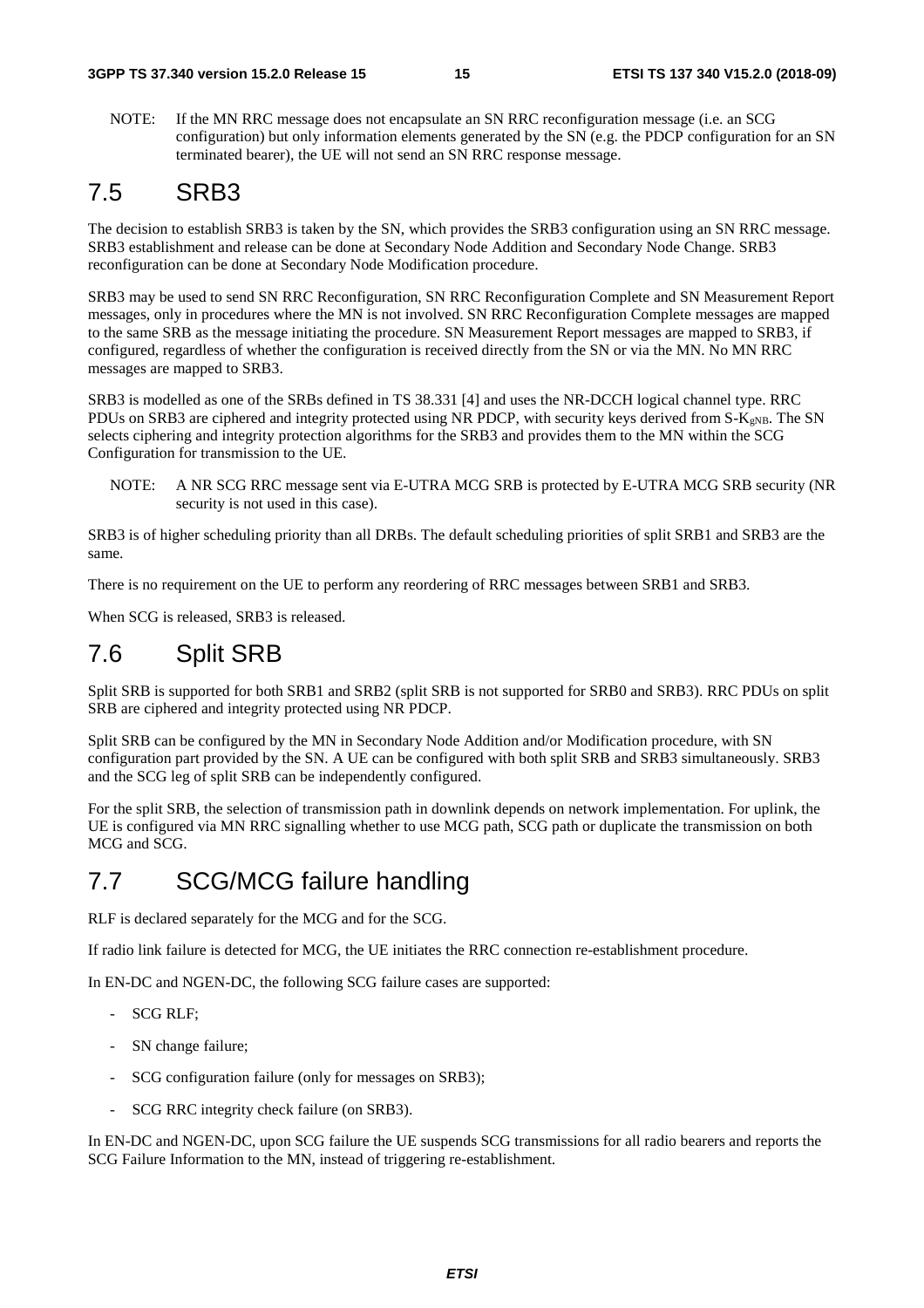NOTE: If the MN RRC message does not encapsulate an SN RRC reconfiguration message (i.e. an SCG configuration) but only information elements generated by the SN (e.g. the PDCP configuration for an SN terminated bearer), the UE will not send an SN RRC response message.

## 7.5 SRB3

The decision to establish SRB3 is taken by the SN, which provides the SRB3 configuration using an SN RRC message. SRB3 establishment and release can be done at Secondary Node Addition and Secondary Node Change. SRB3 reconfiguration can be done at Secondary Node Modification procedure.

SRB3 may be used to send SN RRC Reconfiguration, SN RRC Reconfiguration Complete and SN Measurement Report messages, only in procedures where the MN is not involved. SN RRC Reconfiguration Complete messages are mapped to the same SRB as the message initiating the procedure. SN Measurement Report messages are mapped to SRB3, if configured, regardless of whether the configuration is received directly from the SN or via the MN. No MN RRC messages are mapped to SRB3.

SRB3 is modelled as one of the SRBs defined in TS 38.331 [4] and uses the NR-DCCH logical channel type. RRC PDUs on SRB3 are ciphered and integrity protected using NR PDCP, with security keys derived from S-$K_{gNB}$. The SN selects ciphering and integrity protection algorithms for the SRB3 and provides them to the MN within the SCG Configuration for transmission to the UE.

NOTE: A NR SCG RRC message sent via E-UTRA MCG SRB is protected by E-UTRA MCG SRB security (NR security is not used in this case).

SRB3 is of higher scheduling priority than all DRBs. The default scheduling priorities of split SRB1 and SRB3 are the same.

There is no requirement on the UE to perform any reordering of RRC messages between SRB1 and SRB3.

When SCG is released, SRB3 is released.

## 7.6 Split SRB

Split SRB is supported for both SRB1 and SRB2 (split SRB is not supported for SRB0 and SRB3). RRC PDUs on split SRB are ciphered and integrity protected using NR PDCP.

Split SRB can be configured by the MN in Secondary Node Addition and/or Modification procedure, with SN configuration part provided by the SN. A UE can be configured with both split SRB and SRB3 simultaneously. SRB3 and the SCG leg of split SRB can be independently configured.

For the split SRB, the selection of transmission path in downlink depends on network implementation. For uplink, the UE is configured via MN RRC signalling whether to use MCG path, SCG path or duplicate the transmission on both MCG and SCG.

## 7.7 SCG/MCG failure handling

RLF is declared separately for the MCG and for the SCG.

If radio link failure is detected for MCG, the UE initiates the RRC connection re-establishment procedure.

In EN-DC and NGEN-DC, the following SCG failure cases are supported:

- SCG RLF;
- SN change failure;
- SCG configuration failure (only for messages on SRB3);
- SCG RRC integrity check failure (on SRB3).

In EN-DC and NGEN-DC, upon SCG failure the UE suspends SCG transmissions for all radio bearers and reports the SCG Failure Information to the MN, instead of triggering re-establishment.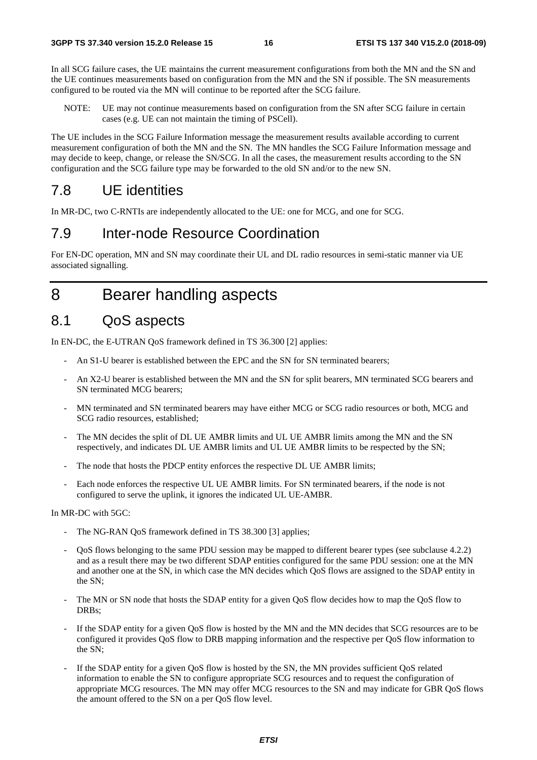In all SCG failure cases, the UE maintains the current measurement configurations from both the MN and the SN and the UE continues measurements based on configuration from the MN and the SN if possible. The SN measurements configured to be routed via the MN will continue to be reported after the SCG failure.

NOTE: UE may not continue measurements based on configuration from the SN after SCG failure in certain cases (e.g. UE can not maintain the timing of PSCell).

The UE includes in the SCG Failure Information message the measurement results available according to current measurement configuration of both the MN and the SN. The MN handles the SCG Failure Information message and may decide to keep, change, or release the SN/SCG. In all the cases, the measurement results according to the SN configuration and the SCG failure type may be forwarded to the old SN and/or to the new SN.

## 7.8 UE identities

In MR-DC, two C-RNTIs are independently allocated to the UE: one for MCG, and one for SCG.

## 7.9 Inter-node Resource Coordination

For EN-DC operation, MN and SN may coordinate their UL and DL radio resources in semi-static manner via UE associated signalling.

# 8 Bearer handling aspects

## 8.1 QoS aspects

In EN-DC, the E-UTRAN QoS framework defined in TS 36.300 [2] applies:

- An S1-U bearer is established between the EPC and the SN for SN terminated bearers;
- An X2-U bearer is established between the MN and the SN for split bearers, MN terminated SCG bearers and SN terminated MCG bearers;
- MN terminated and SN terminated bearers may have either MCG or SCG radio resources or both, MCG and SCG radio resources, established;
- The MN decides the split of DL UE AMBR limits and UL UE AMBR limits among the MN and the SN respectively, and indicates DL UE AMBR limits and UL UE AMBR limits to be respected by the SN;
- The node that hosts the PDCP entity enforces the respective DL UE AMBR limits;
- Each node enforces the respective UL UE AMBR limits. For SN terminated bearers, if the node is not configured to serve the uplink, it ignores the indicated UL UE-AMBR.

In MR-DC with 5GC:

- The NG-RAN QoS framework defined in TS 38.300 [3] applies;
- QoS flows belonging to the same PDU session may be mapped to different bearer types (see subclause 4.2.2) and as a result there may be two different SDAP entities configured for the same PDU session: one at the MN and another one at the SN, in which case the MN decides which QoS flows are assigned to the SDAP entity in the SN;
- The MN or SN node that hosts the SDAP entity for a given QoS flow decides how to map the QoS flow to DRBs;
- If the SDAP entity for a given QoS flow is hosted by the MN and the MN decides that SCG resources are to be configured it provides QoS flow to DRB mapping information and the respective per QoS flow information to the SN;
- If the SDAP entity for a given QoS flow is hosted by the SN, the MN provides sufficient QoS related information to enable the SN to configure appropriate SCG resources and to request the configuration of appropriate MCG resources. The MN may offer MCG resources to the SN and may indicate for GBR QoS flows the amount offered to the SN on a per QoS flow level.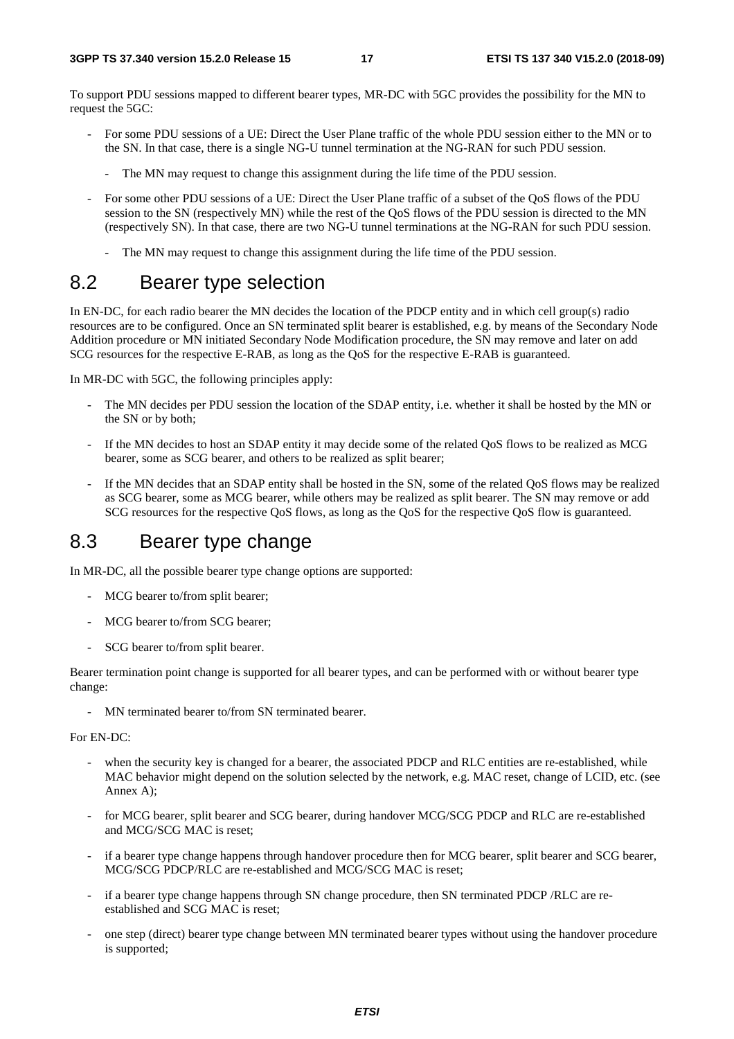To support PDU sessions mapped to different bearer types, MR-DC with 5GC provides the possibility for the MN to request the 5GC:

- For some PDU sessions of a UE: Direct the User Plane traffic of the whole PDU session either to the MN or to the SN. In that case, there is a single NG-U tunnel termination at the NG-RAN for such PDU session.
  - The MN may request to change this assignment during the life time of the PDU session.
- For some other PDU sessions of a UE: Direct the User Plane traffic of a subset of the QoS flows of the PDU session to the SN (respectively MN) while the rest of the QoS flows of the PDU session is directed to the MN (respectively SN). In that case, there are two NG-U tunnel terminations at the NG-RAN for such PDU session.
  - The MN may request to change this assignment during the life time of the PDU session.

## 8.2 Bearer type selection

In EN-DC, for each radio bearer the MN decides the location of the PDCP entity and in which cell group(s) radio resources are to be configured. Once an SN terminated split bearer is established, e.g. by means of the Secondary Node Addition procedure or MN initiated Secondary Node Modification procedure, the SN may remove and later on add SCG resources for the respective E-RAB, as long as the QoS for the respective E-RAB is guaranteed.

In MR-DC with 5GC, the following principles apply:

- The MN decides per PDU session the location of the SDAP entity, i.e. whether it shall be hosted by the MN or the SN or by both;
- If the MN decides to host an SDAP entity it may decide some of the related QoS flows to be realized as MCG bearer, some as SCG bearer, and others to be realized as split bearer;
- If the MN decides that an SDAP entity shall be hosted in the SN, some of the related QoS flows may be realized as SCG bearer, some as MCG bearer, while others may be realized as split bearer. The SN may remove or add SCG resources for the respective QoS flows, as long as the QoS for the respective QoS flow is guaranteed.

## 8.3 Bearer type change

In MR-DC, all the possible bearer type change options are supported:

- MCG bearer to/from split bearer;
- MCG bearer to/from SCG bearer;
- SCG bearer to/from split bearer.

Bearer termination point change is supported for all bearer types, and can be performed with or without bearer type change:

- MN terminated bearer to/from SN terminated bearer.

For EN-DC:

- when the security key is changed for a bearer, the associated PDCP and RLC entities are re-established, while MAC behavior might depend on the solution selected by the network, e.g. MAC reset, change of LCID, etc. (see Annex A);
- for MCG bearer, split bearer and SCG bearer, during handover MCG/SCG PDCP and RLC are re-established and MCG/SCG MAC is reset;
- if a bearer type change happens through handover procedure then for MCG bearer, split bearer and SCG bearer, MCG/SCG PDCP/RLC are re-established and MCG/SCG MAC is reset;
- if a bearer type change happens through SN change procedure, then SN terminated PDCP /RLC are re-established and SCG MAC is reset;
- one step (direct) bearer type change between MN terminated bearer types without using the handover procedure is supported;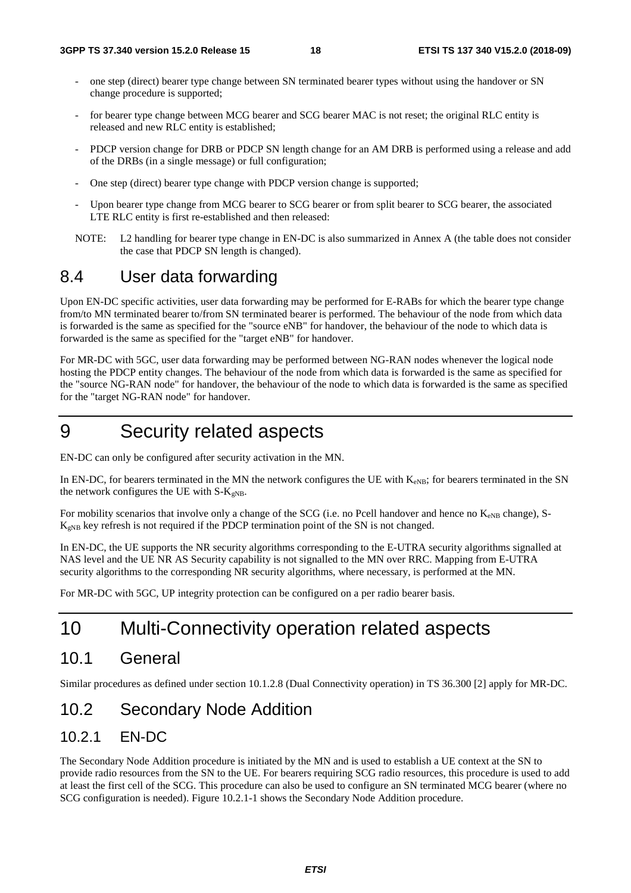- one step (direct) bearer type change between SN terminated bearer types without using the handover or SN change procedure is supported;
- for bearer type change between MCG bearer and SCG bearer MAC is not reset; the original RLC entity is released and new RLC entity is established;
- PDCP version change for DRB or PDCP SN length change for an AM DRB is performed using a release and add of the DRBs (in a single message) or full configuration;
- One step (direct) bearer type change with PDCP version change is supported;
- Upon bearer type change from MCG bearer to SCG bearer or from split bearer to SCG bearer, the associated LTE RLC entity is first re-established and then released:

NOTE: L2 handling for bearer type change in EN-DC is also summarized in Annex A (the table does not consider the case that PDCP SN length is changed).

## 8.4 User data forwarding

Upon EN-DC specific activities, user data forwarding may be performed for E-RABs for which the bearer type change from/to MN terminated bearer to/from SN terminated bearer is performed. The behaviour of the node from which data is forwarded is the same as specified for the "source eNB" for handover, the behaviour of the node to which data is forwarded is the same as specified for the "target eNB" for handover.

For MR-DC with 5GC, user data forwarding may be performed between NG-RAN nodes whenever the logical node hosting the PDCP entity changes. The behaviour of the node from which data is forwarded is the same as specified for the "source NG-RAN node" for handover, the behaviour of the node to which data is forwarded is the same as specified for the "target NG-RAN node" for handover.

# 9 Security related aspects

EN-DC can only be configured after security activation in the MN.

In EN-DC, for bearers terminated in the MN the network configures the UE with $K_{eNB}$; for bearers terminated in the SN the network configures the UE with S-$K_{gNB}$.

For mobility scenarios that involve only a change of the SCG (i.e. no Pcell handover and hence no $K_{eNB}$ change), S-$K_{gNB}$ key refresh is not required if the PDCP termination point of the SN is not changed.

In EN-DC, the UE supports the NR security algorithms corresponding to the E-UTRA security algorithms signalled at NAS level and the UE NR AS Security capability is not signalled to the MN over RRC. Mapping from E-UTRA security algorithms to the corresponding NR security algorithms, where necessary, is performed at the MN.

For MR-DC with 5GC, UP integrity protection can be configured on a per radio bearer basis.

# 10 Multi-Connectivity operation related aspects

## 10.1 General

Similar procedures as defined under section 10.1.2.8 (Dual Connectivity operation) in TS 36.300 [2] apply for MR-DC.

## 10.2 Secondary Node Addition

### 10.2.1 EN-DC

The Secondary Node Addition procedure is initiated by the MN and is used to establish a UE context at the SN to provide radio resources from the SN to the UE. For bearers requiring SCG radio resources, this procedure is used to add at least the first cell of the SCG. This procedure can also be used to configure an SN terminated MCG bearer (where no SCG configuration is needed). Figure 10.2.1-1 shows the Secondary Node Addition procedure.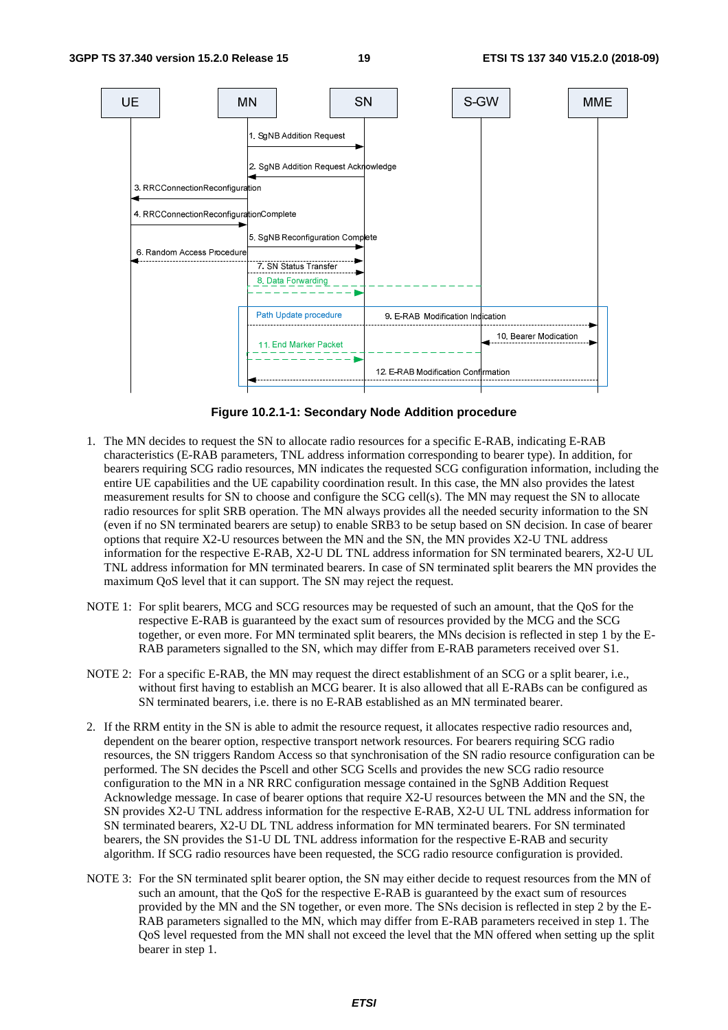**Figure 10.2.1-1: Secondary Node Addition procedure**

1. The MN decides to request the SN to allocate radio resources for a specific E-RAB, indicating E-RAB characteristics (E-RAB parameters, TNL address information corresponding to bearer type). In addition, for bearers requiring SCG radio resources, MN indicates the requested SCG configuration information, including the entire UE capabilities and the UE capability coordination result. In this case, the MN also provides the latest measurement results for SN to choose and configure the SCG cell(s). The MN may request the SN to allocate radio resources for split SRB operation. The MN always provides all the needed security information to the SN (even if no SN terminated bearers are setup) to enable SRB3 to be setup based on SN decision. In case of bearer options that require X2-U resources between the MN and the SN, the MN provides X2-U TNL address information for the respective E-RAB, X2-U DL TNL address information for SN terminated bearers, X2-U UL TNL address information for MN terminated bearers. In case of SN terminated split bearers the MN provides the maximum QoS level that it can support. The SN may reject the request.

NOTE 1: For split bearers, MCG and SCG resources may be requested of such an amount, that the QoS for the respective E-RAB is guaranteed by the exact sum of resources provided by the MCG and the SCG together, or even more. For MN terminated split bearers, the MNs decision is reflected in step 1 by the E-RAB parameters signalled to the SN, which may differ from E-RAB parameters received over S1.

NOTE 2: For a specific E-RAB, the MN may request the direct establishment of an SCG or a split bearer, i.e., without first having to establish an MCG bearer. It is also allowed that all E-RABs can be configured as SN terminated bearers, i.e. there is no E-RAB established as an MN terminated bearer.

2. If the RRM entity in the SN is able to admit the resource request, it allocates respective radio resources and, dependent on the bearer option, respective transport network resources. For bearers requiring SCG radio resources, the SN triggers Random Access so that synchronisation of the SN radio resource configuration can be performed. The SN decides the Pscell and other SCG Scells and provides the new SCG radio resource configuration to the MN in a NR RRC configuration message contained in the SgNB Addition Request Acknowledge message. In case of bearer options that require X2-U resources between the MN and the SN, the SN provides X2-U TNL address information for the respective E-RAB, X2-U UL TNL address information for SN terminated bearers, X2-U DL TNL address information for MN terminated bearers. For SN terminated bearers, the SN provides the S1-U DL TNL address information for the respective E-RAB and security algorithm. If SCG radio resources have been requested, the SCG radio resource configuration is provided.

NOTE 3: For the SN terminated split bearer option, the SN may either decide to request resources from the MN of such an amount, that the QoS for the respective E-RAB is guaranteed by the exact sum of resources provided by the MN and the SN together, or even more. The SNs decision is reflected in step 2 by the E-RAB parameters signalled to the MN, which may differ from E-RAB parameters received in step 1. The QoS level requested from the MN shall not exceed the level that the MN offered when setting up the split bearer in step 1.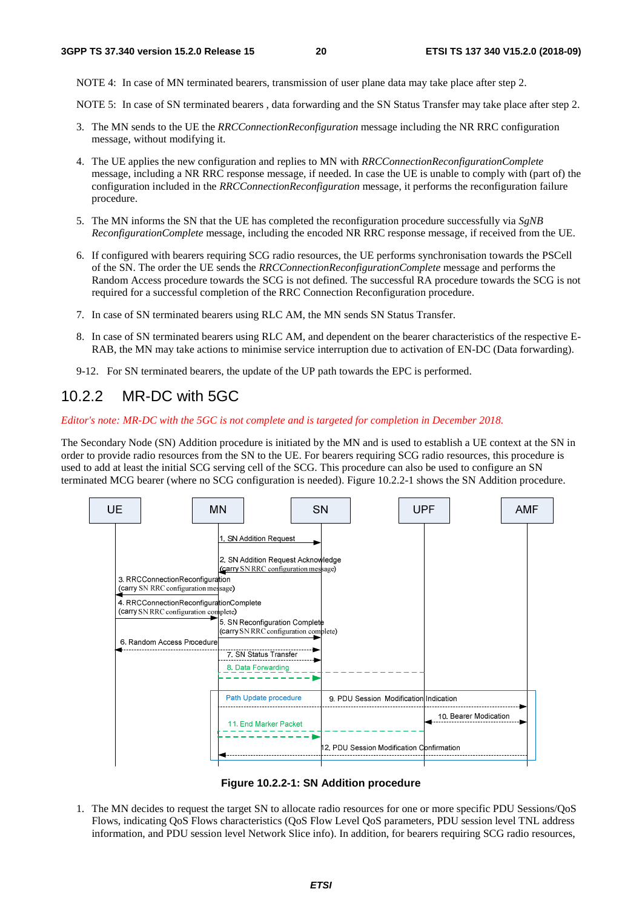NOTE 4: In case of MN terminated bearers, transmission of user plane data may take place after step 2.

NOTE 5: In case of SN terminated bearers , data forwarding and the SN Status Transfer may take place after step 2.

3. The MN sends to the UE the *RRCConnectionReconfiguration* message including the NR RRC configuration message, without modifying it.

4. The UE applies the new configuration and replies to MN with *RRCConnectionReconfigurationComplete* message, including a NR RRC response message, if needed. In case the UE is unable to comply with (part of) the configuration included in the *RRCConnectionReconfiguration* message, it performs the reconfiguration failure procedure.

5. The MN informs the SN that the UE has completed the reconfiguration procedure successfully via *SgNB ReconfigurationComplete* message, including the encoded NR RRC response message, if received from the UE.

6. If configured with bearers requiring SCG radio resources, the UE performs synchronisation towards the PSCell of the SN. The order the UE sends the *RRCConnectionReconfigurationComplete* message and performs the Random Access procedure towards the SCG is not defined. The successful RA procedure towards the SCG is not required for a successful completion of the RRC Connection Reconfiguration procedure.

7. In case of SN terminated bearers using RLC AM, the MN sends SN Status Transfer.

8. In case of SN terminated bearers using RLC AM, and dependent on the bearer characteristics of the respective E-RAB, the MN may take actions to minimise service interruption due to activation of EN-DC (Data forwarding).

9-12. For SN terminated bearers, the update of the UP path towards the EPC is performed.

## 10.2.2 MR-DC with 5GC

*Editor's note: MR-DC with the 5GC is not complete and is targeted for completion in December 2018.*

The Secondary Node (SN) Addition procedure is initiated by the MN and is used to establish a UE context at the SN in order to provide radio resources from the SN to the UE. For bearers requiring SCG radio resources, this procedure is used to add at least the initial SCG serving cell of the SCG. This procedure can also be used to configure an SN terminated MCG bearer (where no SCG configuration is needed). Figure 10.2.2-1 shows the SN Addition procedure.

UE | MN | SN | UPF | AMF

1. SN Addition Request
2. SN Addition Request Acknowledge (carry SN RRC configuration message)
3. RRCConnectionReconfiguration (carry SN RRC configuration message)
4. RRCConnectionReconfigurationComplete (carry SN RRC configuration complete)
5. SN Reconfiguration Complete (carry SN RRC configuration complete)
6. Random Access Procedure
7. SN Status Transfer
8. Data Forwarding
Path Update procedure
9. PDU Session Modification Indication
10. Bearer Modication
11. End Marker Packet
12. PDU Session Modification Confirmation

**Figure 10.2.2-1: SN Addition procedure**

1. The MN decides to request the target SN to allocate radio resources for one or more specific PDU Sessions/QoS Flows, indicating QoS Flows characteristics (QoS Flow Level QoS parameters, PDU session level TNL address information, and PDU session level Network Slice info). In addition, for bearers requiring SCG radio resources,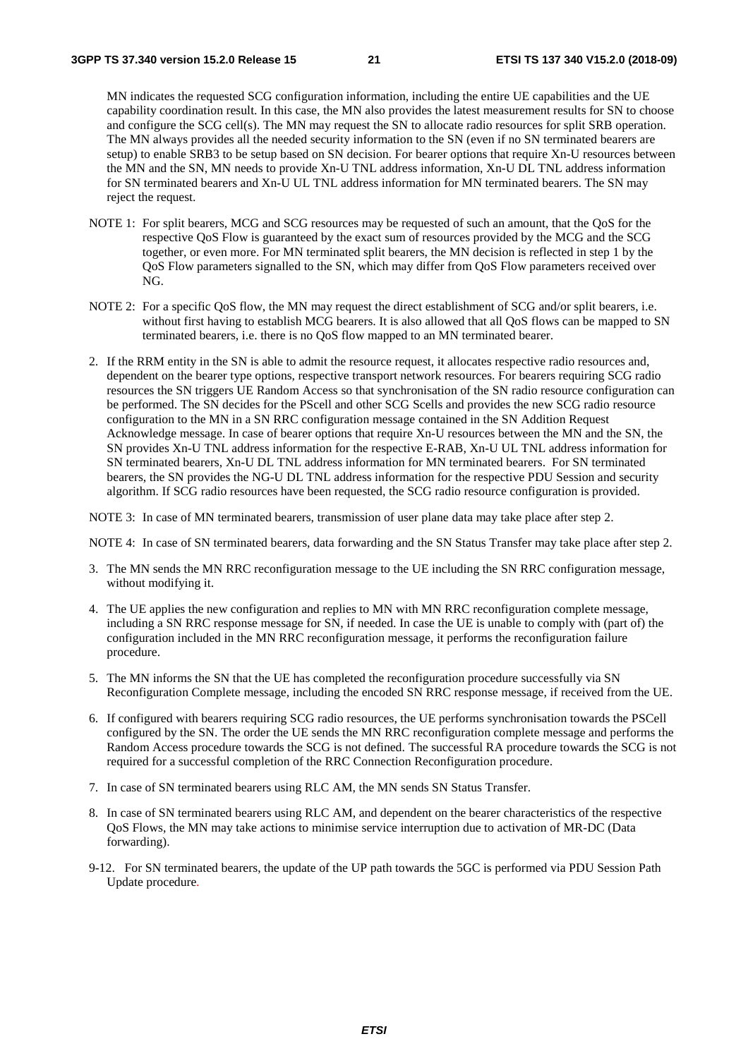MN indicates the requested SCG configuration information, including the entire UE capabilities and the UE capability coordination result. In this case, the MN also provides the latest measurement results for SN to choose and configure the SCG cell(s). The MN may request the SN to allocate radio resources for split SRB operation. The MN always provides all the needed security information to the SN (even if no SN terminated bearers are setup) to enable SRB3 to be setup based on SN decision. For bearer options that require Xn-U resources between the MN and the SN, MN needs to provide Xn-U TNL address information, Xn-U DL TNL address information for SN terminated bearers and Xn-U UL TNL address information for MN terminated bearers. The SN may reject the request.

NOTE 1: For split bearers, MCG and SCG resources may be requested of such an amount, that the QoS for the respective QoS Flow is guaranteed by the exact sum of resources provided by the MCG and the SCG together, or even more. For MN terminated split bearers, the MN decision is reflected in step 1 by the QoS Flow parameters signalled to the SN, which may differ from QoS Flow parameters received over NG.

NOTE 2: For a specific QoS flow, the MN may request the direct establishment of SCG and/or split bearers, i.e. without first having to establish MCG bearers. It is also allowed that all QoS flows can be mapped to SN terminated bearers, i.e. there is no QoS flow mapped to an MN terminated bearer.

2. If the RRM entity in the SN is able to admit the resource request, it allocates respective radio resources and, dependent on the bearer type options, respective transport network resources. For bearers requiring SCG radio resources the SN triggers UE Random Access so that synchronisation of the SN radio resource configuration can be performed. The SN decides for the PScell and other SCG Scells and provides the new SCG radio resource configuration to the MN in a SN RRC configuration message contained in the SN Addition Request Acknowledge message. In case of bearer options that require Xn-U resources between the MN and the SN, the SN provides Xn-U TNL address information for the respective E-RAB, Xn-U UL TNL address information for SN terminated bearers, Xn-U DL TNL address information for MN terminated bearers. For SN terminated bearers, the SN provides the NG-U DL TNL address information for the respective PDU Session and security algorithm. If SCG radio resources have been requested, the SCG radio resource configuration is provided.

NOTE 3: In case of MN terminated bearers, transmission of user plane data may take place after step 2.

NOTE 4: In case of SN terminated bearers, data forwarding and the SN Status Transfer may take place after step 2.

3. The MN sends the MN RRC reconfiguration message to the UE including the SN RRC configuration message, without modifying it.

4. The UE applies the new configuration and replies to MN with MN RRC reconfiguration complete message, including a SN RRC response message for SN, if needed. In case the UE is unable to comply with (part of) the configuration included in the MN RRC reconfiguration message, it performs the reconfiguration failure procedure.

5. The MN informs the SN that the UE has completed the reconfiguration procedure successfully via SN Reconfiguration Complete message, including the encoded SN RRC response message, if received from the UE.

6. If configured with bearers requiring SCG radio resources, the UE performs synchronisation towards the PSCell configured by the SN. The order the UE sends the MN RRC reconfiguration complete message and performs the Random Access procedure towards the SCG is not defined. The successful RA procedure towards the SCG is not required for a successful completion of the RRC Connection Reconfiguration procedure.

7. In case of SN terminated bearers using RLC AM, the MN sends SN Status Transfer.

8. In case of SN terminated bearers using RLC AM, and dependent on the bearer characteristics of the respective QoS Flows, the MN may take actions to minimise service interruption due to activation of MR-DC (Data forwarding).

9-12. For SN terminated bearers, the update of the UP path towards the 5GC is performed via PDU Session Path Update procedure.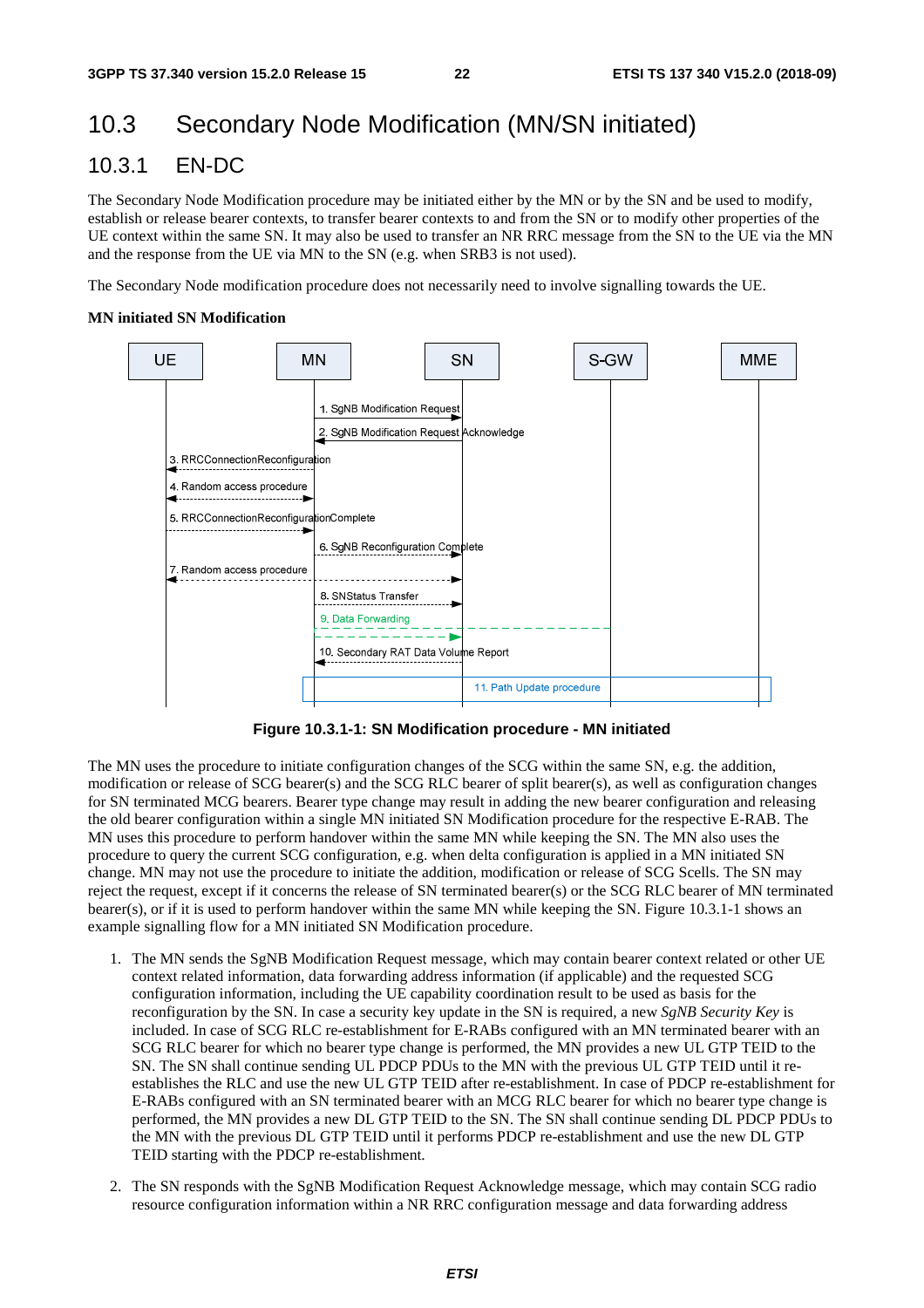## 10.3 Secondary Node Modification (MN/SN initiated)

### 10.3.1 EN-DC

The Secondary Node Modification procedure may be initiated either by the MN or by the SN and be used to modify, establish or release bearer contexts, to transfer bearer contexts to and from the SN or to modify other properties of the UE context within the same SN. It may also be used to transfer an NR RRC message from the SN to the UE via the MN and the response from the UE via MN to the SN (e.g. when SRB3 is not used).

The Secondary Node modification procedure does not necessarily need to involve signalling towards the UE.

**MN initiated SN Modification**

**Figure 10.3.1-1: SN Modification procedure - MN initiated**

The MN uses the procedure to initiate configuration changes of the SCG within the same SN, e.g. the addition, modification or release of SCG bearer(s) and the SCG RLC bearer of split bearer(s), as well as configuration changes for SN terminated MCG bearers. Bearer type change may result in adding the new bearer configuration and releasing the old bearer configuration within a single MN initiated SN Modification procedure for the respective E-RAB. The MN uses this procedure to perform handover within the same MN while keeping the SN. The MN also uses the procedure to query the current SCG configuration, e.g. when delta configuration is applied in a MN initiated SN change. MN may not use the procedure to initiate the addition, modification or release of SCG Scells. The SN may reject the request, except if it concerns the release of SN terminated bearer(s) or the SCG RLC bearer of MN terminated bearer(s), or if it is used to perform handover within the same MN while keeping the SN. Figure 10.3.1-1 shows an example signalling flow for a MN initiated SN Modification procedure.

1. The MN sends the SgNB Modification Request message, which may contain bearer context related or other UE context related information, data forwarding address information (if applicable) and the requested SCG configuration information, including the UE capability coordination result to be used as basis for the reconfiguration by the SN. In case a security key update in the SN is required, a new *SgNB Security Key* is included. In case of SCG RLC re-establishment for E-RABs configured with an MN terminated bearer with an SCG RLC bearer for which no bearer type change is performed, the MN provides a new UL GTP TEID to the SN. The SN shall continue sending UL PDCP PDUs to the MN with the previous UL GTP TEID until it re-establishes the RLC and use the new UL GTP TEID after re-establishment. In case of PDCP re-establishment for E-RABs configured with an SN terminated bearer with an MCG RLC bearer for which no bearer type change is performed, the MN provides a new DL GTP TEID to the SN. The SN shall continue sending DL PDCP PDUs to the MN with the previous DL GTP TEID until it performs PDCP re-establishment and use the new DL GTP TEID starting with the PDCP re-establishment.

2. The SN responds with the SgNB Modification Request Acknowledge message, which may contain SCG radio resource configuration information within a NR RRC configuration message and data forwarding address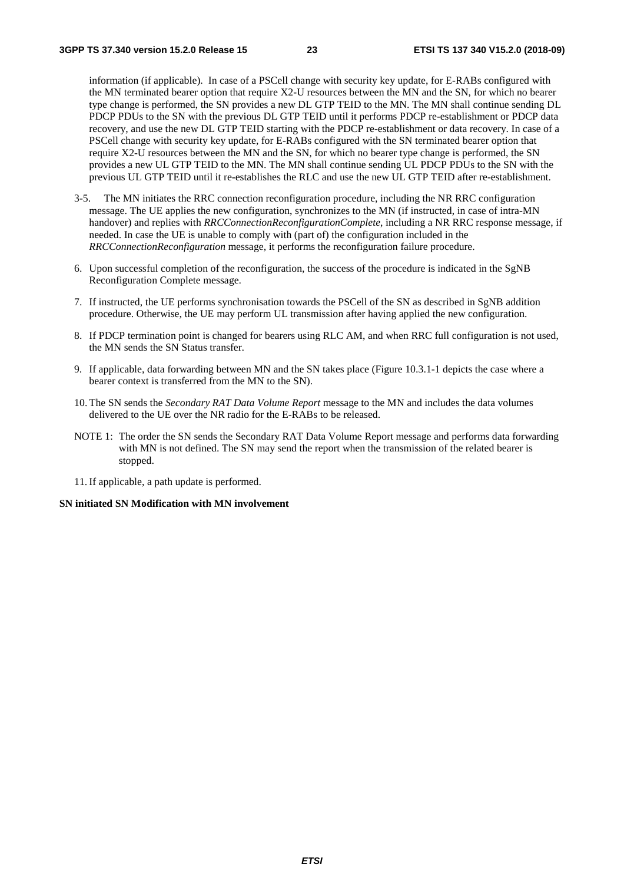information (if applicable). In case of a PSCell change with security key update, for E-RABs configured with the MN terminated bearer option that require X2-U resources between the MN and the SN, for which no bearer type change is performed, the SN provides a new DL GTP TEID to the MN. The MN shall continue sending DL PDCP PDUs to the SN with the previous DL GTP TEID until it performs PDCP re-establishment or PDCP data recovery, and use the new DL GTP TEID starting with the PDCP re-establishment or data recovery. In case of a PSCell change with security key update, for E-RABs configured with the SN terminated bearer option that require X2-U resources between the MN and the SN, for which no bearer type change is performed, the SN provides a new UL GTP TEID to the MN. The MN shall continue sending UL PDCP PDUs to the SN with the previous UL GTP TEID until it re-establishes the RLC and use the new UL GTP TEID after re-establishment.

3-5. The MN initiates the RRC connection reconfiguration procedure, including the NR RRC configuration message. The UE applies the new configuration, synchronizes to the MN (if instructed, in case of intra-MN handover) and replies with *RRCConnectionReconfigurationComplete*, including a NR RRC response message, if needed. In case the UE is unable to comply with (part of) the configuration included in the *RRCConnectionReconfiguration* message, it performs the reconfiguration failure procedure.

6. Upon successful completion of the reconfiguration, the success of the procedure is indicated in the SgNB Reconfiguration Complete message.

7. If instructed, the UE performs synchronisation towards the PSCell of the SN as described in SgNB addition procedure. Otherwise, the UE may perform UL transmission after having applied the new configuration.

8. If PDCP termination point is changed for bearers using RLC AM, and when RRC full configuration is not used, the MN sends the SN Status transfer.

9. If applicable, data forwarding between MN and the SN takes place (Figure 10.3.1-1 depicts the case where a bearer context is transferred from the MN to the SN).

10. The SN sends the *Secondary RAT Data Volume Report* message to the MN and includes the data volumes delivered to the UE over the NR radio for the E-RABs to be released.

NOTE 1: The order the SN sends the Secondary RAT Data Volume Report message and performs data forwarding with MN is not defined. The SN may send the report when the transmission of the related bearer is stopped.

11. If applicable, a path update is performed.

**SN initiated SN Modification with MN involvement**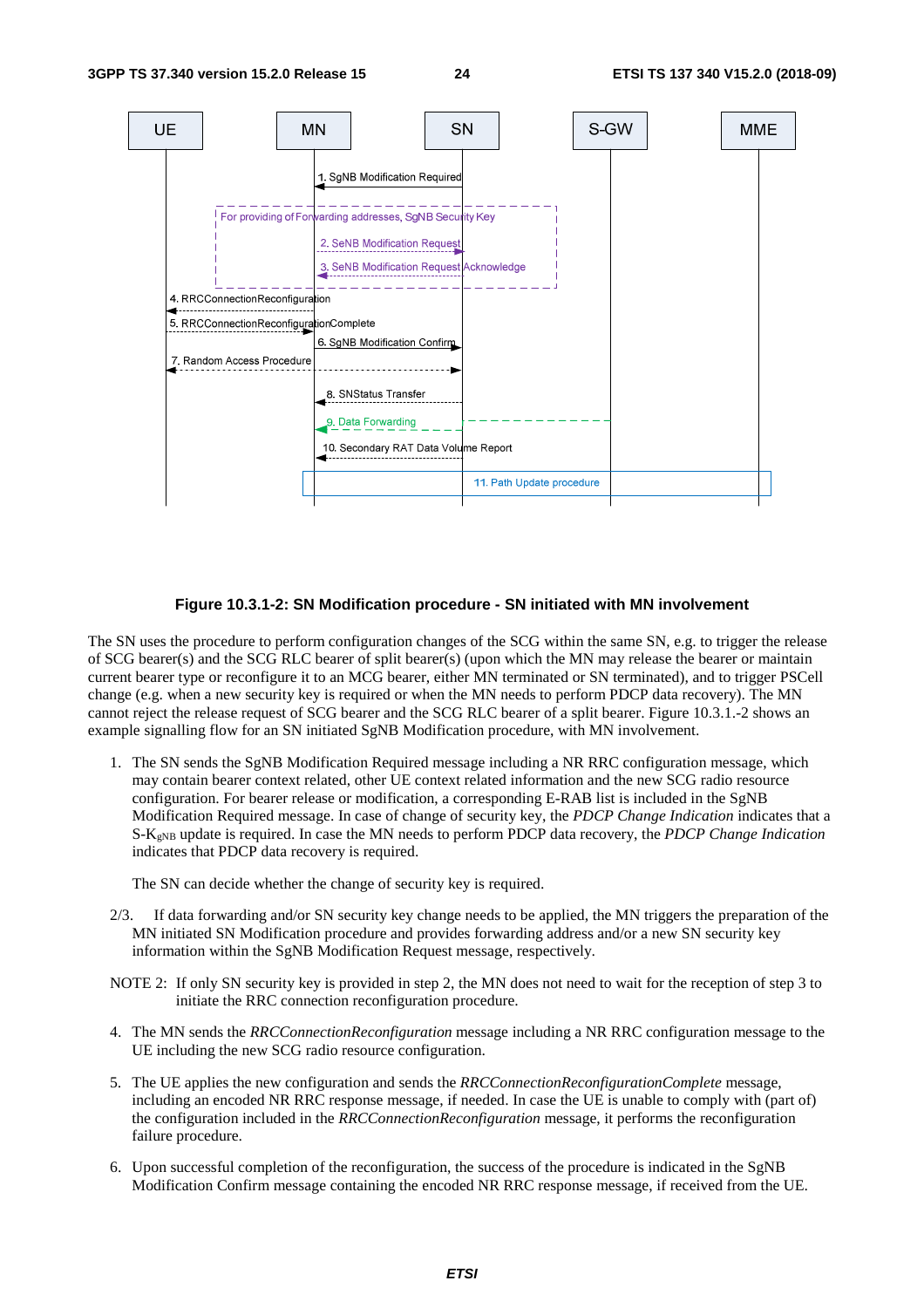**Figure 10.3.1-2: SN Modification procedure - SN initiated with MN involvement**

The SN uses the procedure to perform configuration changes of the SCG within the same SN, e.g. to trigger the release of SCG bearer(s) and the SCG RLC bearer of split bearer(s) (upon which the MN may release the bearer or maintain current bearer type or reconfigure it to an MCG bearer, either MN terminated or SN terminated), and to trigger PSCell change (e.g. when a new security key is required or when the MN needs to perform PDCP data recovery). The MN cannot reject the release request of SCG bearer and the SCG RLC bearer of a split bearer. Figure 10.3.1.-2 shows an example signalling flow for an SN initiated SgNB Modification procedure, with MN involvement.

1. The SN sends the SgNB Modification Required message including a NR RRC configuration message, which may contain bearer context related, other UE context related information and the new SCG radio resource configuration. For bearer release or modification, a corresponding E-RAB list is included in the SgNB Modification Required message. In case of change of security key, the *PDCP Change Indication* indicates that a S-$K_{gNB}$ update is required. In case the MN needs to perform PDCP data recovery, the *PDCP Change Indication* indicates that PDCP data recovery is required.

   The SN can decide whether the change of security key is required.

2/3. If data forwarding and/or SN security key change needs to be applied, the MN triggers the preparation of the MN initiated SN Modification procedure and provides forwarding address and/or a new SN security key information within the SgNB Modification Request message, respectively.

NOTE 2: If only SN security key is provided in step 2, the MN does not need to wait for the reception of step 3 to initiate the RRC connection reconfiguration procedure.

4. The MN sends the *RRCConnectionReconfiguration* message including a NR RRC configuration message to the UE including the new SCG radio resource configuration.

5. The UE applies the new configuration and sends the *RRCConnectionReconfigurationComplete* message, including an encoded NR RRC response message, if needed. In case the UE is unable to comply with (part of) the configuration included in the *RRCConnectionReconfiguration* message, it performs the reconfiguration failure procedure.

6. Upon successful completion of the reconfiguration, the success of the procedure is indicated in the SgNB Modification Confirm message containing the encoded NR RRC response message, if received from the UE.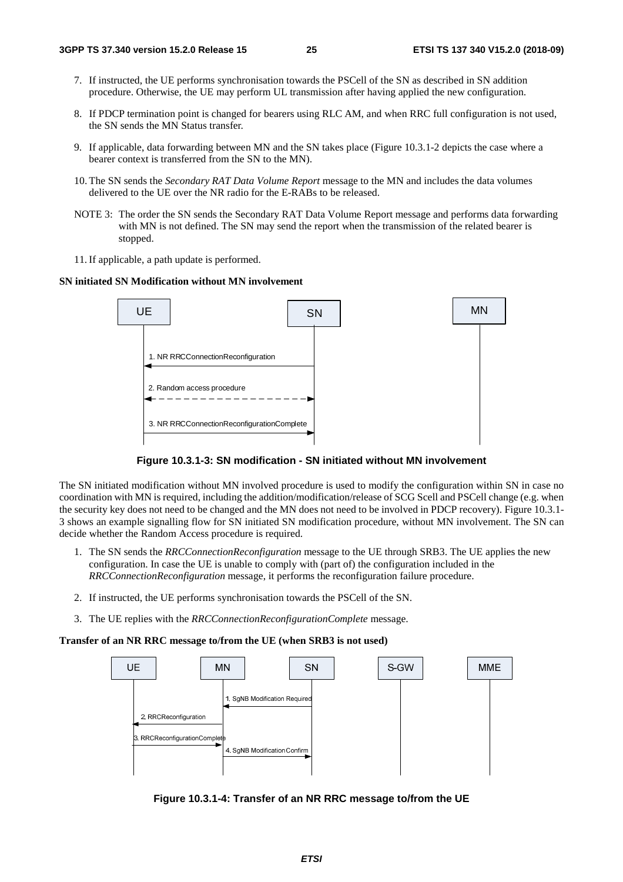7. If instructed, the UE performs synchronisation towards the PSCell of the SN as described in SN addition procedure. Otherwise, the UE may perform UL transmission after having applied the new configuration.

8. If PDCP termination point is changed for bearers using RLC AM, and when RRC full configuration is not used, the SN sends the MN Status transfer.

9. If applicable, data forwarding between MN and the SN takes place (Figure 10.3.1-2 depicts the case where a bearer context is transferred from the SN to the MN).

10. The SN sends the *Secondary RAT Data Volume Report* message to the MN and includes the data volumes delivered to the UE over the NR radio for the E-RABs to be released.

NOTE 3: The order the SN sends the Secondary RAT Data Volume Report message and performs data forwarding with MN is not defined. The SN may send the report when the transmission of the related bearer is stopped.

11. If applicable, a path update is performed.

**SN initiated SN Modification without MN involvement**

UE | SN | MN

1. NR RRCConnectionReconfiguration
2. Random access procedure
3. NR RRCConnectionReconfigurationComplete

**Figure 10.3.1-3: SN modification - SN initiated without MN involvement**

The SN initiated modification without MN involved procedure is used to modify the configuration within SN in case no coordination with MN is required, including the addition/modification/release of SCG Scell and PSCell change (e.g. when the security key does not need to be changed and the MN does not need to be involved in PDCP recovery). Figure 10.3.1-3 shows an example signalling flow for SN initiated SN modification procedure, without MN involvement. The SN can decide whether the Random Access procedure is required.

1. The SN sends the *RRCConnectionReconfiguration* message to the UE through SRB3. The UE applies the new configuration. In case the UE is unable to comply with (part of) the configuration included in the *RRCConnectionReconfiguration* message, it performs the reconfiguration failure procedure.

2. If instructed, the UE performs synchronisation towards the PSCell of the SN.

3. The UE replies with the *RRCConnectionReconfigurationComplete* message.

**Transfer of an NR RRC message to/from the UE (when SRB3 is not used)**

UE | MN | SN | S-GW | MME

1. SgNB Modification Required
2. RRCReconfiguration
3. RRCReconfigurationComplete
4. SgNB Modification Confirm

**Figure 10.3.1-4: Transfer of an NR RRC message to/from the UE**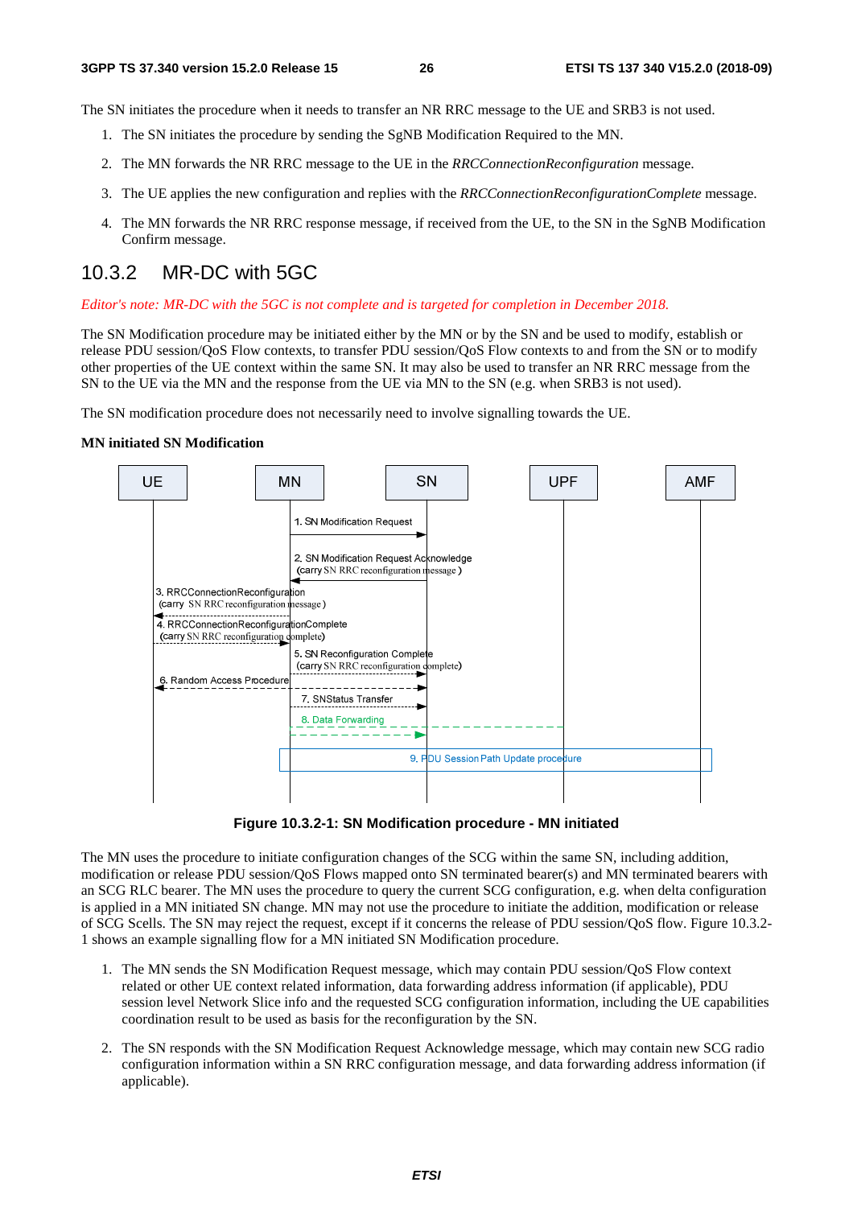The SN initiates the procedure when it needs to transfer an NR RRC message to the UE and SRB3 is not used.

1. The SN initiates the procedure by sending the SgNB Modification Required to the MN.
2. The MN forwards the NR RRC message to the UE in the *RRCConnectionReconfiguration* message.
3. The UE applies the new configuration and replies with the *RRCConnectionReconfigurationComplete* message.
4. The MN forwards the NR RRC response message, if received from the UE, to the SN in the SgNB Modification Confirm message.

## 10.3.2 MR-DC with 5GC

*Editor's note: MR-DC with the 5GC is not complete and is targeted for completion in December 2018.*

The SN Modification procedure may be initiated either by the MN or by the SN and be used to modify, establish or release PDU session/QoS Flow contexts, to transfer PDU session/QoS Flow contexts to and from the SN or to modify other properties of the UE context within the same SN. It may also be used to transfer an NR RRC message from the SN to the UE via the MN and the response from the UE via MN to the SN (e.g. when SRB3 is not used).

The SN modification procedure does not necessarily need to involve signalling towards the UE.

**MN initiated SN Modification**

UE | MN | SN | UPF | AMF

1. SN Modification Request
2. SN Modification Request Acknowledge (carry SN RRC reconfiguration message)
3. RRCConnectionReconfiguration (carry SN RRC reconfiguration message)
4. RRCConnectionReconfigurationComplete (carry SN RRC reconfiguration complete)
5. SN Reconfiguration Complete (carry SN RRC reconfiguration complete)
6. Random Access Procedure
7. SNStatus Transfer
8. Data Forwarding
9. PDU Session Path Update procedure

**Figure 10.3.2-1: SN Modification procedure - MN initiated**

The MN uses the procedure to initiate configuration changes of the SCG within the same SN, including addition, modification or release PDU session/QoS Flows mapped onto SN terminated bearer(s) and MN terminated bearers with an SCG RLC bearer. The MN uses the procedure to query the current SCG configuration, e.g. when delta configuration is applied in a MN initiated SN change. MN may not use the procedure to initiate the addition, modification or release of SCG Scells. The SN may reject the request, except if it concerns the release of PDU session/QoS flow. Figure 10.3.2-1 shows an example signalling flow for a MN initiated SN Modification procedure.

1. The MN sends the SN Modification Request message, which may contain PDU session/QoS Flow context related or other UE context related information, data forwarding address information (if applicable), PDU session level Network Slice info and the requested SCG configuration information, including the UE capabilities coordination result to be used as basis for the reconfiguration by the SN.
2. The SN responds with the SN Modification Request Acknowledge message, which may contain new SCG radio configuration information within a SN RRC configuration message, and data forwarding address information (if applicable).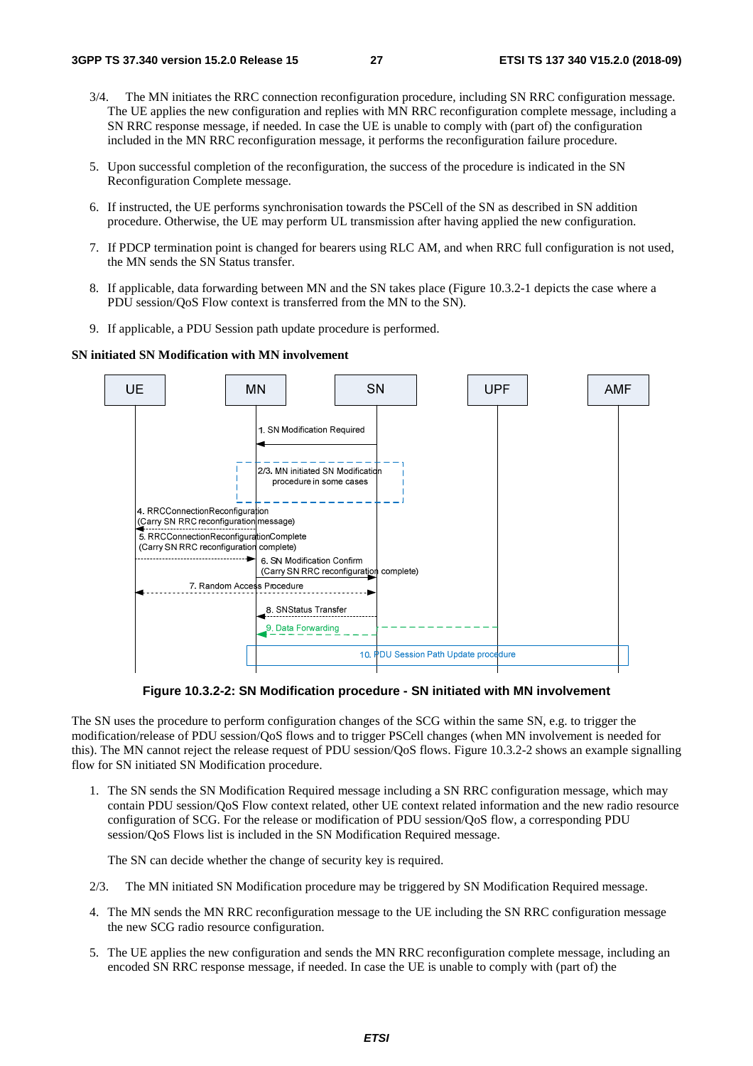3/4. The MN initiates the RRC connection reconfiguration procedure, including SN RRC configuration message. The UE applies the new configuration and replies with MN RRC reconfiguration complete message, including a SN RRC response message, if needed. In case the UE is unable to comply with (part of) the configuration included in the MN RRC reconfiguration message, it performs the reconfiguration failure procedure.

5. Upon successful completion of the reconfiguration, the success of the procedure is indicated in the SN Reconfiguration Complete message.

6. If instructed, the UE performs synchronisation towards the PSCell of the SN as described in SN addition procedure. Otherwise, the UE may perform UL transmission after having applied the new configuration.

7. If PDCP termination point is changed for bearers using RLC AM, and when RRC full configuration is not used, the MN sends the SN Status transfer.

8. If applicable, data forwarding between MN and the SN takes place (Figure 10.3.2-1 depicts the case where a PDU session/QoS Flow context is transferred from the MN to the SN).

9. If applicable, a PDU Session path update procedure is performed.

**SN initiated SN Modification with MN involvement**

**Figure 10.3.2-2: SN Modification procedure - SN initiated with MN involvement**

The SN uses the procedure to perform configuration changes of the SCG within the same SN, e.g. to trigger the modification/release of PDU session/QoS flows and to trigger PSCell changes (when MN involvement is needed for this). The MN cannot reject the release request of PDU session/QoS flows. Figure 10.3.2-2 shows an example signalling flow for SN initiated SN Modification procedure.

1. The SN sends the SN Modification Required message including a SN RRC configuration message, which may contain PDU session/QoS Flow context related, other UE context related information and the new radio resource configuration of SCG. For the release or modification of PDU session/QoS flow, a corresponding PDU session/QoS Flows list is included in the SN Modification Required message.

   The SN can decide whether the change of security key is required.

2/3. The MN initiated SN Modification procedure may be triggered by SN Modification Required message.

4. The MN sends the MN RRC reconfiguration message to the UE including the SN RRC configuration message the new SCG radio resource configuration.

5. The UE applies the new configuration and sends the MN RRC reconfiguration complete message, including an encoded SN RRC response message, if needed. In case the UE is unable to comply with (part of) the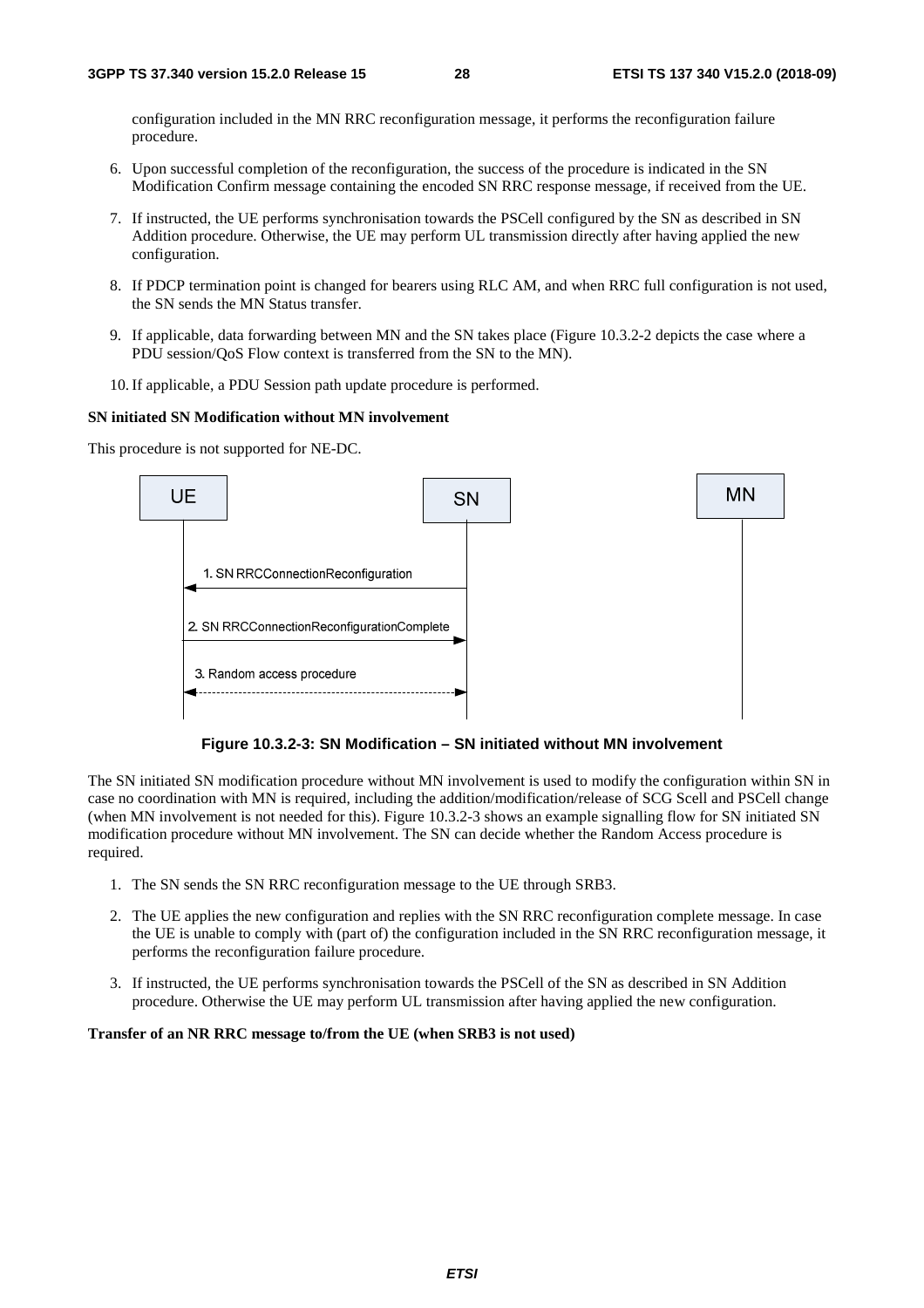configuration included in the MN RRC reconfiguration message, it performs the reconfiguration failure procedure.

6. Upon successful completion of the reconfiguration, the success of the procedure is indicated in the SN Modification Confirm message containing the encoded SN RRC response message, if received from the UE.
7. If instructed, the UE performs synchronisation towards the PSCell configured by the SN as described in SN Addition procedure. Otherwise, the UE may perform UL transmission directly after having applied the new configuration.
8. If PDCP termination point is changed for bearers using RLC AM, and when RRC full configuration is not used, the SN sends the MN Status transfer.
9. If applicable, data forwarding between MN and the SN takes place (Figure 10.3.2-2 depicts the case where a PDU session/QoS Flow context is transferred from the SN to the MN).
10. If applicable, a PDU Session path update procedure is performed.

**SN initiated SN Modification without MN involvement**

This procedure is not supported for NE-DC.

UE | SN | MN

1. SN RRCConnectionReconfiguration
2. SN RRCConnectionReconfigurationComplete
3. Random access procedure

**Figure 10.3.2-3: SN Modification – SN initiated without MN involvement**

The SN initiated SN modification procedure without MN involvement is used to modify the configuration within SN in case no coordination with MN is required, including the addition/modification/release of SCG Scell and PSCell change (when MN involvement is not needed for this). Figure 10.3.2-3 shows an example signalling flow for SN initiated SN modification procedure without MN involvement. The SN can decide whether the Random Access procedure is required.

1. The SN sends the SN RRC reconfiguration message to the UE through SRB3.
2. The UE applies the new configuration and replies with the SN RRC reconfiguration complete message. In case the UE is unable to comply with (part of) the configuration included in the SN RRC reconfiguration message, it performs the reconfiguration failure procedure.
3. If instructed, the UE performs synchronisation towards the PSCell of the SN as described in SN Addition procedure. Otherwise the UE may perform UL transmission after having applied the new configuration.

**Transfer of an NR RRC message to/from the UE (when SRB3 is not used)**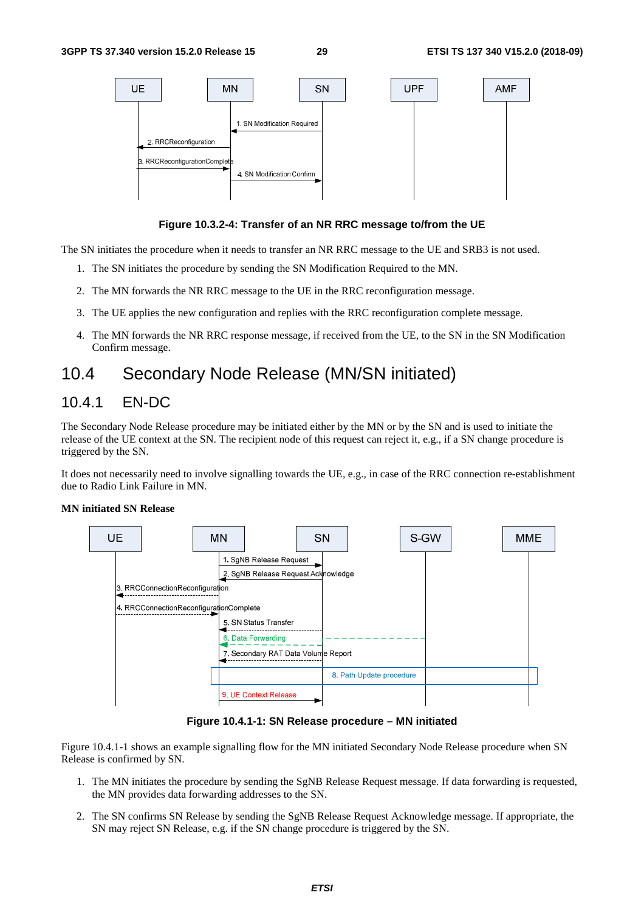Figure 10.3.2-4: Transfer of an NR RRC message to/from the UE

The SN initiates the procedure when it needs to transfer an NR RRC message to the UE and SRB3 is not used.

1. The SN initiates the procedure by sending the SN Modification Required to the MN.
2. The MN forwards the NR RRC message to the UE in the RRC reconfiguration message.
3. The UE applies the new configuration and replies with the RRC reconfiguration complete message.
4. The MN forwards the NR RRC response message, if received from the UE, to the SN in the SN Modification Confirm message.

## 10.4 Secondary Node Release (MN/SN initiated)

### 10.4.1 EN-DC

The Secondary Node Release procedure may be initiated either by the MN or by the SN and is used to initiate the release of the UE context at the SN. The recipient node of this request can reject it, e.g., if a SN change procedure is triggered by the SN.

It does not necessarily need to involve signalling towards the UE, e.g., in case of the RRC connection re-establishment due to Radio Link Failure in MN.

**MN initiated SN Release**

Figure 10.4.1-1: SN Release procedure – MN initiated

Figure 10.4.1-1 shows an example signalling flow for the MN initiated Secondary Node Release procedure when SN Release is confirmed by SN.

1. The MN initiates the procedure by sending the SgNB Release Request message. If data forwarding is requested, the MN provides data forwarding addresses to the SN.
2. The SN confirms SN Release by sending the SgNB Release Request Acknowledge message. If appropriate, the SN may reject SN Release, e.g. if the SN change procedure is triggered by the SN.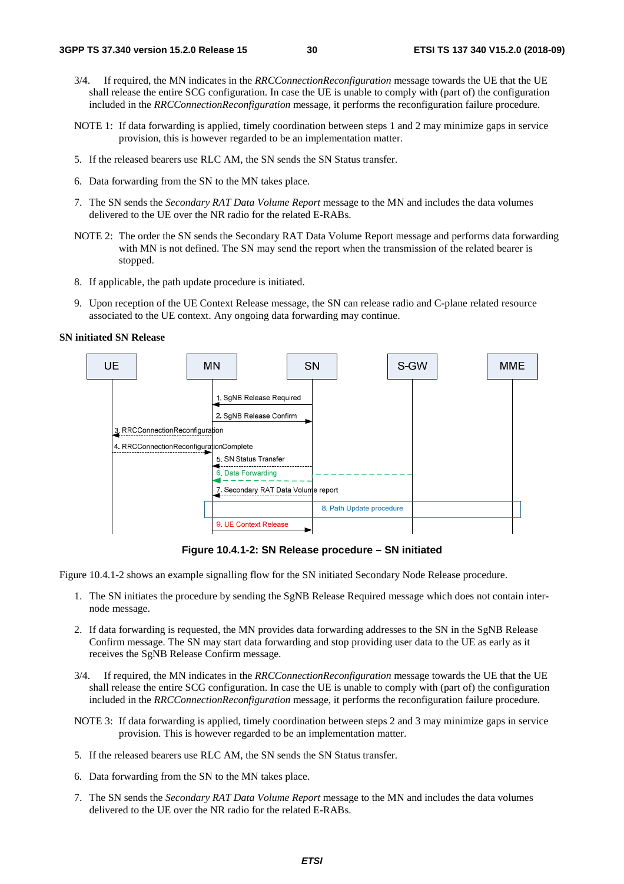3/4. If required, the MN indicates in the *RRCConnectionReconfiguration* message towards the UE that the UE shall release the entire SCG configuration. In case the UE is unable to comply with (part of) the configuration included in the *RRCConnectionReconfiguration* message, it performs the reconfiguration failure procedure.

NOTE 1: If data forwarding is applied, timely coordination between steps 1 and 2 may minimize gaps in service provision, this is however regarded to be an implementation matter.

5. If the released bearers use RLC AM, the SN sends the SN Status transfer.

6. Data forwarding from the SN to the MN takes place.

7. The SN sends the *Secondary RAT Data Volume Report* message to the MN and includes the data volumes delivered to the UE over the NR radio for the related E-RABs.

NOTE 2: The order the SN sends the Secondary RAT Data Volume Report message and performs data forwarding with MN is not defined. The SN may send the report when the transmission of the related bearer is stopped.

8. If applicable, the path update procedure is initiated.

9. Upon reception of the UE Context Release message, the SN can release radio and C-plane related resource associated to the UE context. Any ongoing data forwarding may continue.

**SN initiated SN Release**

**Figure 10.4.1-2: SN Release procedure – SN initiated**

Figure 10.4.1-2 shows an example signalling flow for the SN initiated Secondary Node Release procedure.

1. The SN initiates the procedure by sending the SgNB Release Required message which does not contain inter-node message.

2. If data forwarding is requested, the MN provides data forwarding addresses to the SN in the SgNB Release Confirm message. The SN may start data forwarding and stop providing user data to the UE as early as it receives the SgNB Release Confirm message.

3/4. If required, the MN indicates in the *RRCConnectionReconfiguration* message towards the UE that the UE shall release the entire SCG configuration. In case the UE is unable to comply with (part of) the configuration included in the *RRCConnectionReconfiguration* message, it performs the reconfiguration failure procedure.

NOTE 3: If data forwarding is applied, timely coordination between steps 2 and 3 may minimize gaps in service provision. This is however regarded to be an implementation matter.

5. If the released bearers use RLC AM, the SN sends the SN Status transfer.

6. Data forwarding from the SN to the MN takes place.

7. The SN sends the *Secondary RAT Data Volume Report* message to the MN and includes the data volumes delivered to the UE over the NR radio for the related E-RABs.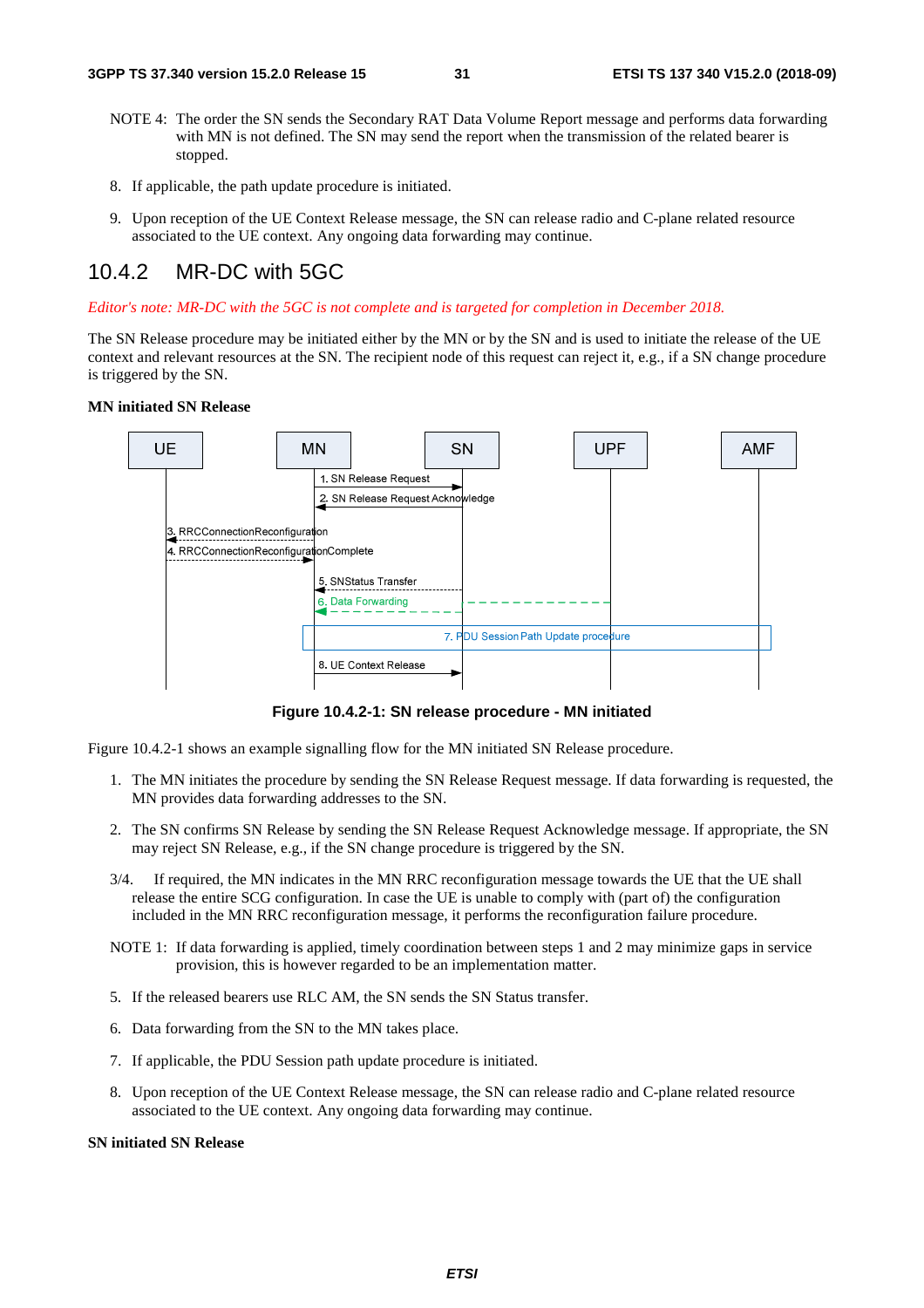NOTE 4: The order the SN sends the Secondary RAT Data Volume Report message and performs data forwarding with MN is not defined. The SN may send the report when the transmission of the related bearer is stopped.

8. If applicable, the path update procedure is initiated.

9. Upon reception of the UE Context Release message, the SN can release radio and C-plane related resource associated to the UE context. Any ongoing data forwarding may continue.

## 10.4.2 MR-DC with 5GC

*Editor's note: MR-DC with the 5GC is not complete and is targeted for completion in December 2018.*

The SN Release procedure may be initiated either by the MN or by the SN and is used to initiate the release of the UE context and relevant resources at the SN. The recipient node of this request can reject it, e.g., if a SN change procedure is triggered by the SN.

**MN initiated SN Release**

**Figure 10.4.2-1: SN release procedure - MN initiated**

Figure 10.4.2-1 shows an example signalling flow for the MN initiated SN Release procedure.

1. The MN initiates the procedure by sending the SN Release Request message. If data forwarding is requested, the MN provides data forwarding addresses to the SN.

2. The SN confirms SN Release by sending the SN Release Request Acknowledge message. If appropriate, the SN may reject SN Release, e.g., if the SN change procedure is triggered by the SN.

3/4. If required, the MN indicates in the MN RRC reconfiguration message towards the UE that the UE shall release the entire SCG configuration. In case the UE is unable to comply with (part of) the configuration included in the MN RRC reconfiguration message, it performs the reconfiguration failure procedure.

NOTE 1: If data forwarding is applied, timely coordination between steps 1 and 2 may minimize gaps in service provision, this is however regarded to be an implementation matter.

5. If the released bearers use RLC AM, the SN sends the SN Status transfer.

6. Data forwarding from the SN to the MN takes place.

7. If applicable, the PDU Session path update procedure is initiated.

8. Upon reception of the UE Context Release message, the SN can release radio and C-plane related resource associated to the UE context. Any ongoing data forwarding may continue.

**SN initiated SN Release**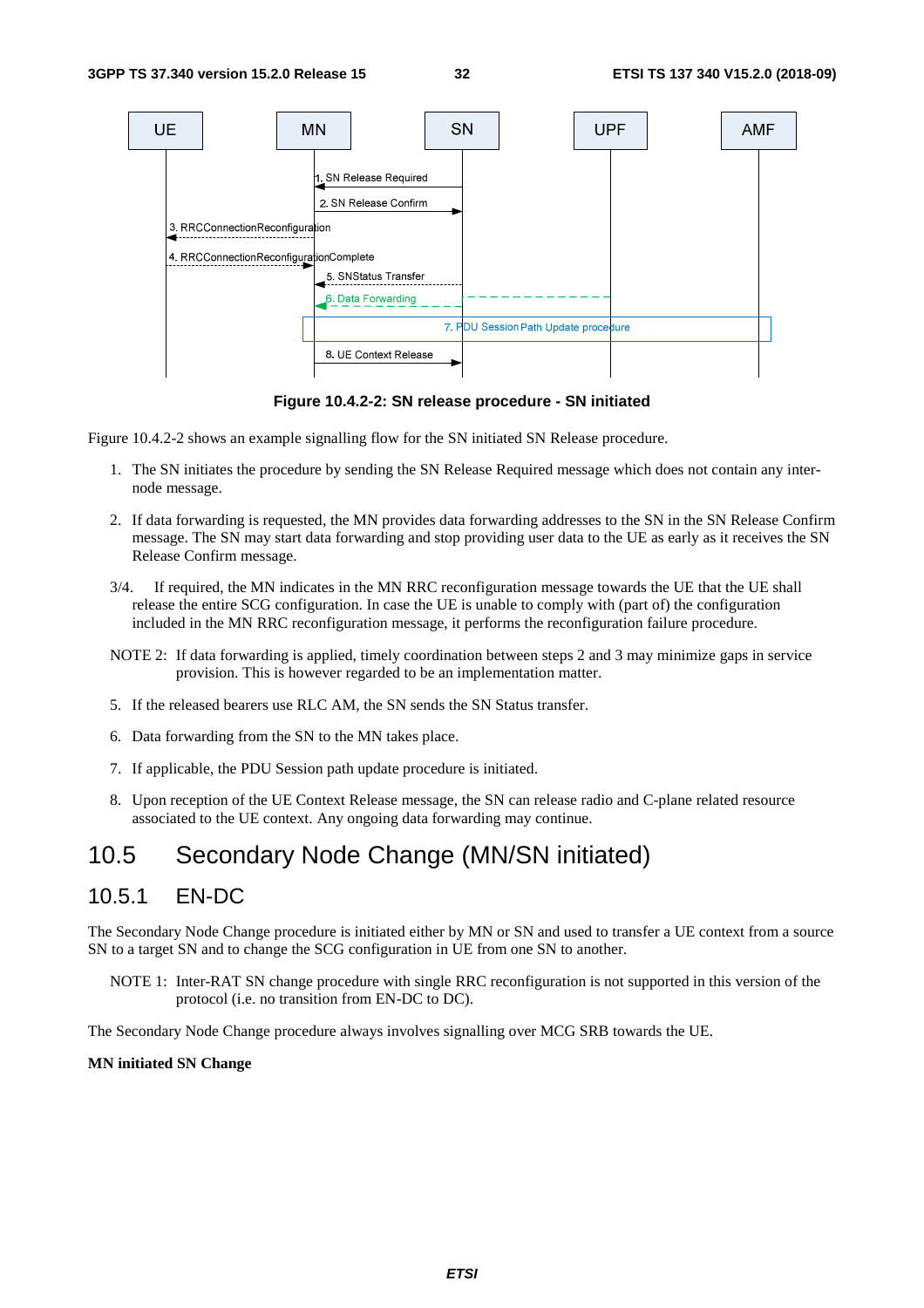Figure 10.4.2-2: SN release procedure - SN initiated

Figure 10.4.2-2 shows an example signalling flow for the SN initiated SN Release procedure.

1. The SN initiates the procedure by sending the SN Release Required message which does not contain any inter-node message.

2. If data forwarding is requested, the MN provides data forwarding addresses to the SN in the SN Release Confirm message. The SN may start data forwarding and stop providing user data to the UE as early as it receives the SN Release Confirm message.

3/4. If required, the MN indicates in the MN RRC reconfiguration message towards the UE that the UE shall release the entire SCG configuration. In case the UE is unable to comply with (part of) the configuration included in the MN RRC reconfiguration message, it performs the reconfiguration failure procedure.

NOTE 2: If data forwarding is applied, timely coordination between steps 2 and 3 may minimize gaps in service provision. This is however regarded to be an implementation matter.

5. If the released bearers use RLC AM, the SN sends the SN Status transfer.

6. Data forwarding from the SN to the MN takes place.

7. If applicable, the PDU Session path update procedure is initiated.

8. Upon reception of the UE Context Release message, the SN can release radio and C-plane related resource associated to the UE context. Any ongoing data forwarding may continue.

# 10.5 Secondary Node Change (MN/SN initiated)

## 10.5.1 EN-DC

The Secondary Node Change procedure is initiated either by MN or SN and used to transfer a UE context from a source SN to a target SN and to change the SCG configuration in UE from one SN to another.

NOTE 1: Inter-RAT SN change procedure with single RRC reconfiguration is not supported in this version of the protocol (i.e. no transition from EN-DC to DC).

The Secondary Node Change procedure always involves signalling over MCG SRB towards the UE.

**MN initiated SN Change**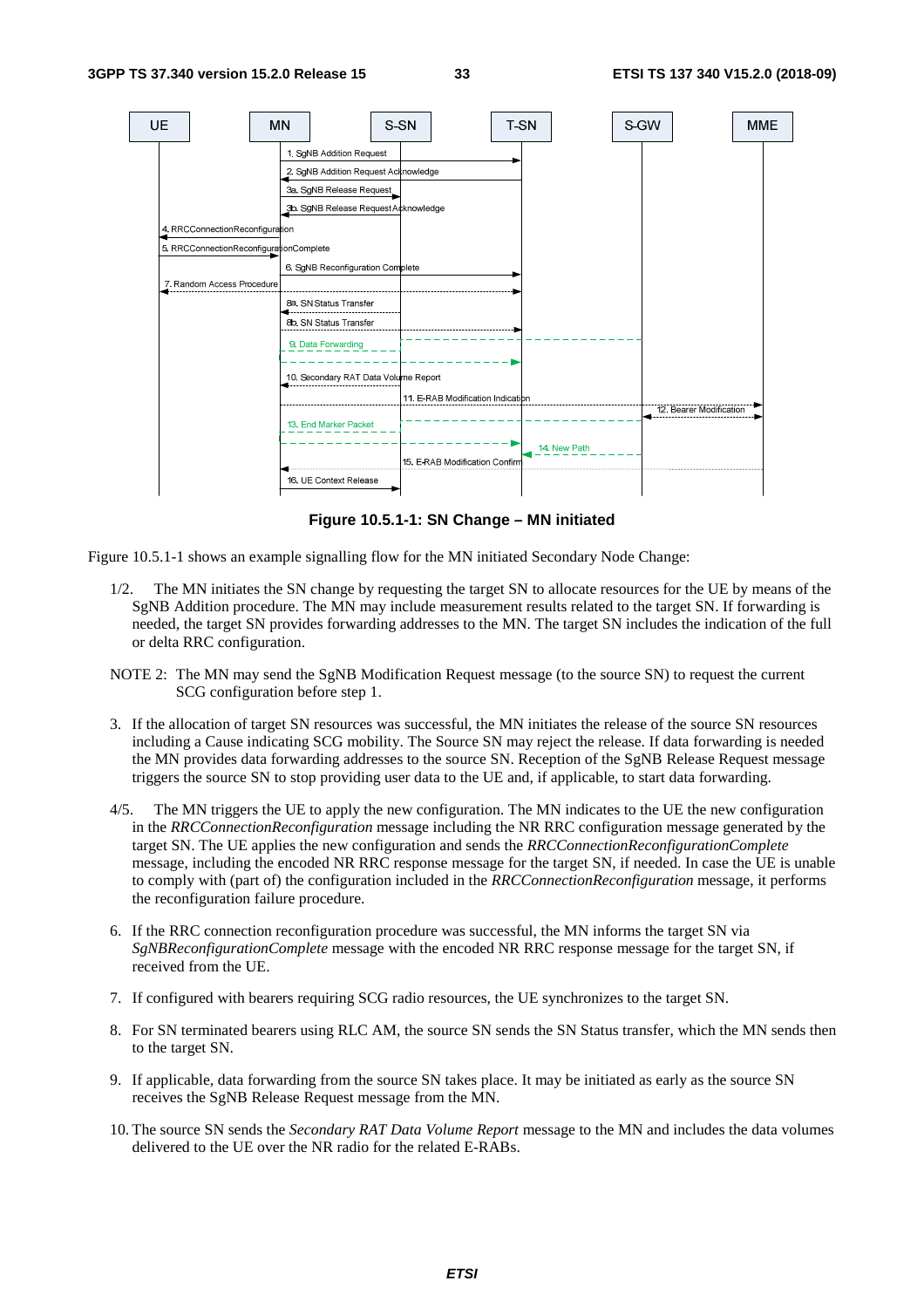**Figure 10.5.1-1: SN Change – MN initiated**

Figure 10.5.1-1 shows an example signalling flow for the MN initiated Secondary Node Change:

1/2. The MN initiates the SN change by requesting the target SN to allocate resources for the UE by means of the SgNB Addition procedure. The MN may include measurement results related to the target SN. If forwarding is needed, the target SN provides forwarding addresses to the MN. The target SN includes the indication of the full or delta RRC configuration.

NOTE 2: The MN may send the SgNB Modification Request message (to the source SN) to request the current SCG configuration before step 1.

3. If the allocation of target SN resources was successful, the MN initiates the release of the source SN resources including a Cause indicating SCG mobility. The Source SN may reject the release. If data forwarding is needed the MN provides data forwarding addresses to the source SN. Reception of the SgNB Release Request message triggers the source SN to stop providing user data to the UE and, if applicable, to start data forwarding.

4/5. The MN triggers the UE to apply the new configuration. The MN indicates to the UE the new configuration in the *RRCConnectionReconfiguration* message including the NR RRC configuration message generated by the target SN. The UE applies the new configuration and sends the *RRCConnectionReconfigurationComplete* message, including the encoded NR RRC response message for the target SN, if needed. In case the UE is unable to comply with (part of) the configuration included in the *RRCConnectionReconfiguration* message, it performs the reconfiguration failure procedure.

6. If the RRC connection reconfiguration procedure was successful, the MN informs the target SN via *SgNBReconfigurationComplete* message with the encoded NR RRC response message for the target SN, if received from the UE.

7. If configured with bearers requiring SCG radio resources, the UE synchronizes to the target SN.

8. For SN terminated bearers using RLC AM, the source SN sends the SN Status transfer, which the MN sends then to the target SN.

9. If applicable, data forwarding from the source SN takes place. It may be initiated as early as the source SN receives the SgNB Release Request message from the MN.

10. The source SN sends the *Secondary RAT Data Volume Report* message to the MN and includes the data volumes delivered to the UE over the NR radio for the related E-RABs.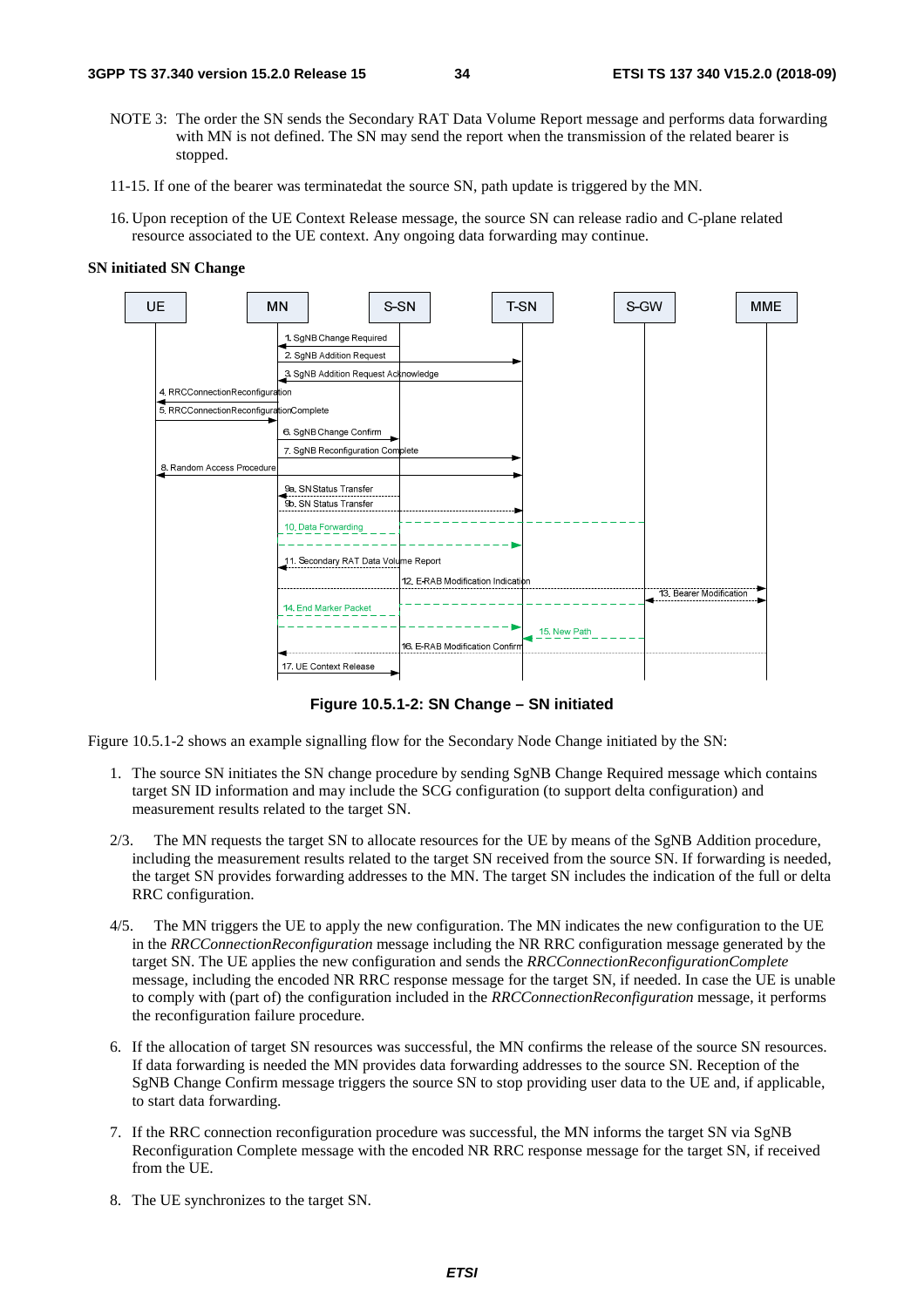NOTE 3: The order the SN sends the Secondary RAT Data Volume Report message and performs data forwarding with MN is not defined. The SN may send the report when the transmission of the related bearer is stopped.

11-15. If one of the bearer was terminatedat the source SN, path update is triggered by the MN.

16. Upon reception of the UE Context Release message, the source SN can release radio and C-plane related resource associated to the UE context. Any ongoing data forwarding may continue.

**SN initiated SN Change**

**Figure 10.5.1-2: SN Change – SN initiated**

Figure 10.5.1-2 shows an example signalling flow for the Secondary Node Change initiated by the SN:

1. The source SN initiates the SN change procedure by sending SgNB Change Required message which contains target SN ID information and may include the SCG configuration (to support delta configuration) and measurement results related to the target SN.

2/3. The MN requests the target SN to allocate resources for the UE by means of the SgNB Addition procedure, including the measurement results related to the target SN received from the source SN. If forwarding is needed, the target SN provides forwarding addresses to the MN. The target SN includes the indication of the full or delta RRC configuration.

4/5. The MN triggers the UE to apply the new configuration. The MN indicates the new configuration to the UE in the *RRCConnectionReconfiguration* message including the NR RRC configuration message generated by the target SN. The UE applies the new configuration and sends the *RRCConnectionReconfigurationComplete* message, including the encoded NR RRC response message for the target SN, if needed. In case the UE is unable to comply with (part of) the configuration included in the *RRCConnectionReconfiguration* message, it performs the reconfiguration failure procedure.

6. If the allocation of target SN resources was successful, the MN confirms the release of the source SN resources. If data forwarding is needed the MN provides data forwarding addresses to the source SN. Reception of the SgNB Change Confirm message triggers the source SN to stop providing user data to the UE and, if applicable, to start data forwarding.

7. If the RRC connection reconfiguration procedure was successful, the MN informs the target SN via SgNB Reconfiguration Complete message with the encoded NR RRC response message for the target SN, if received from the UE.

8. The UE synchronizes to the target SN.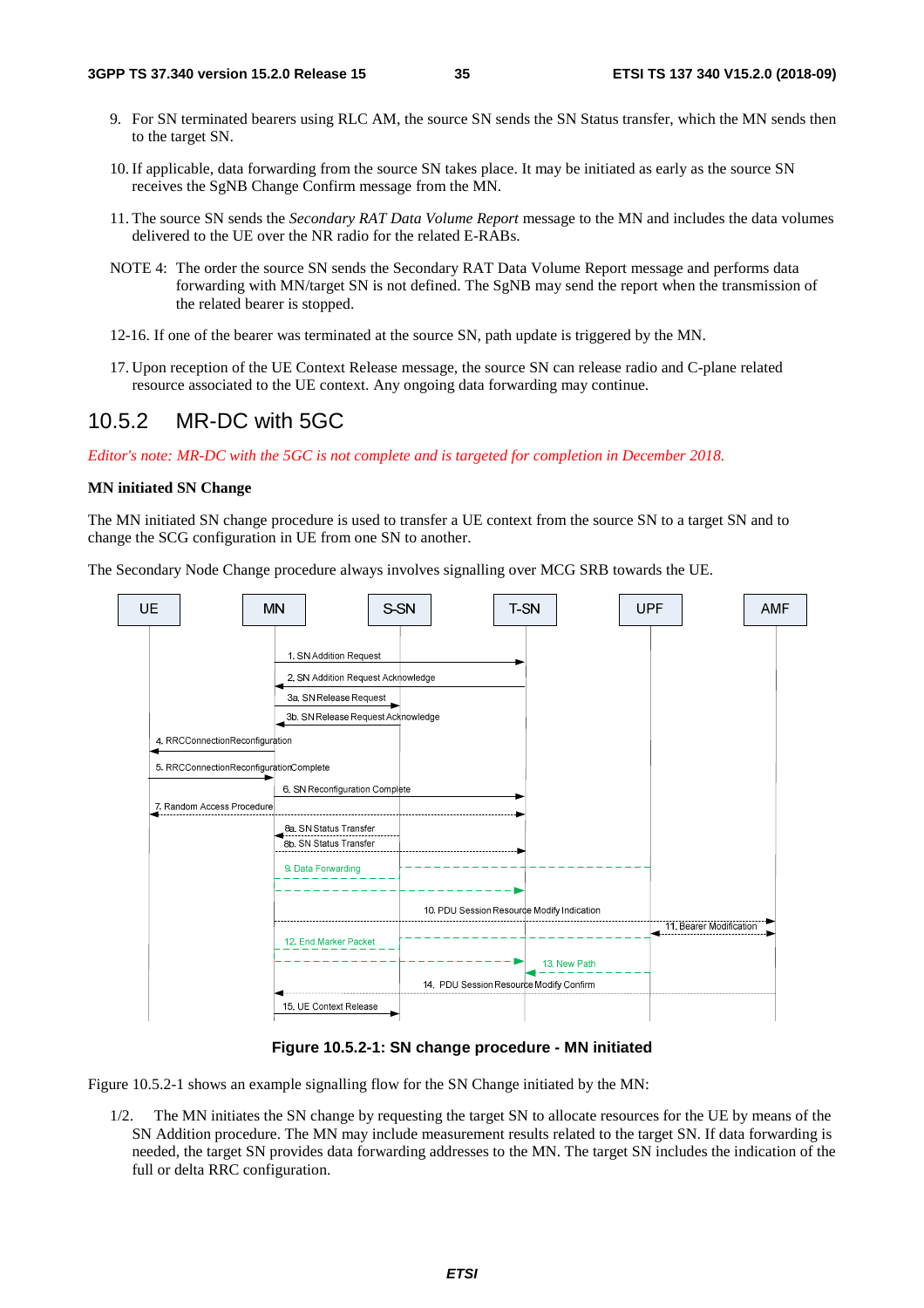9. For SN terminated bearers using RLC AM, the source SN sends the SN Status transfer, which the MN sends then to the target SN.

10. If applicable, data forwarding from the source SN takes place. It may be initiated as early as the source SN receives the SgNB Change Confirm message from the MN.

11. The source SN sends the *Secondary RAT Data Volume Report* message to the MN and includes the data volumes delivered to the UE over the NR radio for the related E-RABs.

NOTE 4: The order the source SN sends the Secondary RAT Data Volume Report message and performs data forwarding with MN/target SN is not defined. The SgNB may send the report when the transmission of the related bearer is stopped.

12-16. If one of the bearer was terminated at the source SN, path update is triggered by the MN.

17. Upon reception of the UE Context Release message, the source SN can release radio and C-plane related resource associated to the UE context. Any ongoing data forwarding may continue.

## 10.5.2 MR-DC with 5GC

*Editor's note: MR-DC with the 5GC is not complete and is targeted for completion in December 2018.*

**MN initiated SN Change**

The MN initiated SN change procedure is used to transfer a UE context from the source SN to a target SN and to change the SCG configuration in UE from one SN to another.

The Secondary Node Change procedure always involves signalling over MCG SRB towards the UE.

**Figure 10.5.2-1: SN change procedure - MN initiated**

Figure 10.5.2-1 shows an example signalling flow for the SN Change initiated by the MN:

1/2. The MN initiates the SN change by requesting the target SN to allocate resources for the UE by means of the SN Addition procedure. The MN may include measurement results related to the target SN. If data forwarding is needed, the target SN provides data forwarding addresses to the MN. The target SN includes the indication of the full or delta RRC configuration.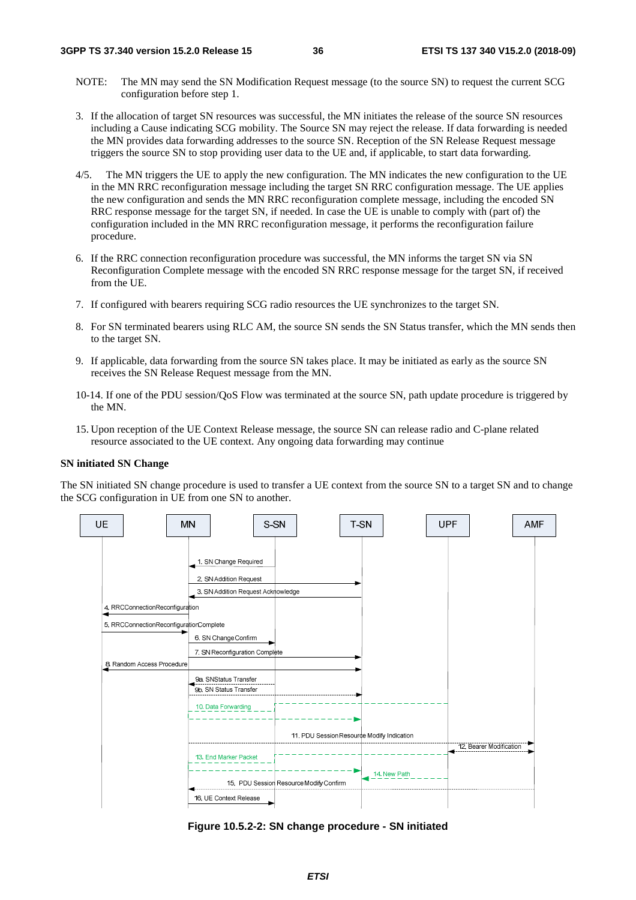NOTE: The MN may send the SN Modification Request message (to the source SN) to request the current SCG configuration before step 1.

3. If the allocation of target SN resources was successful, the MN initiates the release of the source SN resources including a Cause indicating SCG mobility. The Source SN may reject the release. If data forwarding is needed the MN provides data forwarding addresses to the source SN. Reception of the SN Release Request message triggers the source SN to stop providing user data to the UE and, if applicable, to start data forwarding.

4/5. The MN triggers the UE to apply the new configuration. The MN indicates the new configuration to the UE in the MN RRC reconfiguration message including the target SN RRC configuration message. The UE applies the new configuration and sends the MN RRC reconfiguration complete message, including the encoded SN RRC response message for the target SN, if needed. In case the UE is unable to comply with (part of) the configuration included in the MN RRC reconfiguration message, it performs the reconfiguration failure procedure.

6. If the RRC connection reconfiguration procedure was successful, the MN informs the target SN via SN Reconfiguration Complete message with the encoded SN RRC response message for the target SN, if received from the UE.

7. If configured with bearers requiring SCG radio resources the UE synchronizes to the target SN.

8. For SN terminated bearers using RLC AM, the source SN sends the SN Status transfer, which the MN sends then to the target SN.

9. If applicable, data forwarding from the source SN takes place. It may be initiated as early as the source SN receives the SN Release Request message from the MN.

10-14. If one of the PDU session/QoS Flow was terminated at the source SN, path update procedure is triggered by the MN.

15. Upon reception of the UE Context Release message, the source SN can release radio and C-plane related resource associated to the UE context. Any ongoing data forwarding may continue

**SN initiated SN Change**

The SN initiated SN change procedure is used to transfer a UE context from the source SN to a target SN and to change the SCG configuration in UE from one SN to another.

**Figure 10.5.2-2: SN change procedure - SN initiated**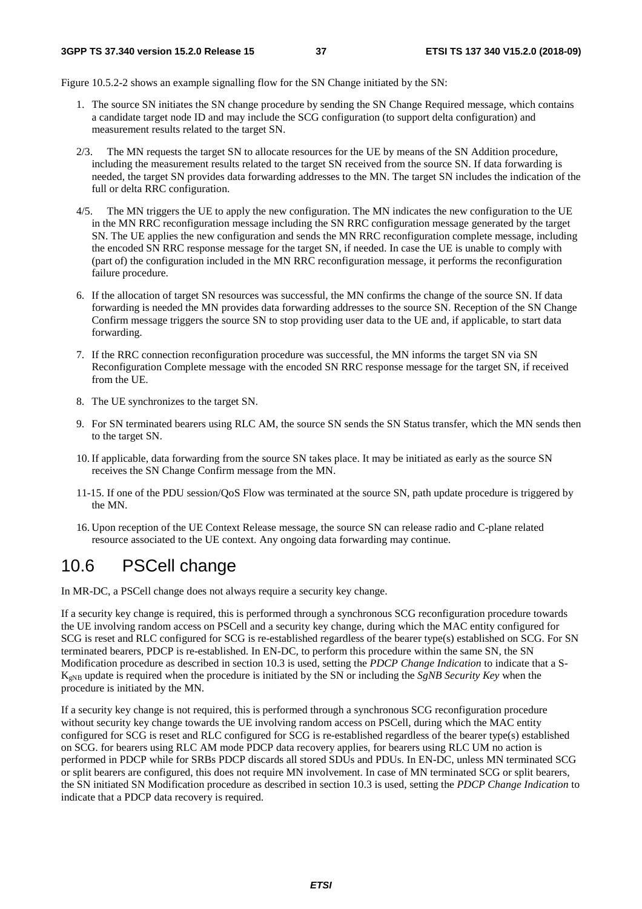Figure 10.5.2-2 shows an example signalling flow for the SN Change initiated by the SN:

1. The source SN initiates the SN change procedure by sending the SN Change Required message, which contains a candidate target node ID and may include the SCG configuration (to support delta configuration) and measurement results related to the target SN.

2/3. The MN requests the target SN to allocate resources for the UE by means of the SN Addition procedure, including the measurement results related to the target SN received from the source SN. If data forwarding is needed, the target SN provides data forwarding addresses to the MN. The target SN includes the indication of the full or delta RRC configuration.

4/5. The MN triggers the UE to apply the new configuration. The MN indicates the new configuration to the UE in the MN RRC reconfiguration message including the SN RRC configuration message generated by the target SN. The UE applies the new configuration and sends the MN RRC reconfiguration complete message, including the encoded SN RRC response message for the target SN, if needed. In case the UE is unable to comply with (part of) the configuration included in the MN RRC reconfiguration message, it performs the reconfiguration failure procedure.

6. If the allocation of target SN resources was successful, the MN confirms the change of the source SN. If data forwarding is needed the MN provides data forwarding addresses to the source SN. Reception of the SN Change Confirm message triggers the source SN to stop providing user data to the UE and, if applicable, to start data forwarding.

7. If the RRC connection reconfiguration procedure was successful, the MN informs the target SN via SN Reconfiguration Complete message with the encoded SN RRC response message for the target SN, if received from the UE.

8. The UE synchronizes to the target SN.

9. For SN terminated bearers using RLC AM, the source SN sends the SN Status transfer, which the MN sends then to the target SN.

10. If applicable, data forwarding from the source SN takes place. It may be initiated as early as the source SN receives the SN Change Confirm message from the MN.

11-15. If one of the PDU session/QoS Flow was terminated at the source SN, path update procedure is triggered by the MN.

16. Upon reception of the UE Context Release message, the source SN can release radio and C-plane related resource associated to the UE context. Any ongoing data forwarding may continue.

## 10.6 PSCell change

In MR-DC, a PSCell change does not always require a security key change.

If a security key change is required, this is performed through a synchronous SCG reconfiguration procedure towards the UE involving random access on PSCell and a security key change, during which the MAC entity configured for SCG is reset and RLC configured for SCG is re-established regardless of the bearer type(s) established on SCG. For SN terminated bearers, PDCP is re-established. In EN-DC, to perform this procedure within the same SN, the SN Modification procedure as described in section 10.3 is used, setting the *PDCP Change Indication* to indicate that a S-$K_{gNB}$ update is required when the procedure is initiated by the SN or including the *SgNB Security Key* when the procedure is initiated by the MN.

If a security key change is not required, this is performed through a synchronous SCG reconfiguration procedure without security key change towards the UE involving random access on PSCell, during which the MAC entity configured for SCG is reset and RLC configured for SCG is re-established regardless of the bearer type(s) established on SCG. for bearers using RLC AM mode PDCP data recovery applies, for bearers using RLC UM no action is performed in PDCP while for SRBs PDCP discards all stored SDUs and PDUs. In EN-DC, unless MN terminated SCG or split bearers are configured, this does not require MN involvement. In case of MN terminated SCG or split bearers, the SN initiated SN Modification procedure as described in section 10.3 is used, setting the *PDCP Change Indication* to indicate that a PDCP data recovery is required.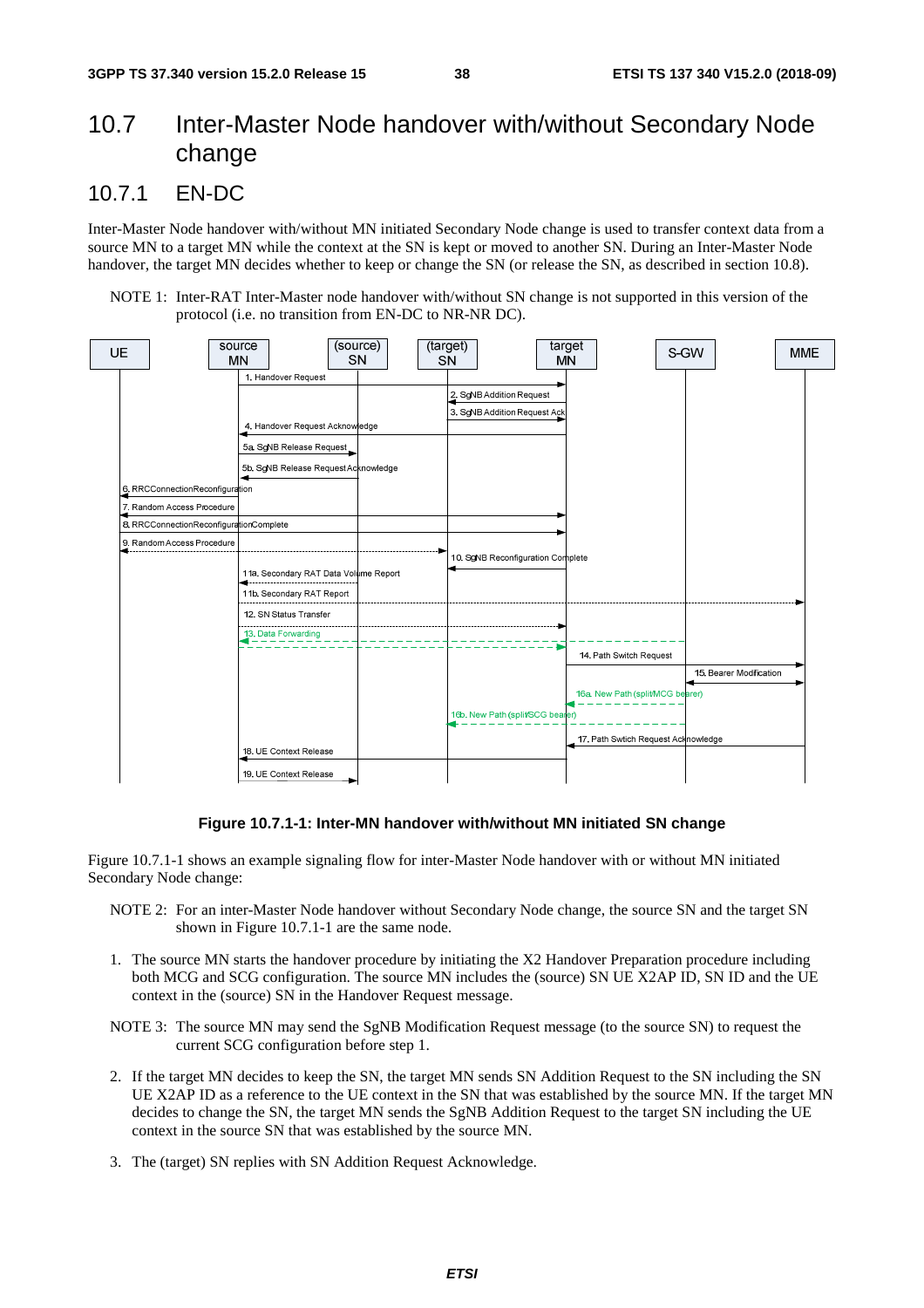## 10.7 Inter-Master Node handover with/without Secondary Node change

### 10.7.1 EN-DC

Inter-Master Node handover with/without MN initiated Secondary Node change is used to transfer context data from a source MN to a target MN while the context at the SN is kept or moved to another SN. During an Inter-Master Node handover, the target MN decides whether to keep or change the SN (or release the SN, as described in section 10.8).

NOTE 1: Inter-RAT Inter-Master node handover with/without SN change is not supported in this version of the protocol (i.e. no transition from EN-DC to NR-NR DC).

**Figure 10.7.1-1: Inter-MN handover with/without MN initiated SN change**

Figure 10.7.1-1 shows an example signaling flow for inter-Master Node handover with or without MN initiated Secondary Node change:

NOTE 2: For an inter-Master Node handover without Secondary Node change, the source SN and the target SN shown in Figure 10.7.1-1 are the same node.

1. The source MN starts the handover procedure by initiating the X2 Handover Preparation procedure including both MCG and SCG configuration. The source MN includes the (source) SN UE X2AP ID, SN ID and the UE context in the (source) SN in the Handover Request message.

NOTE 3: The source MN may send the SgNB Modification Request message (to the source SN) to request the current SCG configuration before step 1.

2. If the target MN decides to keep the SN, the target MN sends SN Addition Request to the SN including the SN UE X2AP ID as a reference to the UE context in the SN that was established by the source MN. If the target MN decides to change the SN, the target MN sends the SgNB Addition Request to the target SN including the UE context in the source SN that was established by the source MN.

3. The (target) SN replies with SN Addition Request Acknowledge.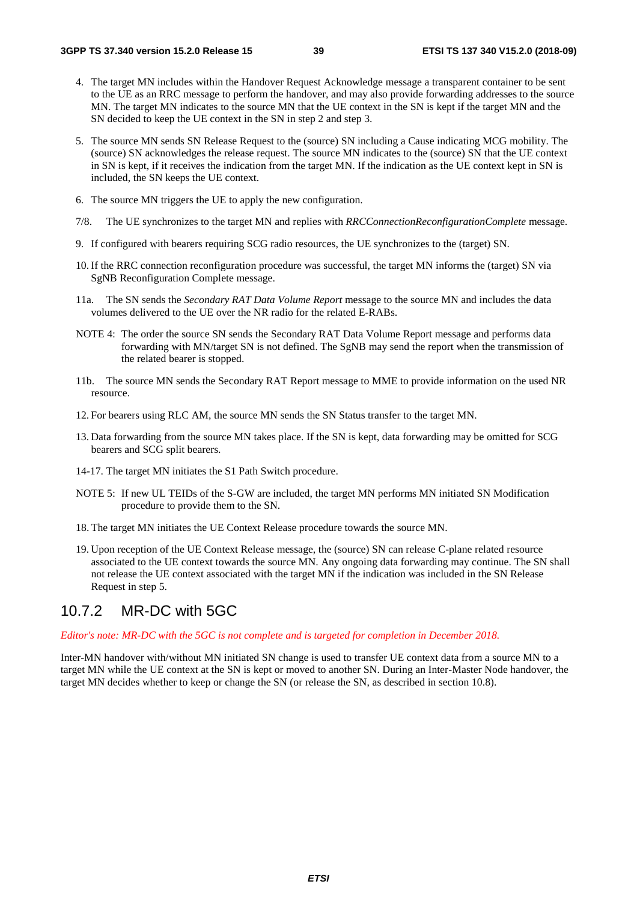4. The target MN includes within the Handover Request Acknowledge message a transparent container to be sent to the UE as an RRC message to perform the handover, and may also provide forwarding addresses to the source MN. The target MN indicates to the source MN that the UE context in the SN is kept if the target MN and the SN decided to keep the UE context in the SN in step 2 and step 3.

5. The source MN sends SN Release Request to the (source) SN including a Cause indicating MCG mobility. The (source) SN acknowledges the release request. The source MN indicates to the (source) SN that the UE context in SN is kept, if it receives the indication from the target MN. If the indication as the UE context kept in SN is included, the SN keeps the UE context.

6. The source MN triggers the UE to apply the new configuration.

7/8. The UE synchronizes to the target MN and replies with *RRCConnectionReconfigurationComplete* message.

9. If configured with bearers requiring SCG radio resources, the UE synchronizes to the (target) SN.

10. If the RRC connection reconfiguration procedure was successful, the target MN informs the (target) SN via SgNB Reconfiguration Complete message.

11a. The SN sends the *Secondary RAT Data Volume Report* message to the source MN and includes the data volumes delivered to the UE over the NR radio for the related E-RABs.

NOTE 4: The order the source SN sends the Secondary RAT Data Volume Report message and performs data forwarding with MN/target SN is not defined. The SgNB may send the report when the transmission of the related bearer is stopped.

11b. The source MN sends the Secondary RAT Report message to MME to provide information on the used NR resource.

12. For bearers using RLC AM, the source MN sends the SN Status transfer to the target MN.

13. Data forwarding from the source MN takes place. If the SN is kept, data forwarding may be omitted for SCG bearers and SCG split bearers.

14-17. The target MN initiates the S1 Path Switch procedure.

NOTE 5: If new UL TEIDs of the S-GW are included, the target MN performs MN initiated SN Modification procedure to provide them to the SN.

18. The target MN initiates the UE Context Release procedure towards the source MN.

19. Upon reception of the UE Context Release message, the (source) SN can release C-plane related resource associated to the UE context towards the source MN. Any ongoing data forwarding may continue. The SN shall not release the UE context associated with the target MN if the indication was included in the SN Release Request in step 5.

## 10.7.2 MR-DC with 5GC

*Editor's note: MR-DC with the 5GC is not complete and is targeted for completion in December 2018.*

Inter-MN handover with/without MN initiated SN change is used to transfer UE context data from a source MN to a target MN while the UE context at the SN is kept or moved to another SN. During an Inter-Master Node handover, the target MN decides whether to keep or change the SN (or release the SN, as described in section 10.8).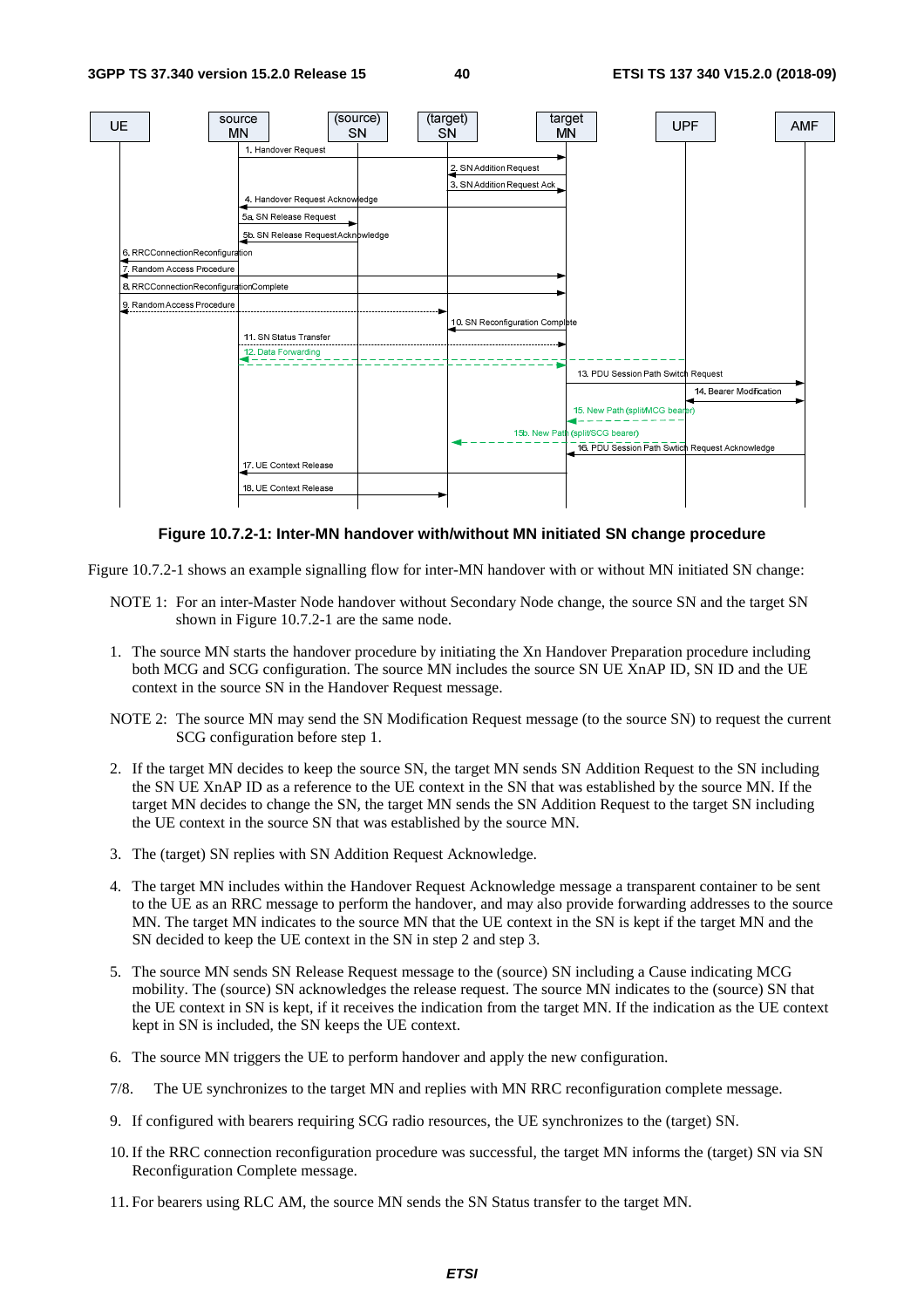**Figure 10.7.2-1: Inter-MN handover with/without MN initiated SN change procedure**

Figure 10.7.2-1 shows an example signalling flow for inter-MN handover with or without MN initiated SN change:

NOTE 1: For an inter-Master Node handover without Secondary Node change, the source SN and the target SN shown in Figure 10.7.2-1 are the same node.

1. The source MN starts the handover procedure by initiating the Xn Handover Preparation procedure including both MCG and SCG configuration. The source MN includes the source SN UE XnAP ID, SN ID and the UE context in the source SN in the Handover Request message.

NOTE 2: The source MN may send the SN Modification Request message (to the source SN) to request the current SCG configuration before step 1.

2. If the target MN decides to keep the source SN, the target MN sends SN Addition Request to the SN including the SN UE XnAP ID as a reference to the UE context in the SN that was established by the source MN. If the target MN decides to change the SN, the target MN sends the SN Addition Request to the target SN including the UE context in the source SN that was established by the source MN.
3. The (target) SN replies with SN Addition Request Acknowledge.
4. The target MN includes within the Handover Request Acknowledge message a transparent container to be sent to the UE as an RRC message to perform the handover, and may also provide forwarding addresses to the source MN. The target MN indicates to the source MN that the UE context in the SN is kept if the target MN and the SN decided to keep the UE context in the SN in step 2 and step 3.
5. The source MN sends SN Release Request message to the (source) SN including a Cause indicating MCG mobility. The (source) SN acknowledges the release request. The source MN indicates to the (source) SN that the UE context in SN is kept, if it receives the indication from the target MN. If the indication as the UE context kept in SN is included, the SN keeps the UE context.
6. The source MN triggers the UE to perform handover and apply the new configuration.

7/8. The UE synchronizes to the target MN and replies with MN RRC reconfiguration complete message.

9. If configured with bearers requiring SCG radio resources, the UE synchronizes to the (target) SN.
10. If the RRC connection reconfiguration procedure was successful, the target MN informs the (target) SN via SN Reconfiguration Complete message.
11. For bearers using RLC AM, the source MN sends the SN Status transfer to the target MN.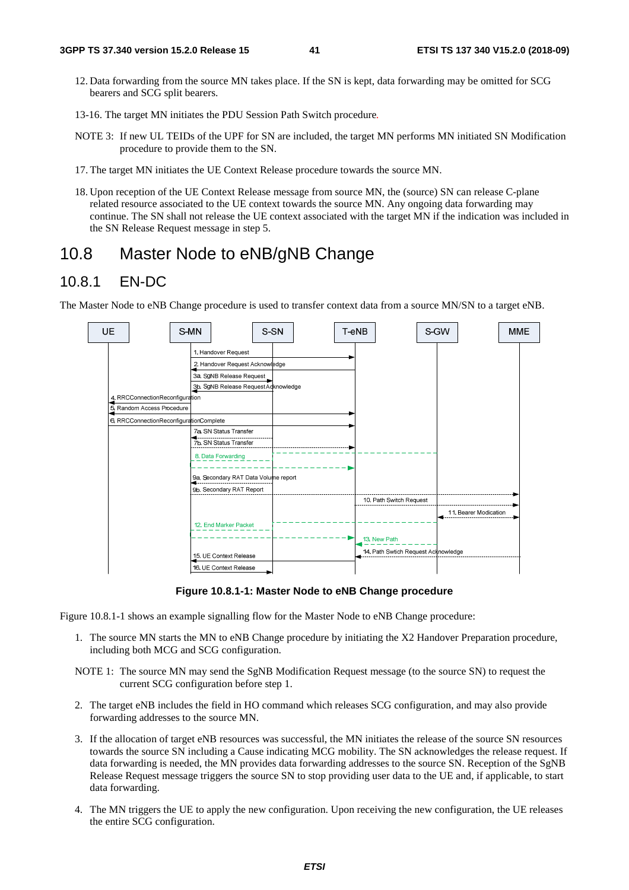12. Data forwarding from the source MN takes place. If the SN is kept, data forwarding may be omitted for SCG bearers and SCG split bearers.

13-16. The target MN initiates the PDU Session Path Switch procedure.

NOTE 3: If new UL TEIDs of the UPF for SN are included, the target MN performs MN initiated SN Modification procedure to provide them to the SN.

17. The target MN initiates the UE Context Release procedure towards the source MN.

18. Upon reception of the UE Context Release message from source MN, the (source) SN can release C-plane related resource associated to the UE context towards the source MN. Any ongoing data forwarding may continue. The SN shall not release the UE context associated with the target MN if the indication was included in the SN Release Request message in step 5.

## 10.8 Master Node to eNB/gNB Change

### 10.8.1 EN-DC

The Master Node to eNB Change procedure is used to transfer context data from a source MN/SN to a target eNB.

**Figure 10.8.1-1: Master Node to eNB Change procedure**

Figure 10.8.1-1 shows an example signalling flow for the Master Node to eNB Change procedure:

1. The source MN starts the MN to eNB Change procedure by initiating the X2 Handover Preparation procedure, including both MCG and SCG configuration.

NOTE 1: The source MN may send the SgNB Modification Request message (to the source SN) to request the current SCG configuration before step 1.

2. The target eNB includes the field in HO command which releases SCG configuration, and may also provide forwarding addresses to the source MN.

3. If the allocation of target eNB resources was successful, the MN initiates the release of the source SN resources towards the source SN including a Cause indicating MCG mobility. The SN acknowledges the release request. If data forwarding is needed, the MN provides data forwarding addresses to the source SN. Reception of the SgNB Release Request message triggers the source SN to stop providing user data to the UE and, if applicable, to start data forwarding.

4. The MN triggers the UE to apply the new configuration. Upon receiving the new configuration, the UE releases the entire SCG configuration.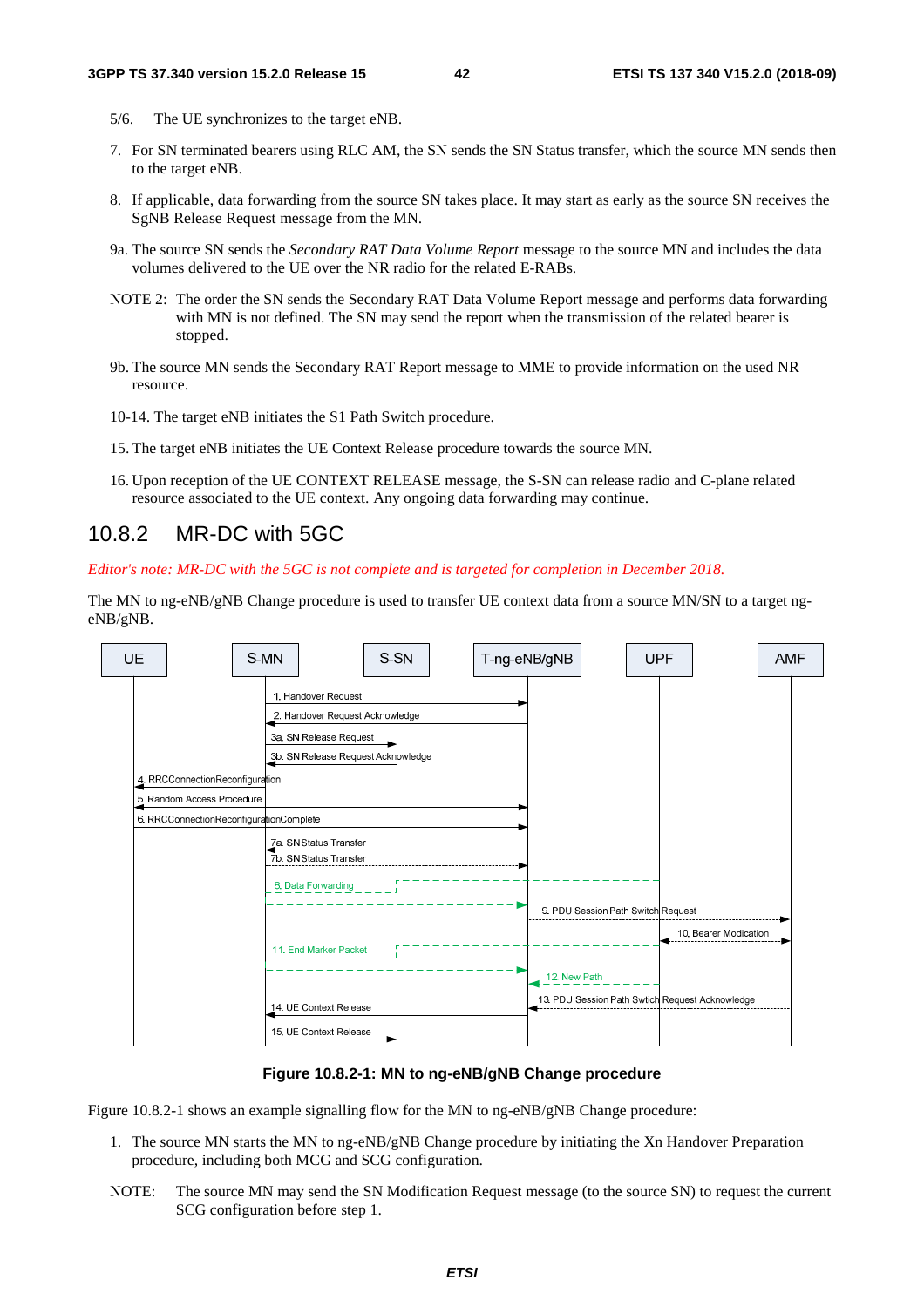5/6. The UE synchronizes to the target eNB.

7. For SN terminated bearers using RLC AM, the SN sends the SN Status transfer, which the source MN sends then to the target eNB.

8. If applicable, data forwarding from the source SN takes place. It may start as early as the source SN receives the SgNB Release Request message from the MN.

9a. The source SN sends the *Secondary RAT Data Volume Report* message to the source MN and includes the data volumes delivered to the UE over the NR radio for the related E-RABs.

NOTE 2: The order the SN sends the Secondary RAT Data Volume Report message and performs data forwarding with MN is not defined. The SN may send the report when the transmission of the related bearer is stopped.

9b. The source MN sends the Secondary RAT Report message to MME to provide information on the used NR resource.

10-14. The target eNB initiates the S1 Path Switch procedure.

15. The target eNB initiates the UE Context Release procedure towards the source MN.

16. Upon reception of the UE CONTEXT RELEASE message, the S-SN can release radio and C-plane related resource associated to the UE context. Any ongoing data forwarding may continue.

### 10.8.2 MR-DC with 5GC

*Editor's note: MR-DC with the 5GC is not complete and is targeted for completion in December 2018.*

The MN to ng-eNB/gNB Change procedure is used to transfer UE context data from a source MN/SN to a target ng-eNB/gNB.

**Figure 10.8.2-1: MN to ng-eNB/gNB Change procedure**

Figure 10.8.2-1 shows an example signalling flow for the MN to ng-eNB/gNB Change procedure:

1. The source MN starts the MN to ng-eNB/gNB Change procedure by initiating the Xn Handover Preparation procedure, including both MCG and SCG configuration.

NOTE: The source MN may send the SN Modification Request message (to the source SN) to request the current SCG configuration before step 1.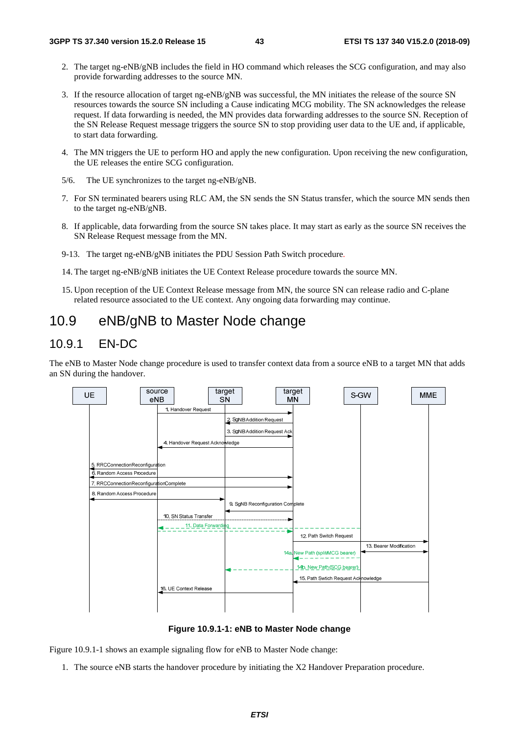2. The target ng-eNB/gNB includes the field in HO command which releases the SCG configuration, and may also provide forwarding addresses to the source MN.

3. If the resource allocation of target ng-eNB/gNB was successful, the MN initiates the release of the source SN resources towards the source SN including a Cause indicating MCG mobility. The SN acknowledges the release request. If data forwarding is needed, the MN provides data forwarding addresses to the source SN. Reception of the SN Release Request message triggers the source SN to stop providing user data to the UE and, if applicable, to start data forwarding.

4. The MN triggers the UE to perform HO and apply the new configuration. Upon receiving the new configuration, the UE releases the entire SCG configuration.

5/6. The UE synchronizes to the target ng-eNB/gNB.

7. For SN terminated bearers using RLC AM, the SN sends the SN Status transfer, which the source MN sends then to the target ng-eNB/gNB.

8. If applicable, data forwarding from the source SN takes place. It may start as early as the source SN receives the SN Release Request message from the MN.

9-13. The target ng-eNB/gNB initiates the PDU Session Path Switch procedure.

14. The target ng-eNB/gNB initiates the UE Context Release procedure towards the source MN.

15. Upon reception of the UE Context Release message from MN, the source SN can release radio and C-plane related resource associated to the UE context. Any ongoing data forwarding may continue.

# 10.9 eNB/gNB to Master Node change

## 10.9.1 EN-DC

The eNB to Master Node change procedure is used to transfer context data from a source eNB to a target MN that adds an SN during the handover.

**Figure 10.9.1-1: eNB to Master Node change**

Figure 10.9.1-1 shows an example signaling flow for eNB to Master Node change:

1. The source eNB starts the handover procedure by initiating the X2 Handover Preparation procedure.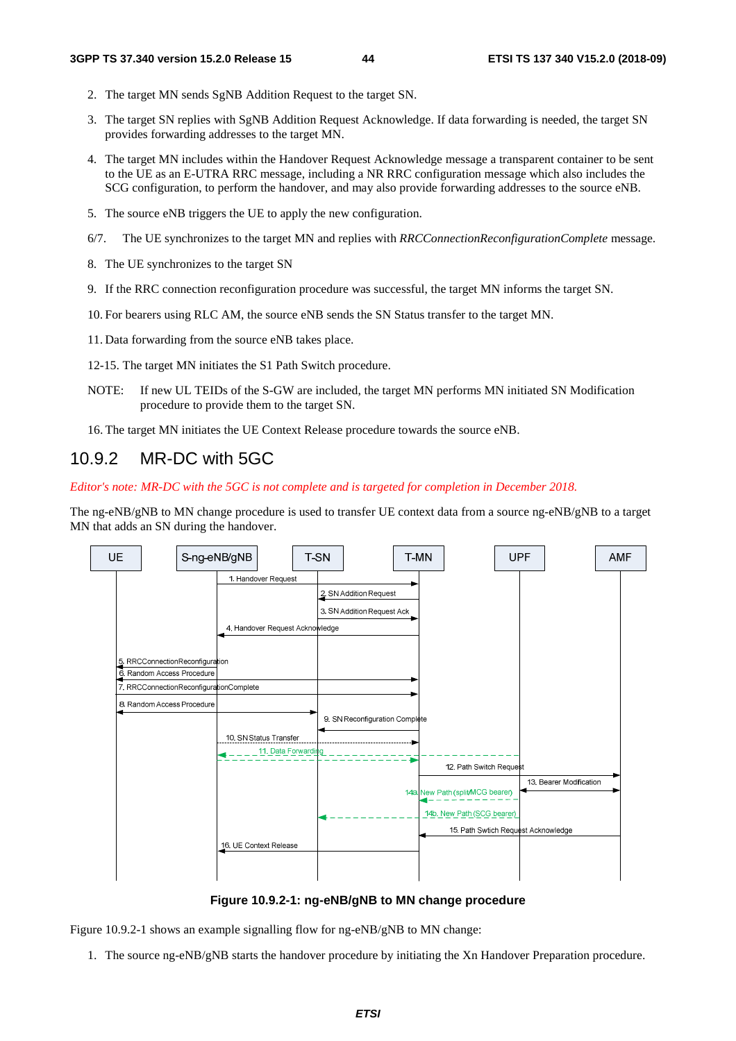2. The target MN sends SgNB Addition Request to the target SN.

3. The target SN replies with SgNB Addition Request Acknowledge. If data forwarding is needed, the target SN provides forwarding addresses to the target MN.

4. The target MN includes within the Handover Request Acknowledge message a transparent container to be sent to the UE as an E-UTRA RRC message, including a NR RRC configuration message which also includes the SCG configuration, to perform the handover, and may also provide forwarding addresses to the source eNB.

5. The source eNB triggers the UE to apply the new configuration.

6/7. The UE synchronizes to the target MN and replies with *RRCConnectionReconfigurationComplete* message.

8. The UE synchronizes to the target SN

9. If the RRC connection reconfiguration procedure was successful, the target MN informs the target SN.

10. For bearers using RLC AM, the source eNB sends the SN Status transfer to the target MN.

11. Data forwarding from the source eNB takes place.

12-15. The target MN initiates the S1 Path Switch procedure.

NOTE: If new UL TEIDs of the S-GW are included, the target MN performs MN initiated SN Modification procedure to provide them to the target SN.

16. The target MN initiates the UE Context Release procedure towards the source eNB.

## 10.9.2 MR-DC with 5GC

*Editor's note: MR-DC with the 5GC is not complete and is targeted for completion in December 2018.*

The ng-eNB/gNB to MN change procedure is used to transfer UE context data from a source ng-eNB/gNB to a target MN that adds an SN during the handover.

UE | S-ng-eNB/gNB | T-SN | T-MN | UPF | AMF

1. Handover Request
2. SN Addition Request
3. SN Addition Request Ack
4. Handover Request Acknowledge
5. RRCConnectionReconfiguration
6. Random Access Procedure
7. RRCConnectionReconfigurationComplete
8. Random Access Procedure
9. SN Reconfiguration Complete
10. SN Status Transfer
11. Data Forwarding
12. Path Switch Request
13. Bearer Modification
14a. New Path (split/MCG bearer)
14b. New Path (SCG bearer)
15. Path Swtich Request Acknowledge
16. UE Context Release

**Figure 10.9.2-1: ng-eNB/gNB to MN change procedure**

Figure 10.9.2-1 shows an example signalling flow for ng-eNB/gNB to MN change:

1. The source ng-eNB/gNB starts the handover procedure by initiating the Xn Handover Preparation procedure.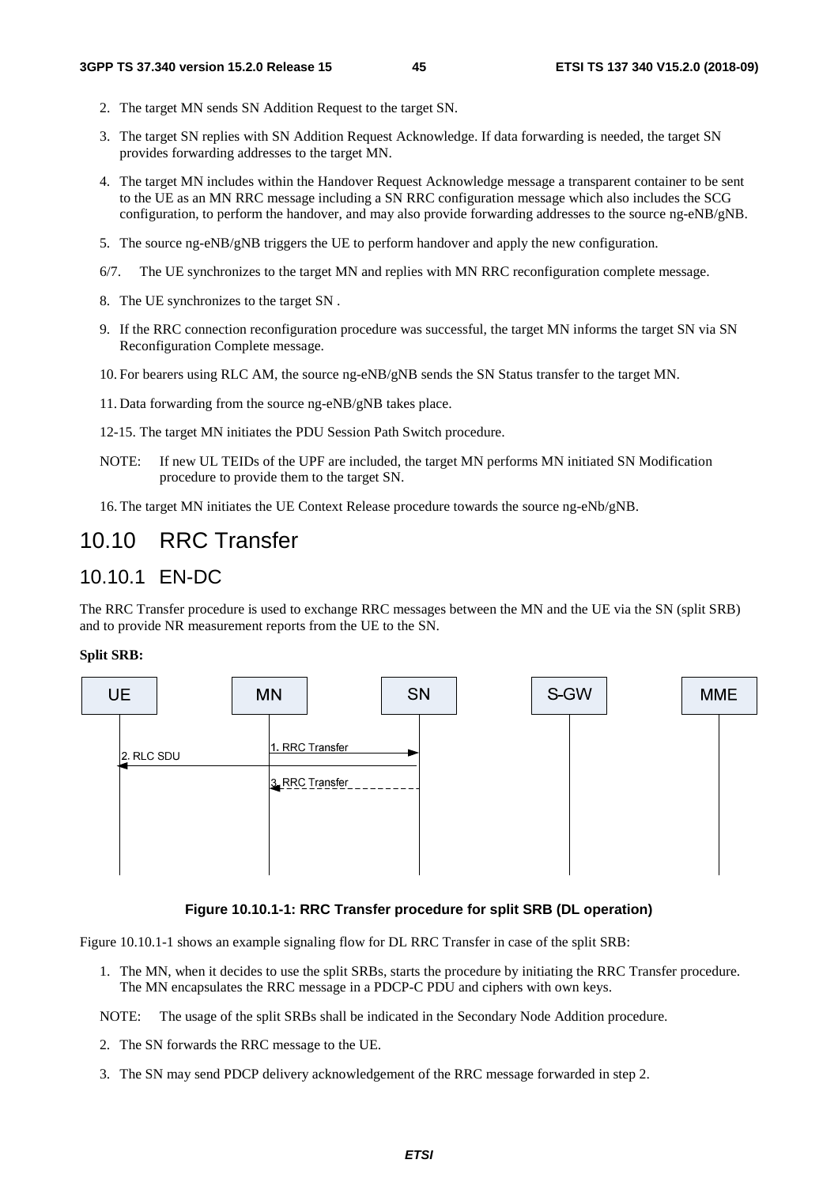2. The target MN sends SN Addition Request to the target SN.

3. The target SN replies with SN Addition Request Acknowledge. If data forwarding is needed, the target SN provides forwarding addresses to the target MN.

4. The target MN includes within the Handover Request Acknowledge message a transparent container to be sent to the UE as an MN RRC message including a SN RRC configuration message which also includes the SCG configuration, to perform the handover, and may also provide forwarding addresses to the source ng-eNB/gNB.

5. The source ng-eNB/gNB triggers the UE to perform handover and apply the new configuration.

6/7. The UE synchronizes to the target MN and replies with MN RRC reconfiguration complete message.

8. The UE synchronizes to the target SN .

9. If the RRC connection reconfiguration procedure was successful, the target MN informs the target SN via SN Reconfiguration Complete message.

10. For bearers using RLC AM, the source ng-eNB/gNB sends the SN Status transfer to the target MN.

11. Data forwarding from the source ng-eNB/gNB takes place.

12-15. The target MN initiates the PDU Session Path Switch procedure.

NOTE: If new UL TEIDs of the UPF are included, the target MN performs MN initiated SN Modification procedure to provide them to the target SN.

16. The target MN initiates the UE Context Release procedure towards the source ng-eNb/gNB.

# 10.10 RRC Transfer

## 10.10.1 EN-DC

The RRC Transfer procedure is used to exchange RRC messages between the MN and the UE via the SN (split SRB) and to provide NR measurement reports from the UE to the SN.

**Split SRB:**

UE | MN | SN | S-GW | MME

1. RRC Transfer

2. RLC SDU

3. RRC Transfer

**Figure 10.10.1-1: RRC Transfer procedure for split SRB (DL operation)**

Figure 10.10.1-1 shows an example signaling flow for DL RRC Transfer in case of the split SRB:

1. The MN, when it decides to use the split SRBs, starts the procedure by initiating the RRC Transfer procedure. The MN encapsulates the RRC message in a PDCP-C PDU and ciphers with own keys.

NOTE: The usage of the split SRBs shall be indicated in the Secondary Node Addition procedure.

2. The SN forwards the RRC message to the UE.

3. The SN may send PDCP delivery acknowledgement of the RRC message forwarded in step 2.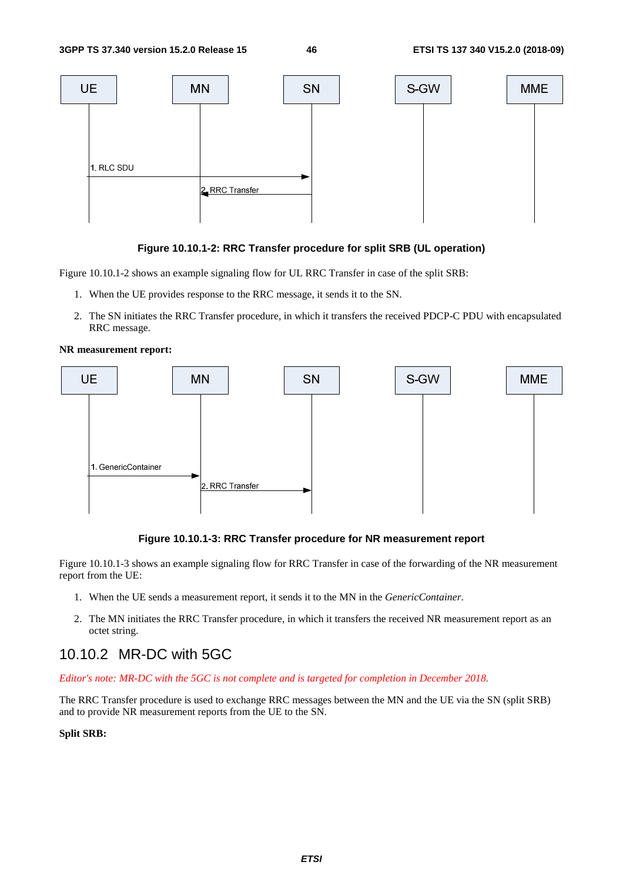**Figure 10.10.1-2: RRC Transfer procedure for split SRB (UL operation)**

Figure 10.10.1-2 shows an example signaling flow for UL RRC Transfer in case of the split SRB:

1. When the UE provides response to the RRC message, it sends it to the SN.
2. The SN initiates the RRC Transfer procedure, in which it transfers the received PDCP-C PDU with encapsulated RRC message.

**NR measurement report:**

**Figure 10.10.1-3: RRC Transfer procedure for NR measurement report**

Figure 10.10.1-3 shows an example signaling flow for RRC Transfer in case of the forwarding of the NR measurement report from the UE:

1. When the UE sends a measurement report, it sends it to the MN in the *GenericContainer*.
2. The MN initiates the RRC Transfer procedure, in which it transfers the received NR measurement report as an octet string.

### 10.10.2 MR-DC with 5GC

*Editor's note: MR-DC with the 5GC is not complete and is targeted for completion in December 2018.*

The RRC Transfer procedure is used to exchange RRC messages between the MN and the UE via the SN (split SRB) and to provide NR measurement reports from the UE to the SN.

**Split SRB:**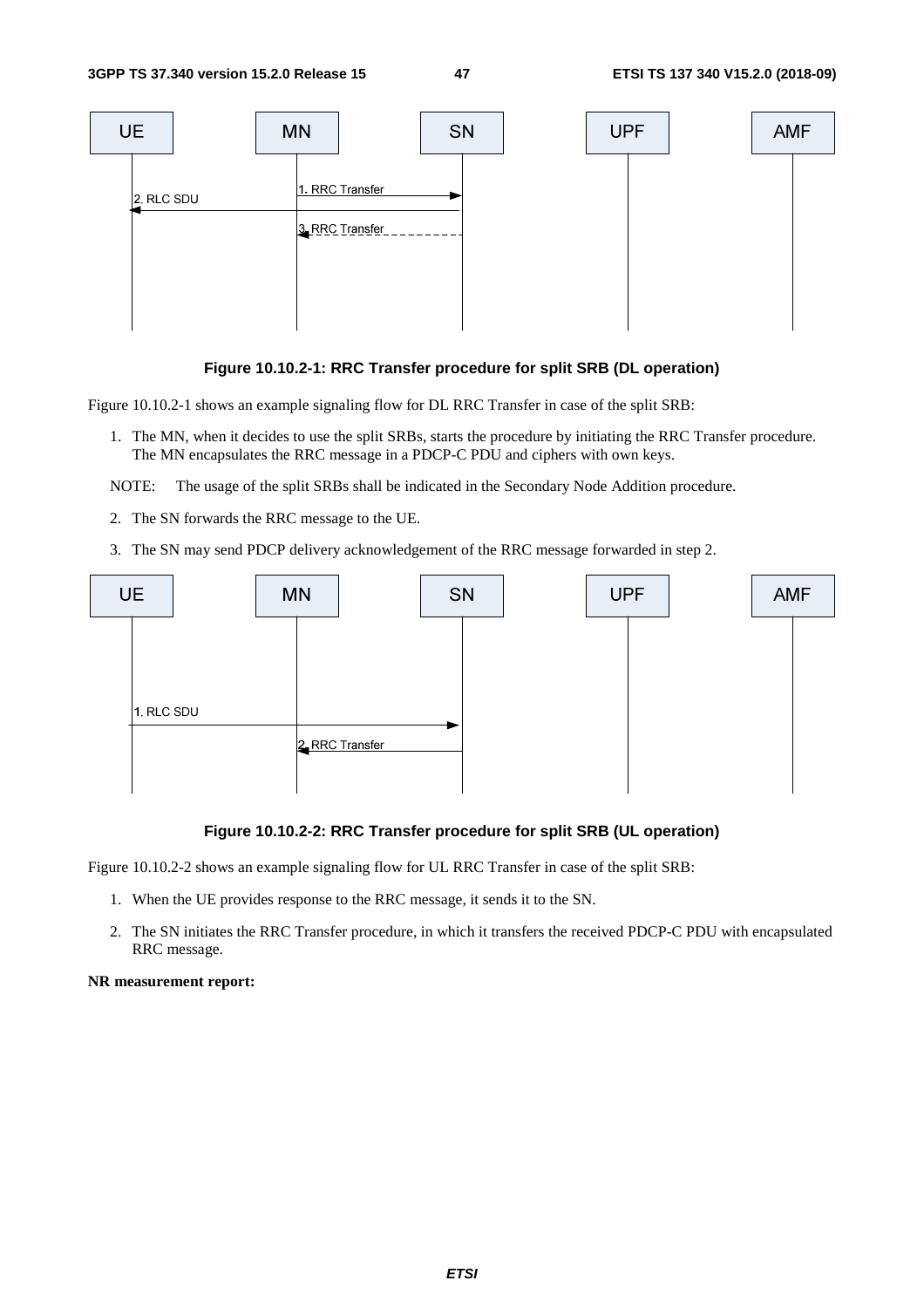**Figure 10.10.2-1: RRC Transfer procedure for split SRB (DL operation)**

Figure 10.10.2-1 shows an example signaling flow for DL RRC Transfer in case of the split SRB:

1. The MN, when it decides to use the split SRBs, starts the procedure by initiating the RRC Transfer procedure. The MN encapsulates the RRC message in a PDCP-C PDU and ciphers with own keys.

NOTE: The usage of the split SRBs shall be indicated in the Secondary Node Addition procedure.

2. The SN forwards the RRC message to the UE.
3. The SN may send PDCP delivery acknowledgement of the RRC message forwarded in step 2.

**Figure 10.10.2-2: RRC Transfer procedure for split SRB (UL operation)**

Figure 10.10.2-2 shows an example signaling flow for UL RRC Transfer in case of the split SRB:

1. When the UE provides response to the RRC message, it sends it to the SN.
2. The SN initiates the RRC Transfer procedure, in which it transfers the received PDCP-C PDU with encapsulated RRC message.

**NR measurement report:**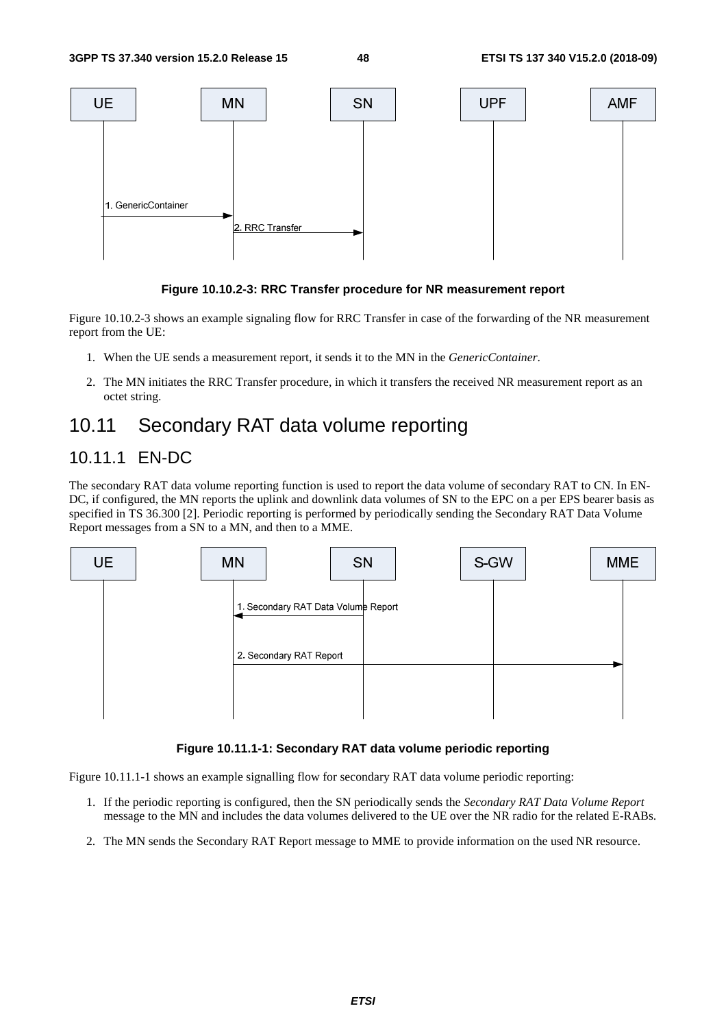**Figure 10.10.2-3: RRC Transfer procedure for NR measurement report**

Figure 10.10.2-3 shows an example signaling flow for RRC Transfer in case of the forwarding of the NR measurement report from the UE:

1. When the UE sends a measurement report, it sends it to the MN in the *GenericContainer*.
2. The MN initiates the RRC Transfer procedure, in which it transfers the received NR measurement report as an octet string.

## 10.11 Secondary RAT data volume reporting

### 10.11.1 EN-DC

The secondary RAT data volume reporting function is used to report the data volume of secondary RAT to CN. In EN-DC, if configured, the MN reports the uplink and downlink data volumes of SN to the EPC on a per EPS bearer basis as specified in TS 36.300 [2]. Periodic reporting is performed by periodically sending the Secondary RAT Data Volume Report messages from a SN to a MN, and then to a MME.

**Figure 10.11.1-1: Secondary RAT data volume periodic reporting**

Figure 10.11.1-1 shows an example signalling flow for secondary RAT data volume periodic reporting:

1. If the periodic reporting is configured, then the SN periodically sends the *Secondary RAT Data Volume Report* message to the MN and includes the data volumes delivered to the UE over the NR radio for the related E-RABs.
2. The MN sends the Secondary RAT Report message to MME to provide information on the used NR resource.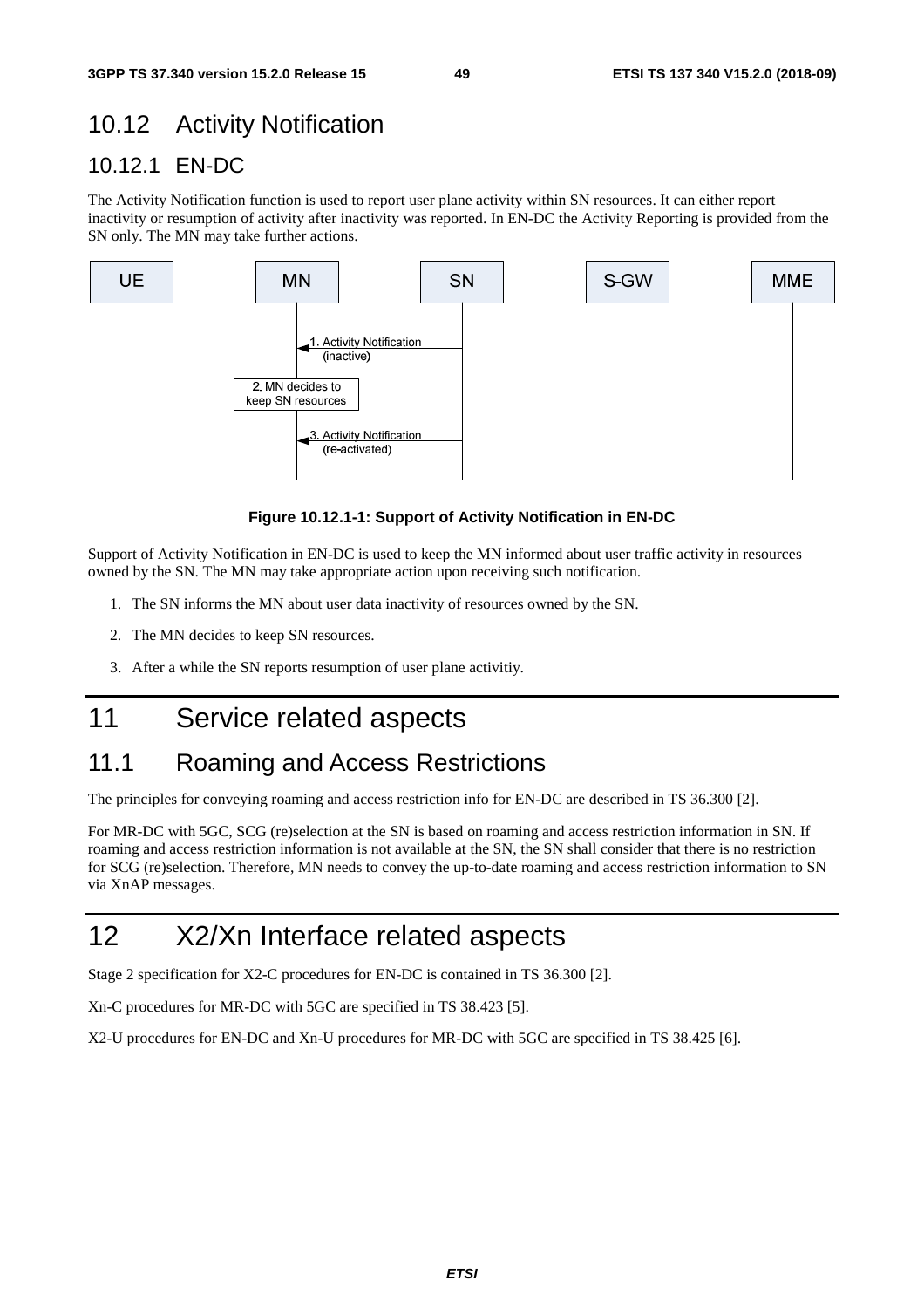## 10.12 Activity Notification

### 10.12.1 EN-DC

The Activity Notification function is used to report user plane activity within SN resources. It can either report inactivity or resumption of activity after inactivity was reported. In EN-DC the Activity Reporting is provided from the SN only. The MN may take further actions.

**Figure 10.12.1-1: Support of Activity Notification in EN-DC**

Support of Activity Notification in EN-DC is used to keep the MN informed about user traffic activity in resources owned by the SN. The MN may take appropriate action upon receiving such notification.

1. The SN informs the MN about user data inactivity of resources owned by the SN.

2. The MN decides to keep SN resources.

3. After a while the SN reports resumption of user plane activitiy.

# 11 Service related aspects

## 11.1 Roaming and Access Restrictions

The principles for conveying roaming and access restriction info for EN-DC are described in TS 36.300 [2].

For MR-DC with 5GC, SCG (re)selection at the SN is based on roaming and access restriction information in SN. If roaming and access restriction information is not available at the SN, the SN shall consider that there is no restriction for SCG (re)selection. Therefore, MN needs to convey the up-to-date roaming and access restriction information to SN via XnAP messages.

# 12 X2/Xn Interface related aspects

Stage 2 specification for X2-C procedures for EN-DC is contained in TS 36.300 [2].

Xn-C procedures for MR-DC with 5GC are specified in TS 38.423 [5].

X2-U procedures for EN-DC and Xn-U procedures for MR-DC with 5GC are specified in TS 38.425 [6].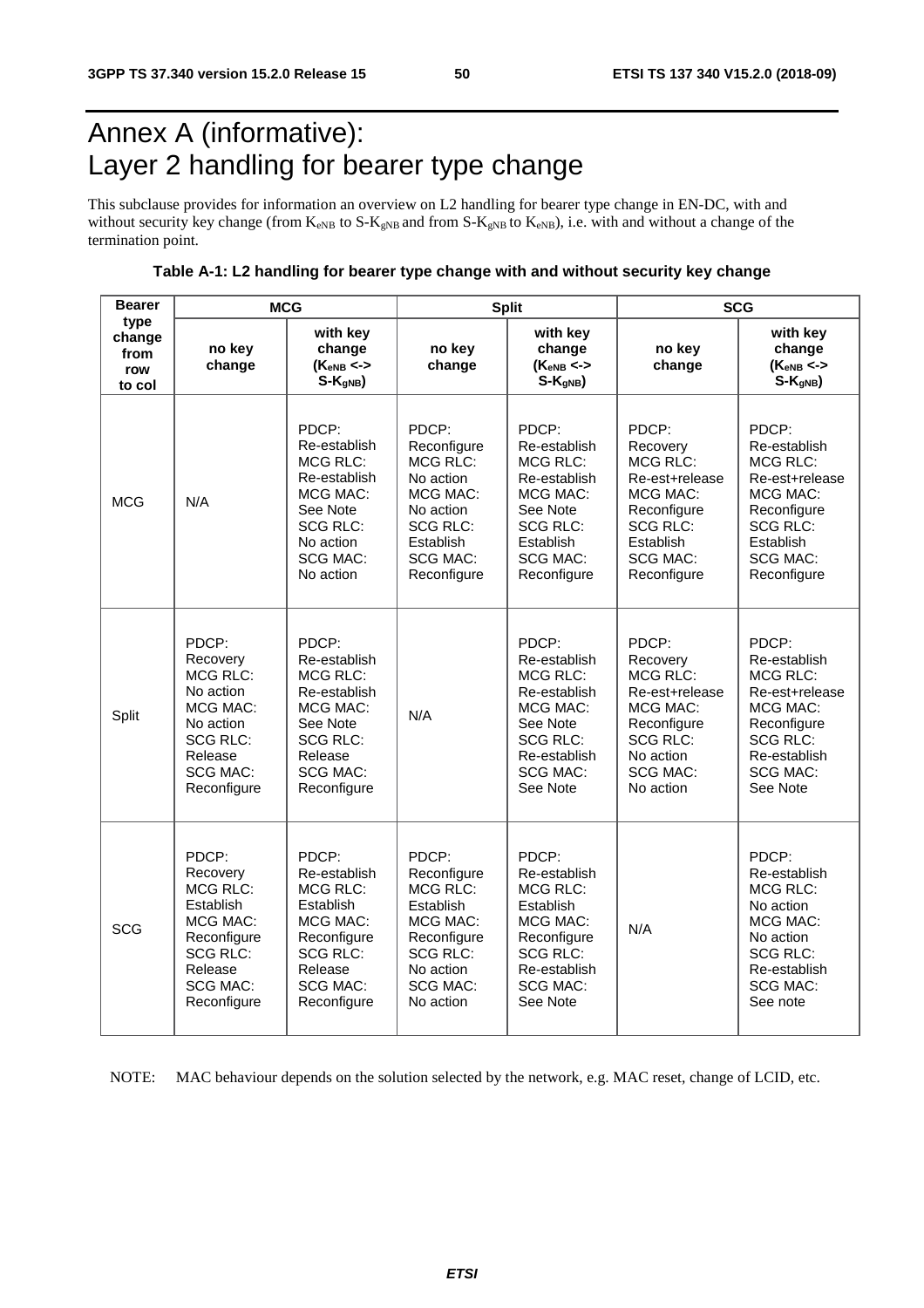# Annex A (informative): Layer 2 handling for bearer type change

This subclause provides for information an overview on L2 handling for bearer type change in EN-DC, with and without security key change (from $K_{eNB}$ to $S\text{-}K_{gNB}$ and from $S\text{-}K_{gNB}$ to $K_{eNB}$), i.e. with and without a change of the termination point.

**Table A-1: L2 handling for bearer type change with and without security key change**

| Bearer type change from row to col | MCG | | Split | | SCG | |
|---|---|---|---|---|---|---|
| | no key change | with key change ($K_{eNB}$ <-> $S\text{-}K_{gNB}$) | no key change | with key change ($K_{eNB}$ <-> $S\text{-}K_{gNB}$) | no key change | with key change ($K_{eNB}$ <-> $S\text{-}K_{gNB}$) |
| MCG | N/A | PDCP: Re-establish MCG RLC: Re-establish MCG MAC: See Note SCG RLC: No action SCG MAC: No action | PDCP: Reconfigure MCG RLC: No action MCG MAC: No action SCG RLC: Establish SCG MAC: Reconfigure | PDCP: Re-establish MCG RLC: Re-establish MCG MAC: See Note SCG RLC: Establish SCG MAC: Reconfigure | PDCP: Recovery MCG RLC: Re-est+release MCG MAC: Reconfigure SCG RLC: Establish SCG MAC: Reconfigure | PDCP: Re-establish MCG RLC: Re-est+release MCG MAC: Reconfigure SCG RLC: Establish SCG MAC: Reconfigure |
| Split | PDCP: Recovery MCG RLC: No action MCG MAC: No action SCG RLC: Release SCG MAC: Reconfigure | PDCP: Re-establish MCG RLC: Re-establish MCG MAC: See Note SCG RLC: Release SCG MAC: Reconfigure | N/A | PDCP: Re-establish MCG RLC: Re-establish MCG MAC: See Note SCG RLC: Re-establish SCG MAC: See Note | PDCP: Recovery MCG RLC: Re-est+release MCG MAC: Reconfigure SCG RLC: No action SCG MAC: No action | PDCP: Re-establish MCG RLC: Re-est+release MCG MAC: Reconfigure SCG RLC: Re-establish SCG MAC: See Note |
| SCG | PDCP: Recovery MCG RLC: Establish MCG MAC: Reconfigure SCG RLC: Release SCG MAC: Reconfigure | PDCP: Re-establish MCG RLC: Establish MCG MAC: Reconfigure SCG RLC: Release SCG MAC: Reconfigure | PDCP: Reconfigure MCG RLC: Establish MCG MAC: Reconfigure SCG RLC: No action SCG MAC: No action | PDCP: Re-establish MCG RLC: Establish MCG MAC: Reconfigure SCG RLC: Re-establish SCG MAC: See Note | N/A | PDCP: Re-establish MCG RLC: No action MCG MAC: No action SCG RLC: Re-establish SCG MAC: See note |

NOTE: MAC behaviour depends on the solution selected by the network, e.g. MAC reset, change of LCID, etc.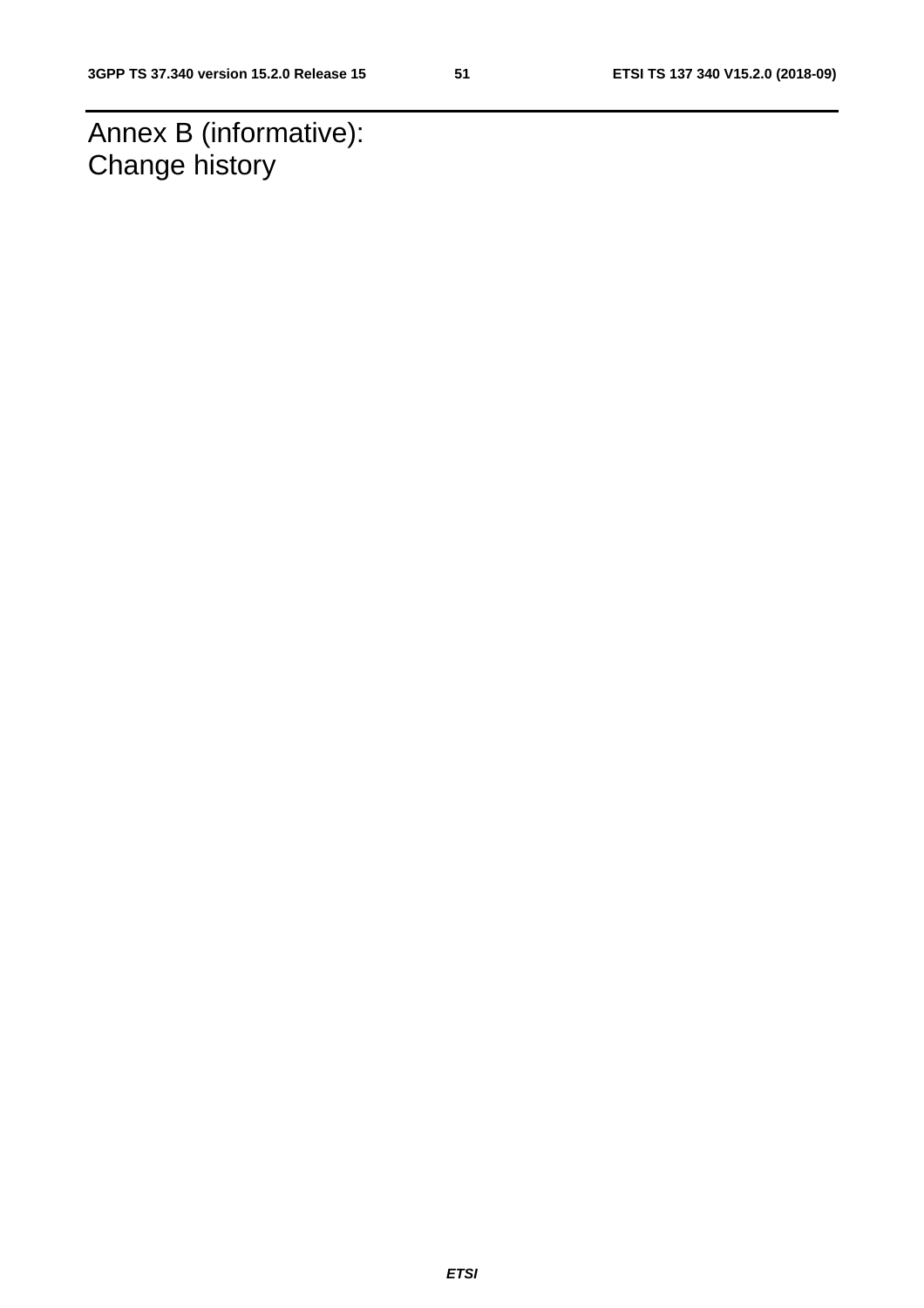# Annex B (informative): Change history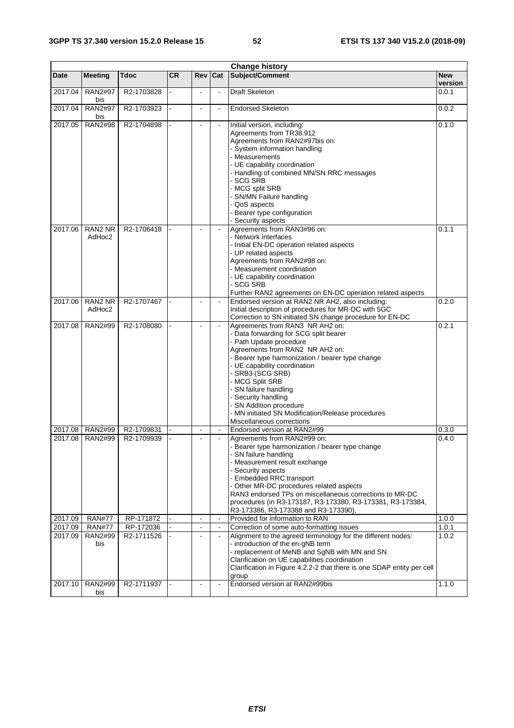| Change history | | | | | | | |
|---|---|---|---|---|---|---|---|
| **Date** | **Meeting** | **Tdoc** | **CR** | **Rev** | **Cat** | **Subject/Comment** | **New version** |
| 2017.04 | RAN2#97 bis | R2-1703828 | - | - | - | Draft Skeleton | 0.0.1 |
| 2017.04 | RAN2#97 bis | R2-1703923 | - | - | - | Endorsed Skeleton | 0.0.2 |
| 2017.05 | RAN2#98 | R2-1704898 | - | - | - | Initial version, including:<br>Agreements from TR38.912<br>Agreements from RAN2#97bis on:<br>- System information handling<br>- Measurements<br>- UE capability coordination<br>- Handling of combined MN/SN RRC messages<br>- SCG SRB<br>- MCG split SRB<br>- SN/MN Failure handling<br>- QoS aspects<br>- Bearer type configuration<br>- Security aspects | 0.1.0 |
| 2017.06 | RAN2 NR AdHoc2 | R2-1706418 | - | - | - | Agreements from RAN3#96 on:<br>- Network interfaces<br>- Initial EN-DC operation related aspects<br>- UP related aspects<br>Agreements from RAN2#98 on:<br>- Measurement coordination<br>- UE capability coordination<br>- SCG SRB<br>Further RAN2 agreements on EN-DC operation related aspects | 0.1.1 |
| 2017.06 | RAN2 NR AdHoc2 | R2-1707467 | - | - | - | Endorsed version at RAN2 NR AH2, also including:<br>Initial description of procedures for MR-DC with 5GC<br>Correction to SN initiated SN change procedure for EN-DC | 0.2.0 |
| 2017.08 | RAN2#99 | R2-1708080 | - | - | - | Agreements from RAN3 NR AH2 on:<br>- Data forwarding for SCG split bearer<br>- Path Update procedure<br>Agreements from RAN2 NR AH2 on:<br>- Bearer type harmonization / bearer type change<br>- UE capability coordination<br>- SRB3 (SCG SRB)<br>- MCG Split SRB<br>- SN failure handling<br>- Security handling<br>- SN Addition procedure<br>- MN initiated SN Modification/Release procedures<br>Miscellaneous corrections | 0.2.1 |
| 2017.08 | RAN2#99 | R2-1709831 | - | - | - | Endorsed version at RAN2#99 | 0.3.0 |
| 2017.08 | RAN2#99 | R2-1709939 | - | - | - | Agreements from RAN2#99 on:<br>- Bearer type harmonization / bearer type change<br>- SN failure handling<br>- Measurement result exchange<br>- Security aspects<br>- Embedded RRC transport<br>- Other MR-DC procedures related aspects<br>RAN3 endorsed TPs on miscellaneous corrections to MR-DC procedures (in R3-173187, R3-173380, R3-173381, R3-173384, R3-173386, R3-173388 and R3-173390), | 0.4.0 |
| 2017.09 | RAN#77 | RP-171872 | - | - | - | Provided for information to RAN | 1.0.0 |
| 2017.09 | RAN#77 | RP-172036 | - | - | - | Correction of some auto-formatting issues | 1.0.1 |
| 2017.09 | RAN2#99 bis | R2-1711526 | - | - | - | Alignment to the agreed terminology for the different nodes:<br>- introduction of the en-gNB term<br>- replacement of MeNB and SgNB with MN and SN<br>Clarification on UE capabilities coordination<br>Clarification in Figure 4.2.2-2 that there is one SDAP entity per cell group | 1.0.2 |
| 2017.10 | RAN2#99 bis | R2-1711937 | - | - | - | Endorsed version at RAN2#99bis | 1.1.0 |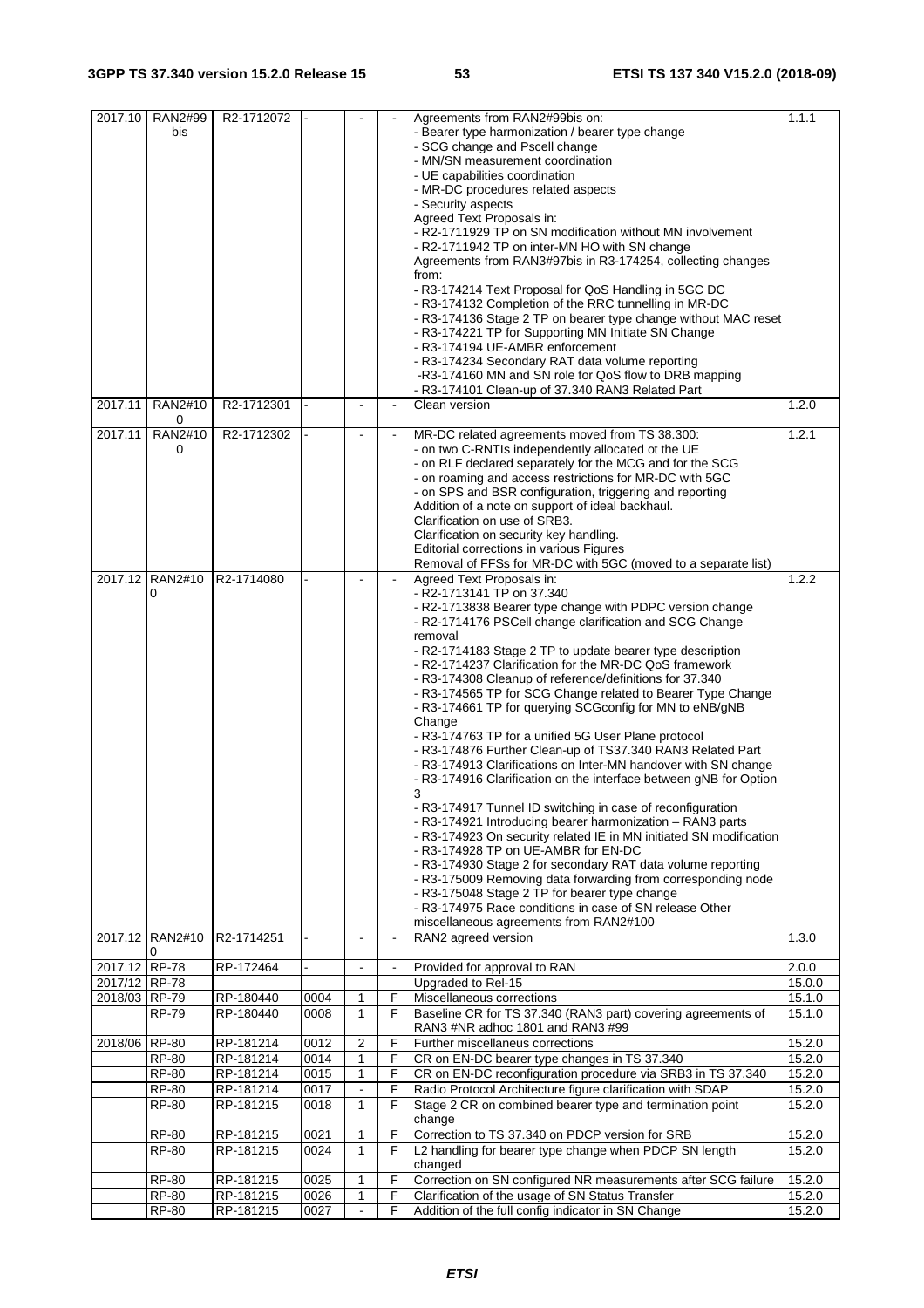| 2017.10 | RAN2#99bis | R2-1712072 | - | - | - | Agreements from RAN2#99bis on:<br>- Bearer type harmonization / bearer type change<br>- SCG change and Pscell change<br>- MN/SN measurement coordination<br>- UE capabilities coordination<br>- MR-DC procedures related aspects<br>- Security aspects<br>Agreed Text Proposals in:<br>- R2-1711929 TP on SN modification without MN involvement<br>- R2-1711942 TP on inter-MN HO with SN change<br>Agreements from RAN3#97bis in R3-174254, collecting changes from:<br>- R3-174214 Text Proposal for QoS Handling in 5GC DC<br>- R3-174132 Completion of the RRC tunnelling in MR-DC<br>- R3-174136 Stage 2 TP on bearer type change without MAC reset<br>- R3-174221 TP for Supporting MN Initiate SN Change<br>- R3-174194 UE-AMBR enforcement<br>- R3-174234 Secondary RAT data volume reporting<br>-R3-174160 MN and SN role for QoS flow to DRB mapping<br>- R3-174101 Clean-up of 37.340 RAN3 Related Part | 1.1.1 |
|---|---|---|---|---|---|---|---|
| 2017.11 | RAN2#100 | R2-1712301 | - | - | - | Clean version | 1.2.0 |
| 2017.11 | RAN2#100 | R2-1712302 | - | - | - | MR-DC related agreements moved from TS 38.300:<br>- on two C-RNTIs independently allocated ot the UE<br>- on RLF declared separately for the MCG and for the SCG<br>- on roaming and access restrictions for MR-DC with 5GC<br>- on SPS and BSR configuration, triggering and reporting<br>Addition of a note on support of ideal backhaul.<br>Clarification on use of SRB3.<br>Clarification on security key handling.<br>Editorial corrections in various Figures<br>Removal of FFSs for MR-DC with 5GC (moved to a separate list) | 1.2.1 |
| 2017.12 | RAN2#100 | R2-1714080 | - | - | - | Agreed Text Proposals in:<br>- R2-1713141 TP on 37.340<br>- R2-1713838 Bearer type change with PDPC version change<br>- R2-1714176 PSCell change clarification and SCG Change removal<br>- R2-1714183 Stage 2 TP to update bearer type description<br>- R2-1714237 Clarification for the MR-DC QoS framework<br>- R3-174308 Cleanup of reference/definitions for 37.340<br>- R3-174565 TP for SCG Change related to Bearer Type Change<br>- R3-174661 TP for querying SCGconfig for MN to eNB/gNB Change<br>- R3-174763 TP for a unified 5G User Plane protocol<br>- R3-174876 Further Clean-up of TS37.340 RAN3 Related Part<br>- R3-174913 Clarifications on Inter-MN handover with SN change<br>- R3-174916 Clarification on the interface between gNB for Option 3<br>- R3-174917 Tunnel ID switching in case of reconfiguration<br>- R3-174921 Introducing bearer harmonization – RAN3 parts<br>- R3-174923 On security related IE in MN initiated SN modification<br>- R3-174928 TP on UE-AMBR for EN-DC<br>- R3-174930 Stage 2 for secondary RAT data volume reporting<br>- R3-175009 Removing data forwarding from corresponding node<br>- R3-175048 Stage 2 TP for bearer type change<br>- R3-174975 Race conditions in case of SN release Other miscellaneous agreements from RAN2#100 | 1.2.2 |
| 2017.12 | RAN2#100 | R2-1714251 | - | - | - | RAN2 agreed version | 1.3.0 |
| 2017.12 | RP-78 | RP-172464 | - | - | - | Provided for approval to RAN | 2.0.0 |
| 2017/12 | RP-78 | | | | | Upgraded to Rel-15 | 15.0.0 |
| 2018/03 | RP-79 | RP-180440 | 0004 | 1 | F | Miscellaneous corrections | 15.1.0 |
| | RP-79 | RP-180440 | 0008 | 1 | F | Baseline CR for TS 37.340 (RAN3 part) covering agreements of RAN3 #NR adhoc 1801 and RAN3 #99 | 15.1.0 |
| 2018/06 | RP-80 | RP-181214 | 0012 | 2 | F | Further miscellaneous corrections | 15.2.0 |
| | RP-80 | RP-181214 | 0014 | 1 | F | CR on EN-DC bearer type changes in TS 37.340 | 15.2.0 |
| | RP-80 | RP-181214 | 0015 | 1 | F | CR on EN-DC reconfiguration procedure via SRB3 in TS 37.340 | 15.2.0 |
| | RP-80 | RP-181214 | 0017 | - | F | Radio Protocol Architecture figure clarification with SDAP | 15.2.0 |
| | RP-80 | RP-181215 | 0018 | 1 | F | Stage 2 CR on combined bearer type and termination point change | 15.2.0 |
| | RP-80 | RP-181215 | 0021 | 1 | F | Correction to TS 37.340 on PDCP version for SRB | 15.2.0 |
| | RP-80 | RP-181215 | 0024 | 1 | F | L2 handling for bearer type change when PDCP SN length changed | 15.2.0 |
| | RP-80 | RP-181215 | 0025 | 1 | F | Correction on SN configured NR measurements after SCG failure | 15.2.0 |
| | RP-80 | RP-181215 | 0026 | 1 | F | Clarification of the usage of SN Status Transfer | 15.2.0 |
| | RP-80 | RP-181215 | 0027 | - | F | Addition of the full config indicator in SN Change | 15.2.0 |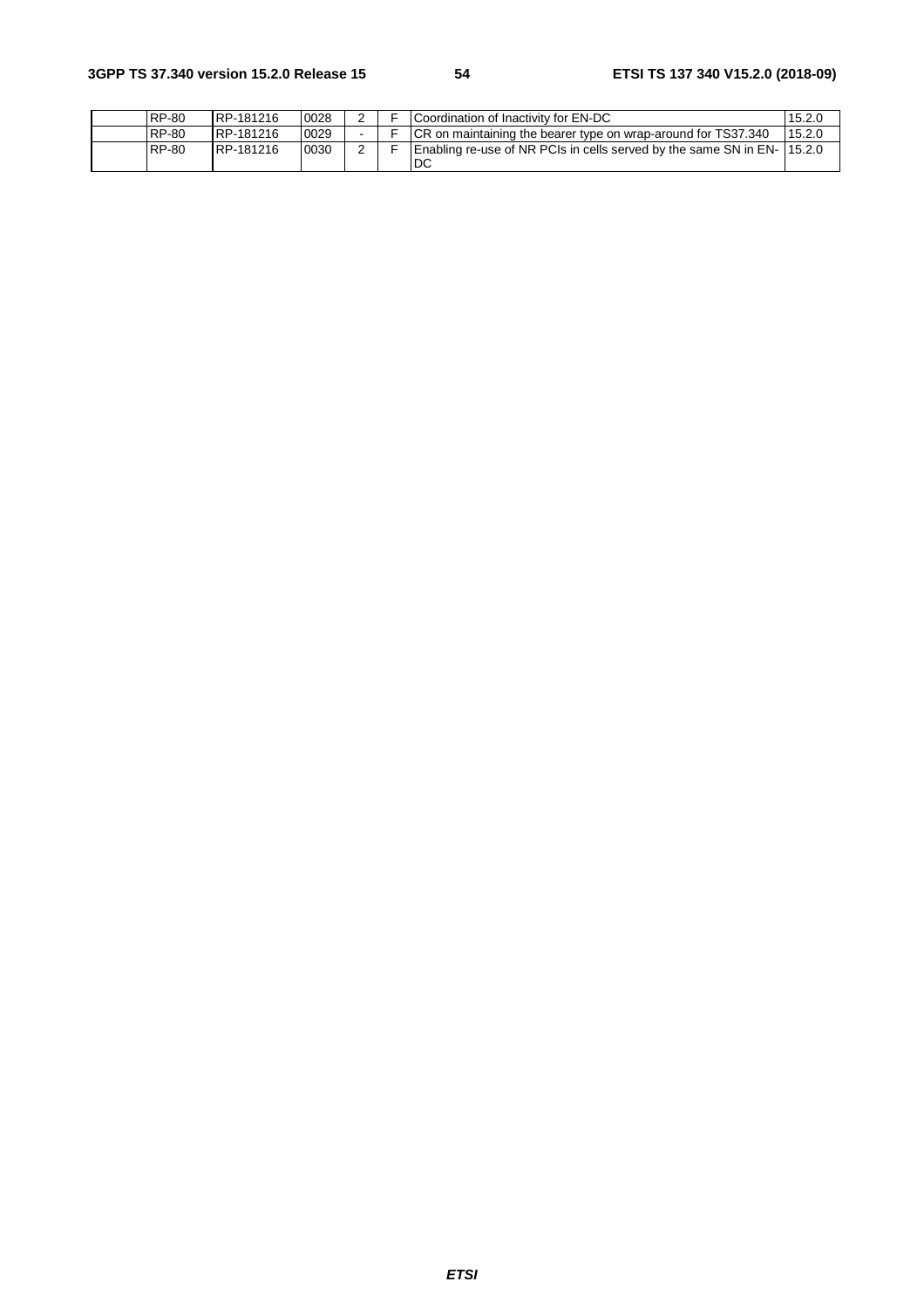|  | RP-80 | RP-181216 | 0028 | 2 | F | Coordination of Inactivity for EN-DC | 15.2.0 |
|---|---|---|---|---|---|---|---|
|  | RP-80 | RP-181216 | 0029 | - | F | CR on maintaining the bearer type on wrap-around for TS37.340 | 15.2.0 |
|  | RP-80 | RP-181216 | 0030 | 2 | F | Enabling re-use of NR PCIs in cells served by the same SN in EN-DC | 15.2.0 |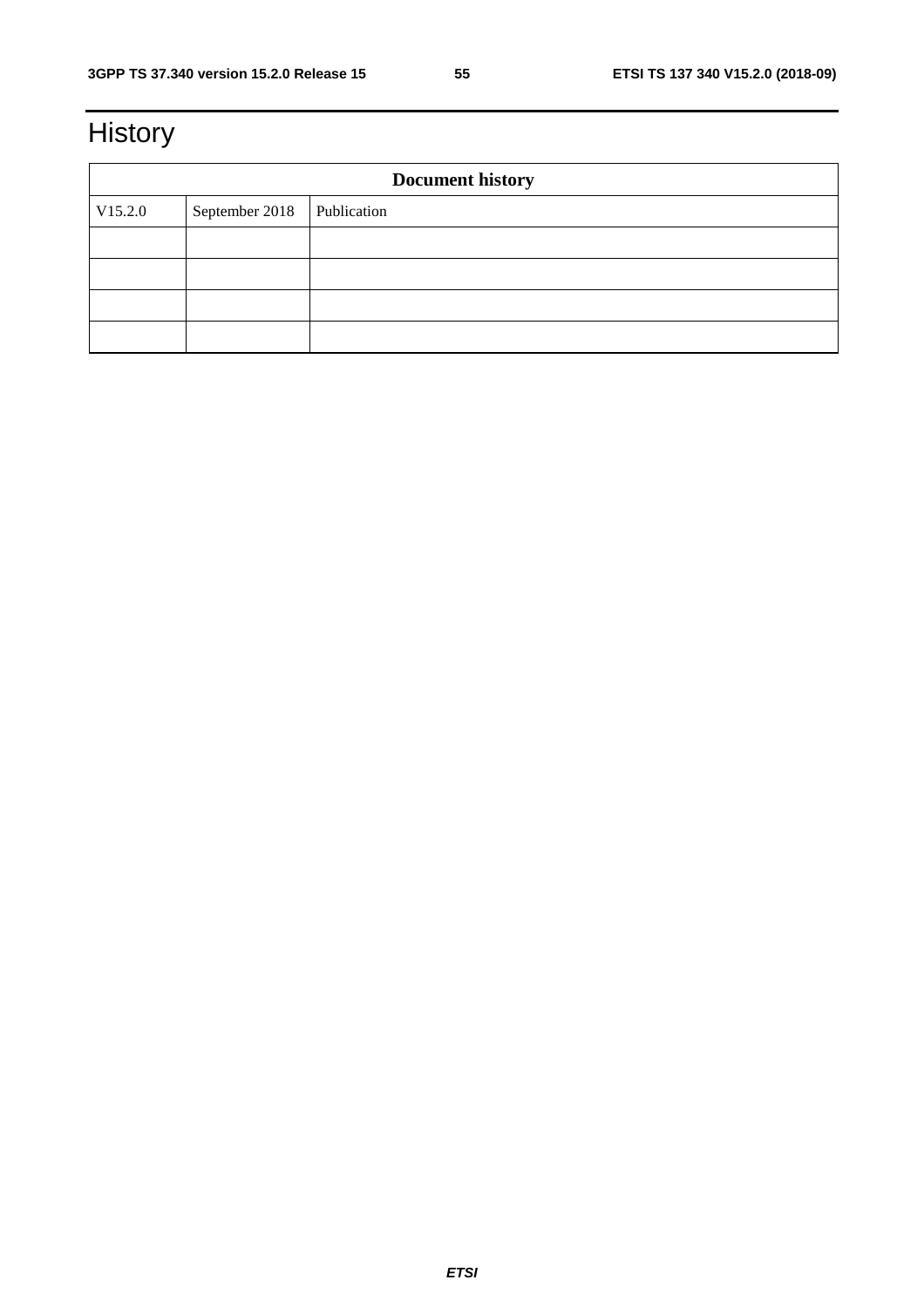# History

| Document history | | |
|---|---|---|
| V15.2.0 | September 2018 | Publication |
| | | |
| | | |
| | | |
| | | |